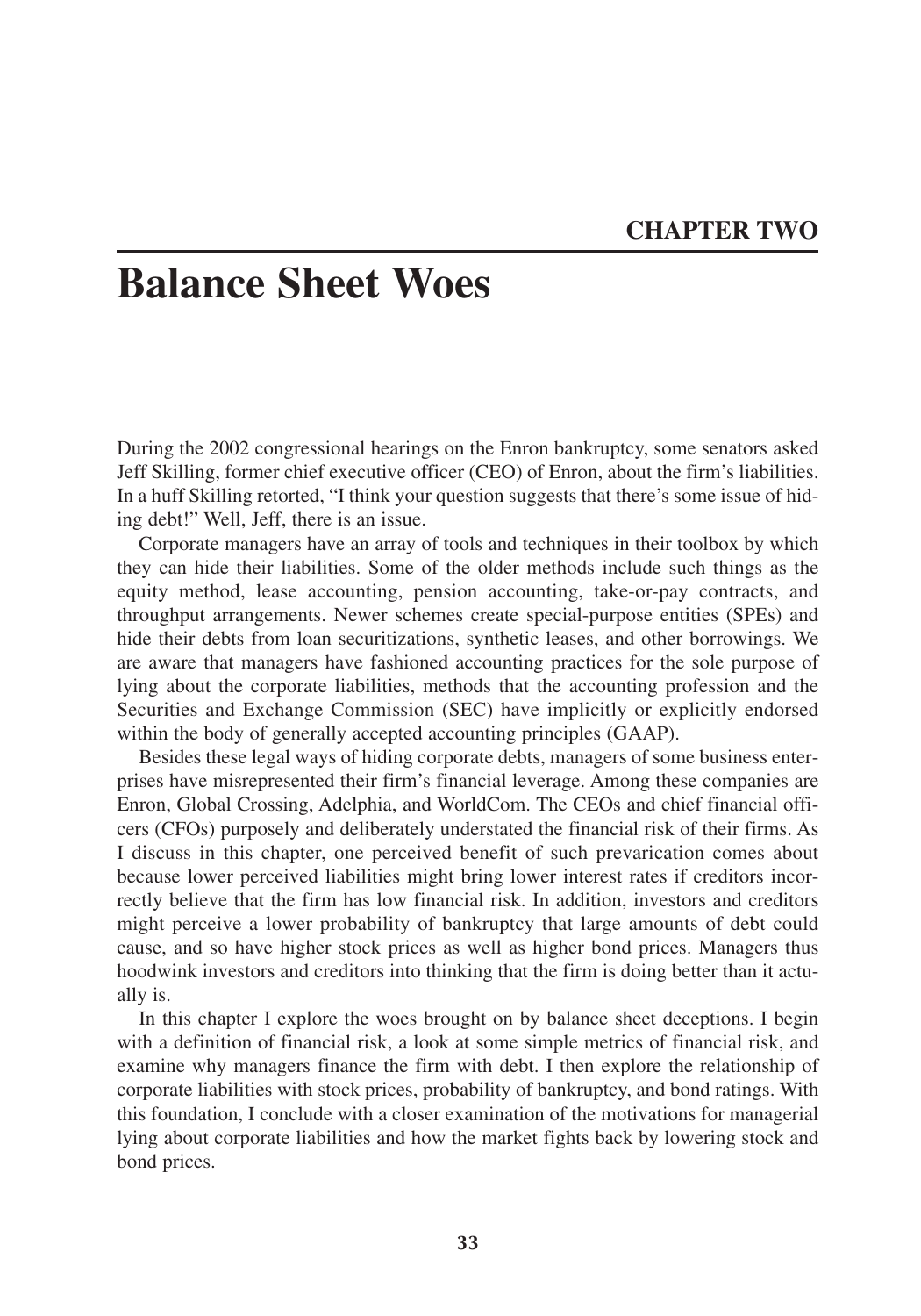## CHAPTER TWO

# Balance Sheet Woes

During the 2002 congressional hearings on the Enron bankruptcy, some senators asked Jeff Skilling, former chief executive officer (CEO) of Enron, about the firm's liabilities. In a huff Skilling retorted, "I think your question suggests that there's some issue of hiding debt!" Well, Jeff, there is an issue.

Corporate managers have an array of tools and techniques in their toolbox by which they can hide their liabilities. Some of the older methods include such things as the equity method, lease accounting, pension accounting, take-or-pay contracts, and throughput arrangements. Newer schemes create special-purpose entities (SPEs) and hide their debts from loan securitizations, synthetic leases, and other borrowings. We are aware that managers have fashioned accounting practices for the sole purpose of lying about the corporate liabilities, methods that the accounting profession and the Securities and Exchange Commission (SEC) have implicitly or explicitly endorsed within the body of generally accepted accounting principles (GAAP).

Besides these legal ways of hiding corporate debts, managers of some business enterprises have misrepresented their firm's financial leverage. Among these companies are Enron, Global Crossing, Adelphia, and WorldCom. The CEOs and chief financial officers (CFOs) purposely and deliberately understated the financial risk of their firms. As I discuss in this chapter, one perceived benefit of such prevarication comes about because lower perceived liabilities might bring lower interest rates if creditors incorrectly believe that the firm has low financial risk. In addition, investors and creditors might perceive a lower probability of bankruptcy that large amounts of debt could cause, and so have higher stock prices as well as higher bond prices. Managers thus hoodwink investors and creditors into thinking that the firm is doing better than it actually is.

In this chapter I explore the woes brought on by balance sheet deceptions. I begin with a definition of financial risk, a look at some simple metrics of financial risk, and examine why managers finance the firm with debt. I then explore the relationship of corporate liabilities with stock prices, probability of bankruptcy, and bond ratings. With this foundation, I conclude with a closer examination of the motivations for managerial lying about corporate liabilities and how the market fights back by lowering stock and bond prices.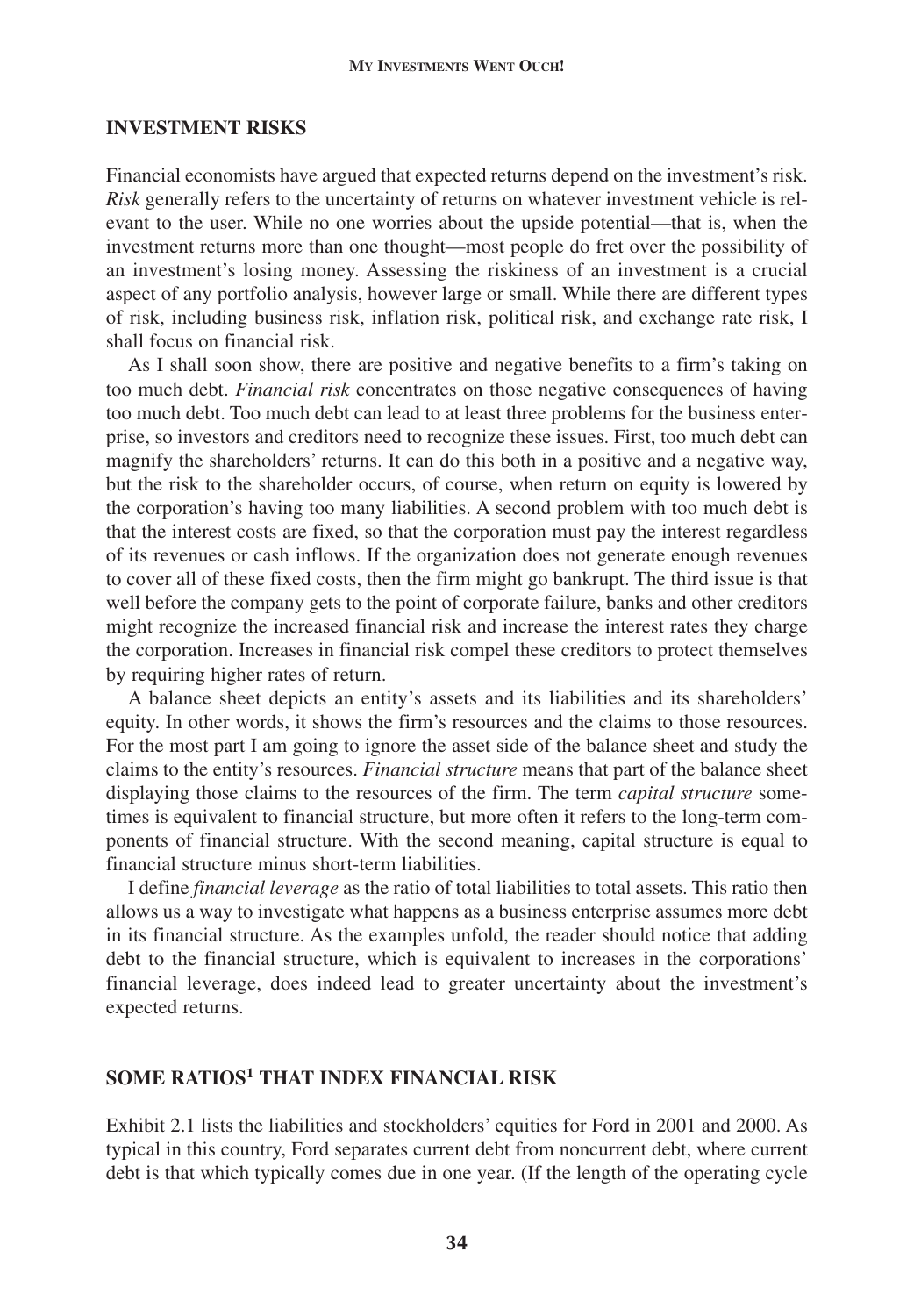## INVESTMENT RISKS

Financial economists have argued that expected returns depend on the investment's risk. *Risk* generally refers to the uncertainty of returns on whatever investment vehicle is relevant to the user. While no one worries about the upside potential—that is, when the investment returns more than one thought—most people do fret over the possibility of an investment's losing money. Assessing the riskiness of an investment is a crucial aspect of any portfolio analysis, however large or small. While there are different types of risk, including business risk, inflation risk, political risk, and exchange rate risk, I shall focus on financial risk.

As I shall soon show, there are positive and negative benefits to a firm's taking on too much debt. *Financial risk* concentrates on those negative consequences of having too much debt. Too much debt can lead to at least three problems for the business enterprise, so investors and creditors need to recognize these issues. First, too much debt can magnify the shareholders' returns. It can do this both in a positive and a negative way, but the risk to the shareholder occurs, of course, when return on equity is lowered by the corporation's having too many liabilities. A second problem with too much debt is that the interest costs are fixed, so that the corporation must pay the interest regardless of its revenues or cash inflows. If the organization does not generate enough revenues to cover all of these fixed costs, then the firm might go bankrupt. The third issue is that well before the company gets to the point of corporate failure, banks and other creditors might recognize the increased financial risk and increase the interest rates they charge the corporation. Increases in financial risk compel these creditors to protect themselves by requiring higher rates of return.

A balance sheet depicts an entity's assets and its liabilities and its shareholders' equity. In other words, it shows the firm's resources and the claims to those resources. For the most part I am going to ignore the asset side of the balance sheet and study the claims to the entity's resources. *Financial structure* means that part of the balance sheet displaying those claims to the resources of the firm. The term *capital structure* sometimes is equivalent to financial structure, but more often it refers to the long-term components of financial structure. With the second meaning, capital structure is equal to financial structure minus short-term liabilities.

I define *financial leverage* as the ratio of total liabilities to total assets. This ratio then allows us a way to investigate what happens as a business enterprise assumes more debt in its financial structure. As the examples unfold, the reader should notice that adding debt to the financial structure, which is equivalent to increases in the corporations' financial leverage, does indeed lead to greater uncertainty about the investment's expected returns.

## SOME RATIOS[1] THAT INDEX FINANCIAL RISK

Exhibit 2.1 lists the liabilities and stockholders' equities for Ford in 2001 and 2000. As typical in this country, Ford separates current debt from noncurrent debt, where current debt is that which typically comes due in one year. (If the length of the operating cycle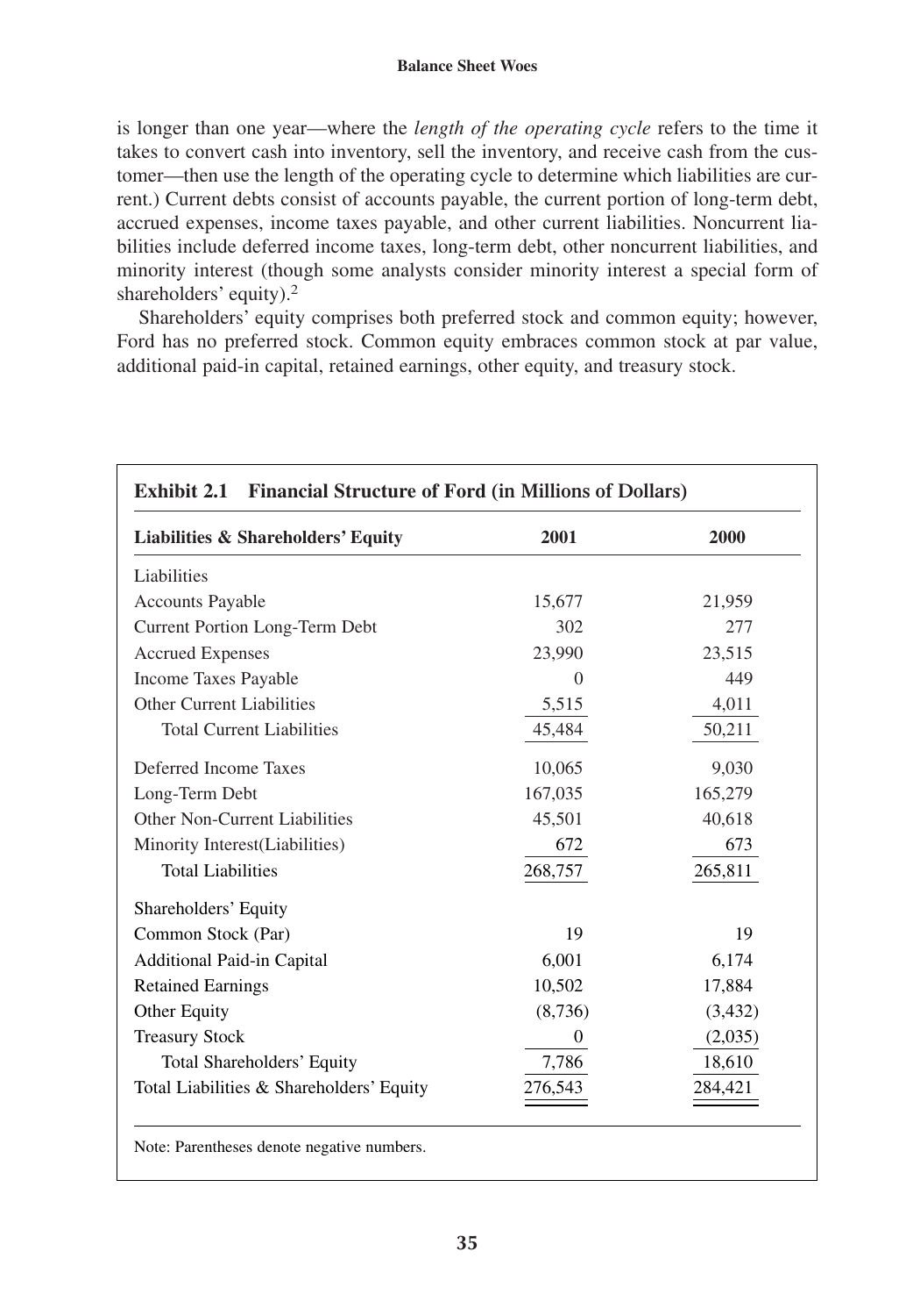is longer than one year—where the *length of the operating cycle* refers to the time it takes to convert cash into inventory, sell the inventory, and receive cash from the customer—then use the length of the operating cycle to determine which liabilities are current.) Current debts consist of accounts payable, the current portion of long-term debt, accrued expenses, income taxes payable, and other current liabilities. Noncurrent liabilities include deferred income taxes, long-term debt, other noncurrent liabilities, and minority interest (though some analysts consider minority interest a special form of shareholders' equity).[2]

Shareholders' equity comprises both preferred stock and common equity; however, Ford has no preferred stock. Common equity embraces common stock at par value, additional paid-in capital, retained earnings, other equity, and treasury stock.

**Exhibit 2.1 Financial Structure of Ford (in Millions of Dollars)**

| Liabilities & Shareholders' Equity | 2001 | 2000 |
|---|---|---|
| Liabilities | | |
| Accounts Payable | 15,677 | 21,959 |
| Current Portion Long-Term Debt | 302 | 277 |
| Accrued Expenses | 23,990 | 23,515 |
| Income Taxes Payable | 0 | 449 |
| Other Current Liabilities | 5,515 | 4,011 |
| Total Current Liabilities | 45,484 | 50,211 |
| Deferred Income Taxes | 10,065 | 9,030 |
| Long-Term Debt | 167,035 | 165,279 |
| Other Non-Current Liabilities | 45,501 | 40,618 |
| Minority Interest(Liabilities) | 672 | 673 |
| Total Liabilities | 268,757 | 265,811 |
| Shareholders' Equity | | |
| Common Stock (Par) | 19 | 19 |
| Additional Paid-in Capital | 6,001 | 6,174 |
| Retained Earnings | 10,502 | 17,884 |
| Other Equity | (8,736) | (3,432) |
| Treasury Stock | 0 | (2,035) |
| Total Shareholders' Equity | 7,786 | 18,610 |
| Total Liabilities & Shareholders' Equity | 276,543 | 284,421 |

Note: Parentheses denote negative numbers.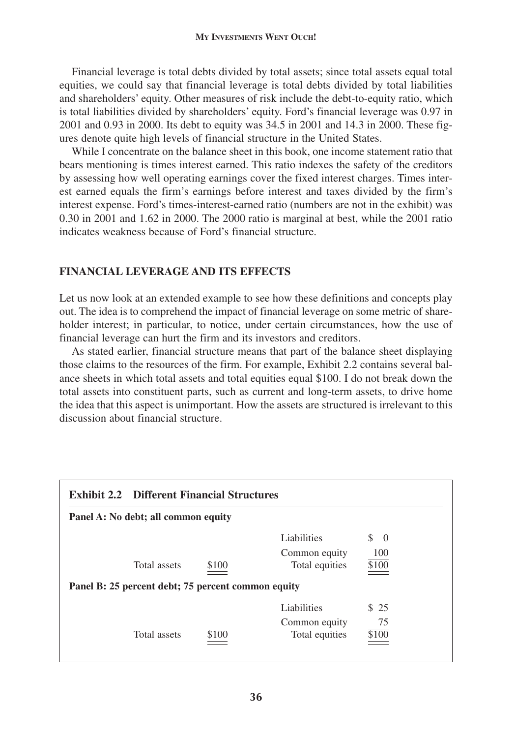Financial leverage is total debts divided by total assets; since total assets equal total equities, we could say that financial leverage is total debts divided by total liabilities and shareholders' equity. Other measures of risk include the debt-to-equity ratio, which is total liabilities divided by shareholders' equity. Ford's financial leverage was 0.97 in 2001 and 0.93 in 2000. Its debt to equity was 34.5 in 2001 and 14.3 in 2000. These figures denote quite high levels of financial structure in the United States.

While I concentrate on the balance sheet in this book, one income statement ratio that bears mentioning is times interest earned. This ratio indexes the safety of the creditors by assessing how well operating earnings cover the fixed interest charges. Times interest earned equals the firm's earnings before interest and taxes divided by the firm's interest expense. Ford's times-interest-earned ratio (numbers are not in the exhibit) was 0.30 in 2001 and 1.62 in 2000. The 2000 ratio is marginal at best, while the 2001 ratio indicates weakness because of Ford's financial structure.

## FINANCIAL LEVERAGE AND ITS EFFECTS

Let us now look at an extended example to see how these definitions and concepts play out. The idea is to comprehend the impact of financial leverage on some metric of shareholder interest; in particular, to notice, under certain circumstances, how the use of financial leverage can hurt the firm and its investors and creditors.

As stated earlier, financial structure means that part of the balance sheet displaying those claims to the resources of the firm. For example, Exhibit 2.2 contains several balance sheets in which total assets and total equities equal $100. I do not break down the total assets into constituent parts, such as current and long-term assets, to drive home the idea that this aspect is unimportant. How the assets are structured is irrelevant to this discussion about financial structure.

**Exhibit 2.2 Different Financial Structures**

**Panel A: No debt; all common equity**

| | | | |
|---|---|---|---|
| | | Liabilities | $ 0 |
| | | Common equity | 100 |
| Total assets | $100 | Total equities | $100 |

**Panel B: 25 percent debt; 75 percent common equity**

| | | | |
|---|---|---|---|
| | | Liabilities | $ 25 |
| | | Common equity | 75 |
| Total assets | $100 | Total equities | $100 |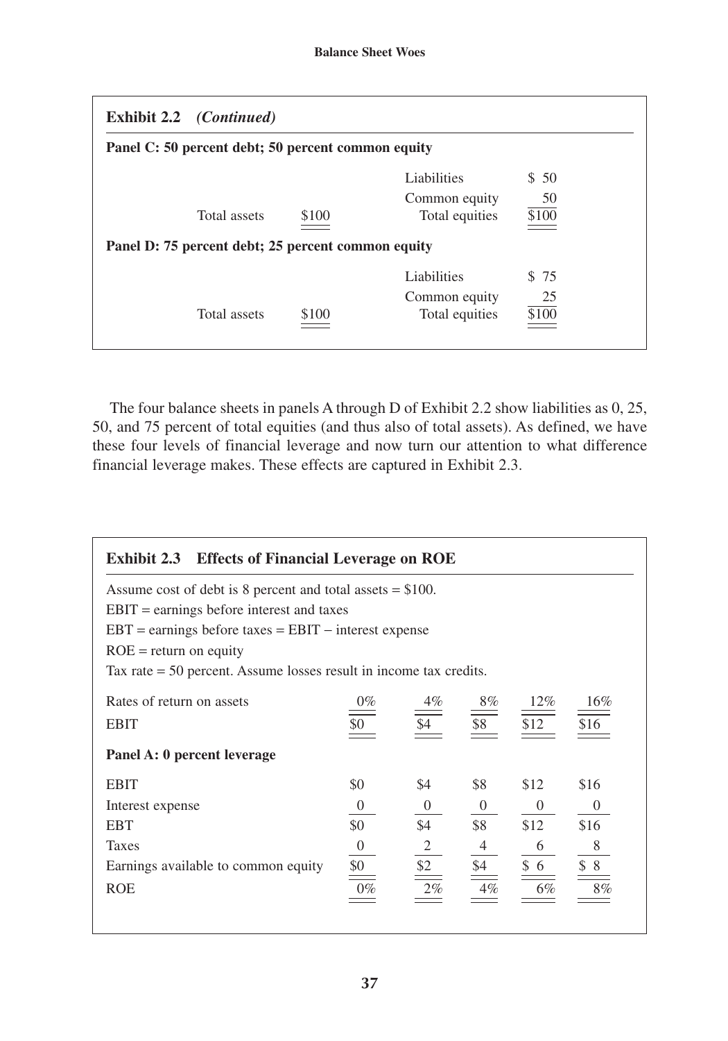**Exhibit 2.2** *(Continued)*

**Panel C: 50 percent debt; 50 percent common equity**

| | | | |
|---|---|---|---|
| | | Liabilities | $ 50 |
| | | Common equity | 50 |
| Total assets | $100 | Total equities | $100 |

**Panel D: 75 percent debt; 25 percent common equity**

| | | | |
|---|---|---|---|
| | | Liabilities | $ 75 |
| | | Common equity | 25 |
| Total assets | $100 | Total equities | $100 |

The four balance sheets in panels A through D of Exhibit 2.2 show liabilities as 0, 25, 50, and 75 percent of total equities (and thus also of total assets). As defined, we have these four levels of financial leverage and now turn our attention to what difference financial leverage makes. These effects are captured in Exhibit 2.3.

**Exhibit 2.3 Effects of Financial Leverage on ROE**

Assume cost of debt is 8 percent and total assets = $100.
EBIT = earnings before interest and taxes
EBT = earnings before taxes = EBIT − interest expense
ROE = return on equity
Tax rate = 50 percent. Assume losses result in income tax credits.

| | | | | | |
|---|---|---|---|---|---|
| Rates of return on assets | 0% | 4% | 8% | 12% | 16% |
| EBIT | $0 | $4 | $8 | $12 | $16 |
| **Panel A: 0 percent leverage** | | | | | |
| EBIT | $0 | $4 | $8 | $12 | $16 |
| Interest expense | 0 | 0 | 0 | 0 | 0 |
| EBT | $0 | $4 | $8 | $12 | $16 |
| Taxes | 0 | 2 | 4 | 6 | 8 |
| Earnings available to common equity | $0 | $2 | $4 | $ 6 | $ 8 |
| ROE | 0% | 2% | 4% | 6% | 8% |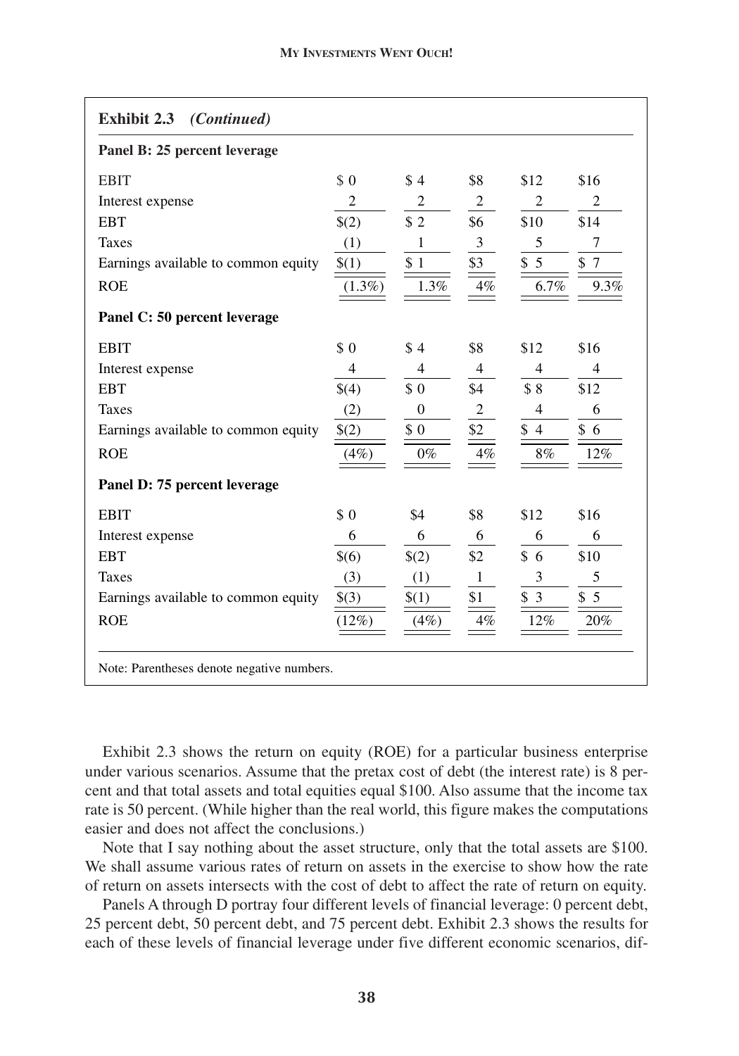**Exhibit 2.3** *(Continued)*

**Panel B: 25 percent leverage**

| | | | | | |
|---|---|---|---|---|---|
| EBIT | $ 0 | $ 4 | $8 | $12 | $16 |
| Interest expense | 2 | 2 | 2 | 2 | 2 |
| EBT | $(2) | $ 2 | $6 | $10 | $14 |
| Taxes | (1) | 1 | 3 | 5 | 7 |
| Earnings available to common equity | $(1) | $ 1 | $3 | $ 5 | $ 7 |
| ROE | (1.3%) | 1.3% | 4% | 6.7% | 9.3% |

**Panel C: 50 percent leverage**

| | | | | | |
|---|---|---|---|---|---|
| EBIT | $ 0 | $ 4 | $8 | $12 | $16 |
| Interest expense | 4 | 4 | 4 | 4 | 4 |
| EBT | $(4) | $ 0 | $4 | $ 8 | $12 |
| Taxes | (2) | 0 | 2 | 4 | 6 |
| Earnings available to common equity | $(2) | $ 0 | $2 | $ 4 | $ 6 |
| ROE | (4%) | 0% | 4% | 8% | 12% |

**Panel D: 75 percent leverage**

| | | | | | |
|---|---|---|---|---|---|
| EBIT | $ 0 | $4 | $8 | $12 | $16 |
| Interest expense | 6 | 6 | 6 | 6 | 6 |
| EBT | $(6) | $(2) | $2 | $ 6 | $10 |
| Taxes | (3) | (1) | 1 | 3 | 5 |
| Earnings available to common equity | $(3) | $(1) | $1 | $ 3 | $ 5 |
| ROE | (12%) | (4%) | 4% | 12% | 20% |

Note: Parentheses denote negative numbers.

Exhibit 2.3 shows the return on equity (ROE) for a particular business enterprise under various scenarios. Assume that the pretax cost of debt (the interest rate) is 8 percent and that total assets and total equities equal $100. Also assume that the income tax rate is 50 percent. (While higher than the real world, this figure makes the computations easier and does not affect the conclusions.)

Note that I say nothing about the asset structure, only that the total assets are $100. We shall assume various rates of return on assets in the exercise to show how the rate of return on assets intersects with the cost of debt to affect the rate of return on equity.

Panels A through D portray four different levels of financial leverage: 0 percent debt, 25 percent debt, 50 percent debt, and 75 percent debt. Exhibit 2.3 shows the results for each of these levels of financial leverage under five different economic scenarios, dif-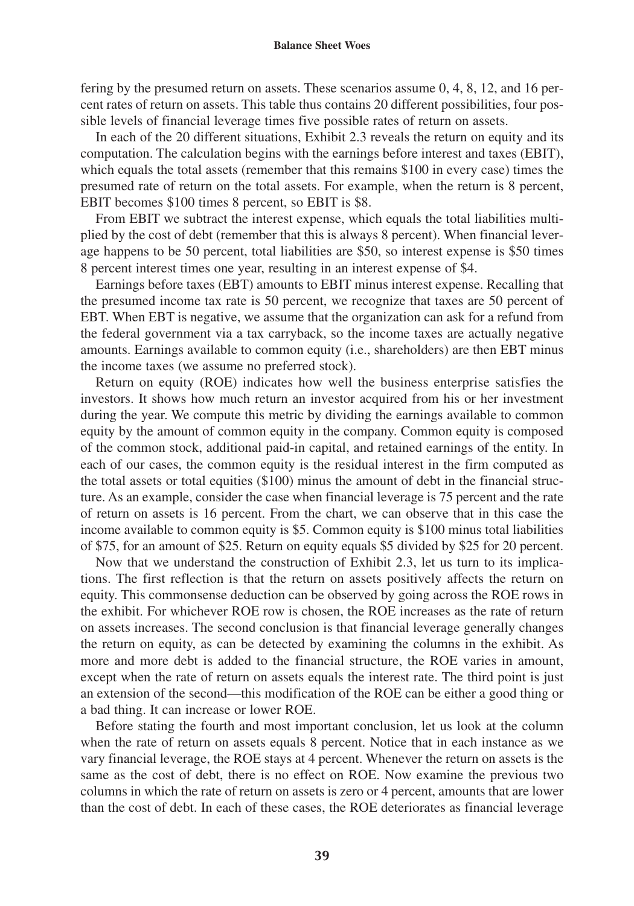fering by the presumed return on assets. These scenarios assume 0, 4, 8, 12, and 16 percent rates of return on assets. This table thus contains 20 different possibilities, four possible levels of financial leverage times five possible rates of return on assets.

In each of the 20 different situations, Exhibit 2.3 reveals the return on equity and its computation. The calculation begins with the earnings before interest and taxes (EBIT), which equals the total assets (remember that this remains \$100 in every case) times the presumed rate of return on the total assets. For example, when the return is 8 percent, EBIT becomes \$100 times 8 percent, so EBIT is \$8.

From EBIT we subtract the interest expense, which equals the total liabilities multiplied by the cost of debt (remember that this is always 8 percent). When financial leverage happens to be 50 percent, total liabilities are \$50, so interest expense is \$50 times 8 percent interest times one year, resulting in an interest expense of \$4.

Earnings before taxes (EBT) amounts to EBIT minus interest expense. Recalling that the presumed income tax rate is 50 percent, we recognize that taxes are 50 percent of EBT. When EBT is negative, we assume that the organization can ask for a refund from the federal government via a tax carryback, so the income taxes are actually negative amounts. Earnings available to common equity (i.e., shareholders) are then EBT minus the income taxes (we assume no preferred stock).

Return on equity (ROE) indicates how well the business enterprise satisfies the investors. It shows how much return an investor acquired from his or her investment during the year. We compute this metric by dividing the earnings available to common equity by the amount of common equity in the company. Common equity is composed of the common stock, additional paid-in capital, and retained earnings of the entity. In each of our cases, the common equity is the residual interest in the firm computed as the total assets or total equities (\$100) minus the amount of debt in the financial structure. As an example, consider the case when financial leverage is 75 percent and the rate of return on assets is 16 percent. From the chart, we can observe that in this case the income available to common equity is \$5. Common equity is \$100 minus total liabilities of \$75, for an amount of \$25. Return on equity equals \$5 divided by \$25 for 20 percent.

Now that we understand the construction of Exhibit 2.3, let us turn to its implications. The first reflection is that the return on assets positively affects the return on equity. This commonsense deduction can be observed by going across the ROE rows in the exhibit. For whichever ROE row is chosen, the ROE increases as the rate of return on assets increases. The second conclusion is that financial leverage generally changes the return on equity, as can be detected by examining the columns in the exhibit. As more and more debt is added to the financial structure, the ROE varies in amount, except when the rate of return on assets equals the interest rate. The third point is just an extension of the second—this modification of the ROE can be either a good thing or a bad thing. It can increase or lower ROE.

Before stating the fourth and most important conclusion, let us look at the column when the rate of return on assets equals 8 percent. Notice that in each instance as we vary financial leverage, the ROE stays at 4 percent. Whenever the return on assets is the same as the cost of debt, there is no effect on ROE. Now examine the previous two columns in which the rate of return on assets is zero or 4 percent, amounts that are lower than the cost of debt. In each of these cases, the ROE deteriorates as financial leverage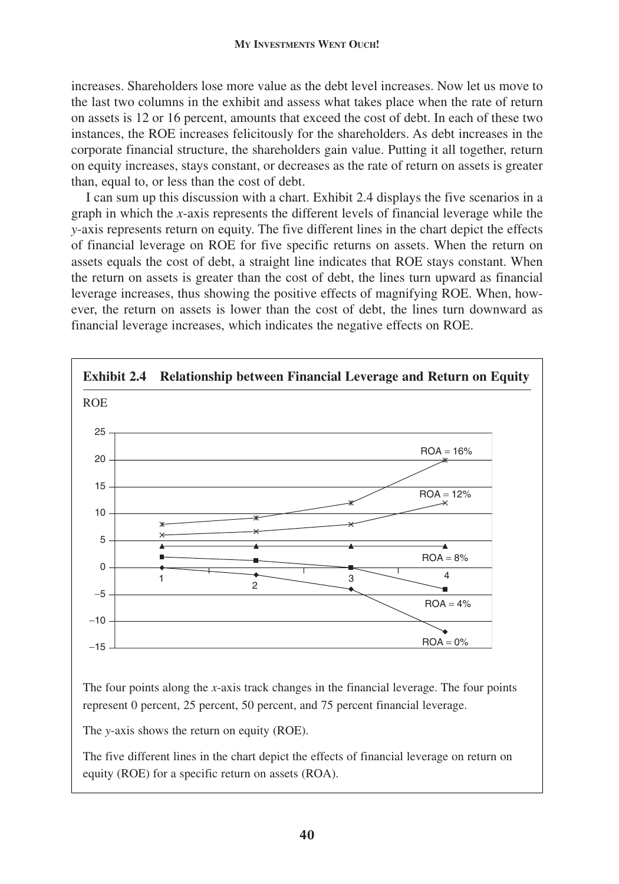increases. Shareholders lose more value as the debt level increases. Now let us move to the last two columns in the exhibit and assess what takes place when the rate of return on assets is 12 or 16 percent, amounts that exceed the cost of debt. In each of these two instances, the ROE increases felicitously for the shareholders. As debt increases in the corporate financial structure, the shareholders gain value. Putting it all together, return on equity increases, stays constant, or decreases as the rate of return on assets is greater than, equal to, or less than the cost of debt.

I can sum up this discussion with a chart. Exhibit 2.4 displays the five scenarios in a graph in which the *x*-axis represents the different levels of financial leverage while the *y*-axis represents return on equity. The five different lines in the chart depict the effects of financial leverage on ROE for five specific returns on assets. When the return on assets equals the cost of debt, a straight line indicates that ROE stays constant. When the return on assets is greater than the cost of debt, the lines turn upward as financial leverage increases, thus showing the positive effects of magnifying ROE. When, however, the return on assets is lower than the cost of debt, the lines turn downward as financial leverage increases, which indicates the negative effects on ROE.

**Exhibit 2.4 Relationship between Financial Leverage and Return on Equity**

ROE

25
20
15
10
5
0
−5
−10
−15

1
2
3
4

ROA = 16%
ROA = 12%
ROA = 8%
ROA = 4%
ROA = 0%

The four points along the *x*-axis track changes in the financial leverage. The four points represent 0 percent, 25 percent, 50 percent, and 75 percent financial leverage.

The *y*-axis shows the return on equity (ROE).

The five different lines in the chart depict the effects of financial leverage on return on equity (ROE) for a specific return on assets (ROA).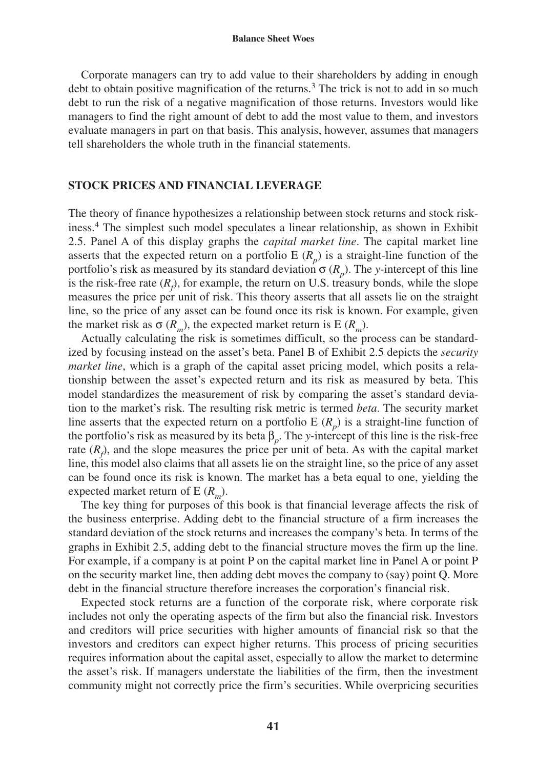Corporate managers can try to add value to their shareholders by adding in enough debt to obtain positive magnification of the returns.[3] The trick is not to add in so much debt to run the risk of a negative magnification of those returns. Investors would like managers to find the right amount of debt to add the most value to them, and investors evaluate managers in part on that basis. This analysis, however, assumes that managers tell shareholders the whole truth in the financial statements.

## STOCK PRICES AND FINANCIAL LEVERAGE

The theory of finance hypothesizes a relationship between stock returns and stock riskiness.[4] The simplest such model speculates a linear relationship, as shown in Exhibit 2.5. Panel A of this display graphs the *capital market line*. The capital market line asserts that the expected return on a portfolio $E(R_p)$ is a straight-line function of the portfolio's risk as measured by its standard deviation $\sigma(R_p)$. The *y*-intercept of this line is the risk-free rate ($R_f$), for example, the return on U.S. treasury bonds, while the slope measures the price per unit of risk. This theory asserts that all assets lie on the straight line, so the price of any asset can be found once its risk is known. For example, given the market risk as $\sigma(R_m)$, the expected market return is $E(R_m)$.

Actually calculating the risk is sometimes difficult, so the process can be standardized by focusing instead on the asset's beta. Panel B of Exhibit 2.5 depicts the *security market line*, which is a graph of the capital asset pricing model, which posits a relationship between the asset's expected return and its risk as measured by beta. This model standardizes the measurement of risk by comparing the asset's standard deviation to the market's risk. The resulting risk metric is termed *beta*. The security market line asserts that the expected return on a portfolio $E(R_p)$ is a straight-line function of the portfolio's risk as measured by its beta $\beta_p$. The *y*-intercept of this line is the risk-free rate ($R_f$), and the slope measures the price per unit of beta. As with the capital market line, this model also claims that all assets lie on the straight line, so the price of any asset can be found once its risk is known. The market has a beta equal to one, yielding the expected market return of $E(R_m)$.

The key thing for purposes of this book is that financial leverage affects the risk of the business enterprise. Adding debt to the financial structure of a firm increases the standard deviation of the stock returns and increases the company's beta. In terms of the graphs in Exhibit 2.5, adding debt to the financial structure moves the firm up the line. For example, if a company is at point P on the capital market line in Panel A or point P on the security market line, then adding debt moves the company to (say) point Q. More debt in the financial structure therefore increases the corporation's financial risk.

Expected stock returns are a function of the corporate risk, where corporate risk includes not only the operating aspects of the firm but also the financial risk. Investors and creditors will price securities with higher amounts of financial risk so that the investors and creditors can expect higher returns. This process of pricing securities requires information about the capital asset, especially to allow the market to determine the asset's risk. If managers understate the liabilities of the firm, then the investment community might not correctly price the firm's securities. While overpricing securities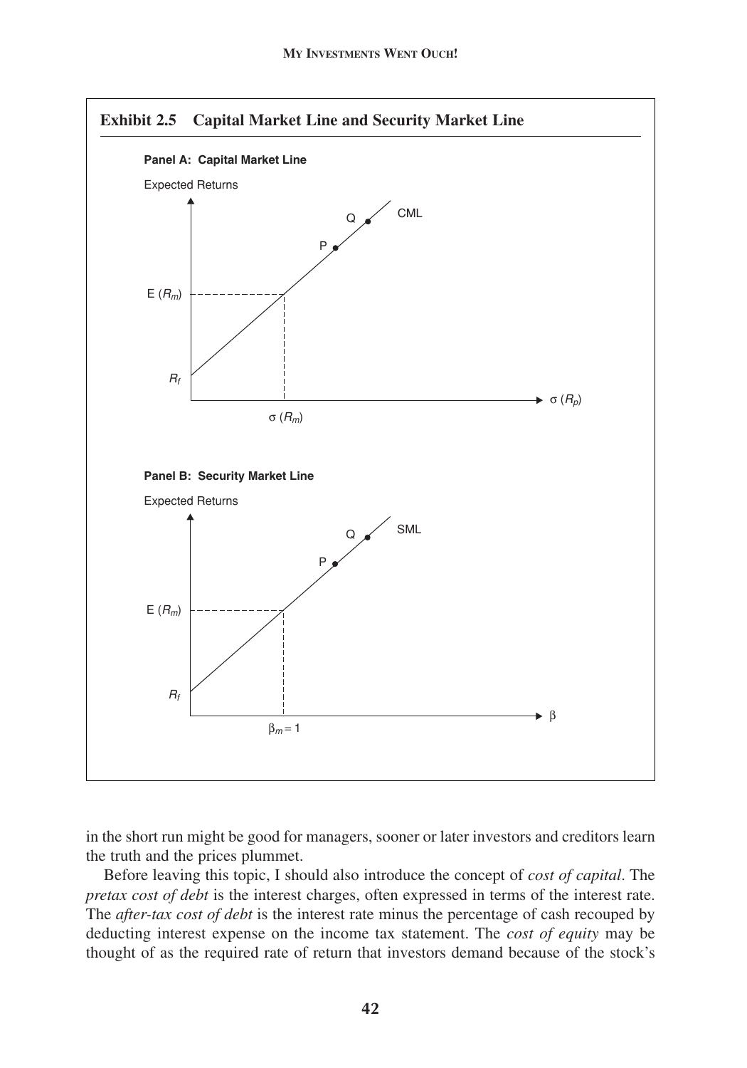**Exhibit 2.5 Capital Market Line and Security Market Line**

**Panel A: Capital Market Line**

Expected Returns

Q, P, CML

$E(R_m)$

$R_f$

$\sigma(R_m)$ $\sigma(R_p)$

**Panel B: Security Market Line**

Expected Returns

Q, P, SML

$E(R_m)$

$R_f$

$\beta_m = 1$ $\beta$

in the short run might be good for managers, sooner or later investors and creditors learn the truth and the prices plummet.

Before leaving this topic, I should also introduce the concept of *cost of capital*. The *pretax cost of debt* is the interest charges, often expressed in terms of the interest rate. The *after-tax cost of debt* is the interest rate minus the percentage of cash recouped by deducting interest expense on the income tax statement. The *cost of equity* may be thought of as the required rate of return that investors demand because of the stock's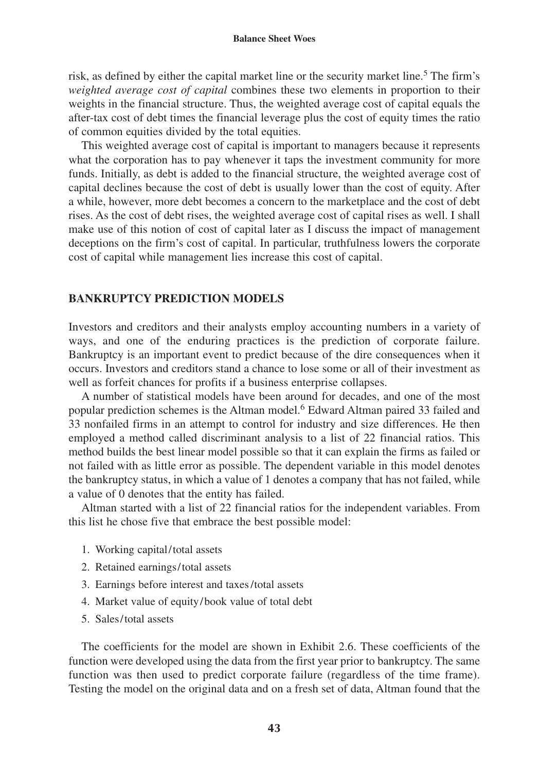risk, as defined by either the capital market line or the security market line.[5] The firm's *weighted average cost of capital* combines these two elements in proportion to their weights in the financial structure. Thus, the weighted average cost of capital equals the after-tax cost of debt times the financial leverage plus the cost of equity times the ratio of common equities divided by the total equities.

This weighted average cost of capital is important to managers because it represents what the corporation has to pay whenever it taps the investment community for more funds. Initially, as debt is added to the financial structure, the weighted average cost of capital declines because the cost of debt is usually lower than the cost of equity. After a while, however, more debt becomes a concern to the marketplace and the cost of debt rises. As the cost of debt rises, the weighted average cost of capital rises as well. I shall make use of this notion of cost of capital later as I discuss the impact of management deceptions on the firm's cost of capital. In particular, truthfulness lowers the corporate cost of capital while management lies increase this cost of capital.

## BANKRUPTCY PREDICTION MODELS

Investors and creditors and their analysts employ accounting numbers in a variety of ways, and one of the enduring practices is the prediction of corporate failure. Bankruptcy is an important event to predict because of the dire consequences when it occurs. Investors and creditors stand a chance to lose some or all of their investment as well as forfeit chances for profits if a business enterprise collapses.

A number of statistical models have been around for decades, and one of the most popular prediction schemes is the Altman model.[6] Edward Altman paired 33 failed and 33 nonfailed firms in an attempt to control for industry and size differences. He then employed a method called discriminant analysis to a list of 22 financial ratios. This method builds the best linear model possible so that it can explain the firms as failed or not failed with as little error as possible. The dependent variable in this model denotes the bankruptcy status, in which a value of 1 denotes a company that has not failed, while a value of 0 denotes that the entity has failed.

Altman started with a list of 22 financial ratios for the independent variables. From this list he chose five that embrace the best possible model:

1. Working capital/total assets
2. Retained earnings/total assets
3. Earnings before interest and taxes/total assets
4. Market value of equity/book value of total debt
5. Sales/total assets

The coefficients for the model are shown in Exhibit 2.6. These coefficients of the function were developed using the data from the first year prior to bankruptcy. The same function was then used to predict corporate failure (regardless of the time frame). Testing the model on the original data and on a fresh set of data, Altman found that the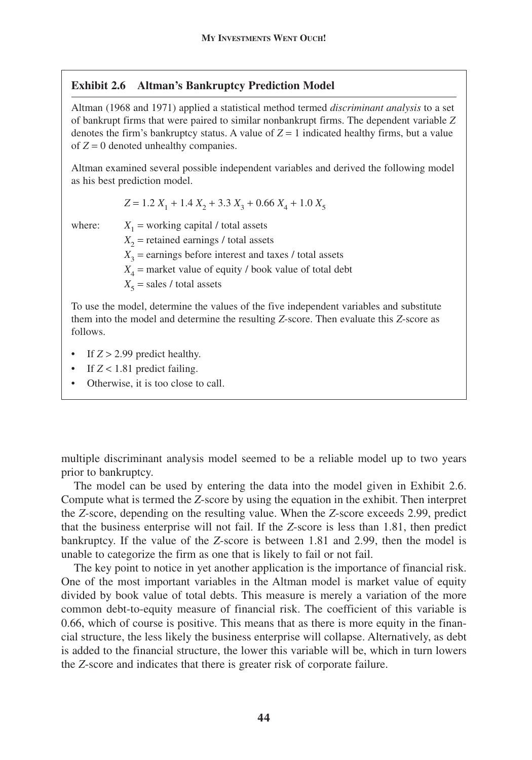### Exhibit 2.6 Altman's Bankruptcy Prediction Model

Altman (1968 and 1971) applied a statistical method termed *discriminant analysis* to a set of bankrupt firms that were paired to similar nonbankrupt firms. The dependent variable $Z$ denotes the firm's bankruptcy status. A value of $Z = 1$ indicated healthy firms, but a value of $Z = 0$ denoted unhealthy companies.

Altman examined several possible independent variables and derived the following model as his best prediction model.

$$Z = 1.2\,X_1 + 1.4\,X_2 + 3.3\,X_3 + 0.66\,X_4 + 1.0\,X_5$$

where:
- $X_1$ = working capital / total assets
- $X_2$ = retained earnings / total assets
- $X_3$ = earnings before interest and taxes / total assets
- $X_4$ = market value of equity / book value of total debt
- $X_5$ = sales / total assets

To use the model, determine the values of the five independent variables and substitute them into the model and determine the resulting $Z$-score. Then evaluate this $Z$-score as follows.

- If $Z > 2.99$ predict healthy.
- If $Z < 1.81$ predict failing.
- Otherwise, it is too close to call.

multiple discriminant analysis model seemed to be a reliable model up to two years prior to bankruptcy.

The model can be used by entering the data into the model given in Exhibit 2.6. Compute what is termed the $Z$-score by using the equation in the exhibit. Then interpret the $Z$-score, depending on the resulting value. When the $Z$-score exceeds 2.99, predict that the business enterprise will not fail. If the $Z$-score is less than 1.81, then predict bankruptcy. If the value of the $Z$-score is between 1.81 and 2.99, then the model is unable to categorize the firm as one that is likely to fail or not fail.

The key point to notice in yet another application is the importance of financial risk. One of the most important variables in the Altman model is market value of equity divided by book value of total debts. This measure is merely a variation of the more common debt-to-equity measure of financial risk. The coefficient of this variable is 0.66, which of course is positive. This means that as there is more equity in the financial structure, the less likely the business enterprise will collapse. Alternatively, as debt is added to the financial structure, the lower this variable will be, which in turn lowers the $Z$-score and indicates that there is greater risk of corporate failure.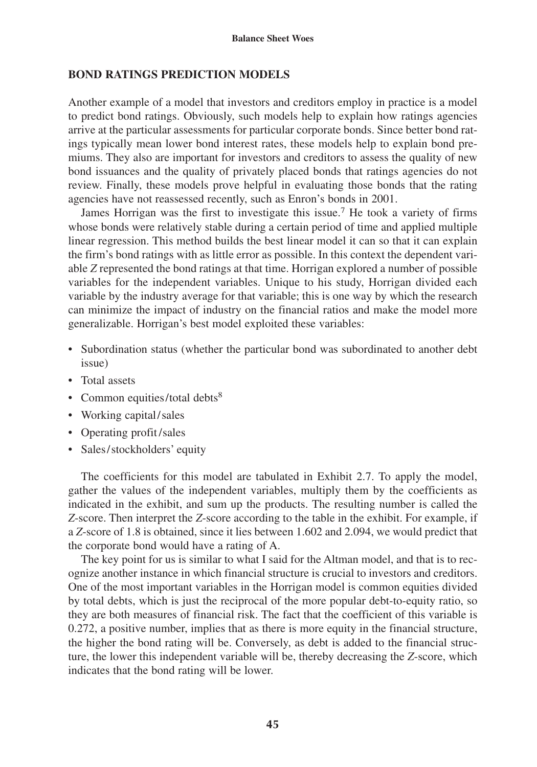## BOND RATINGS PREDICTION MODELS

Another example of a model that investors and creditors employ in practice is a model to predict bond ratings. Obviously, such models help to explain how ratings agencies arrive at the particular assessments for particular corporate bonds. Since better bond ratings typically mean lower bond interest rates, these models help to explain bond premiums. They also are important for investors and creditors to assess the quality of new bond issuances and the quality of privately placed bonds that ratings agencies do not review. Finally, these models prove helpful in evaluating those bonds that the rating agencies have not reassessed recently, such as Enron's bonds in 2001.

James Horrigan was the first to investigate this issue.[7] He took a variety of firms whose bonds were relatively stable during a certain period of time and applied multiple linear regression. This method builds the best linear model it can so that it can explain the firm's bond ratings with as little error as possible. In this context the dependent variable $Z$ represented the bond ratings at that time. Horrigan explored a number of possible variables for the independent variables. Unique to his study, Horrigan divided each variable by the industry average for that variable; this is one way by which the research can minimize the impact of industry on the financial ratios and make the model more generalizable. Horrigan's best model exploited these variables:

- Subordination status (whether the particular bond was subordinated to another debt issue)
- Total assets
- Common equities/total debts[8]
- Working capital/sales
- Operating profit/sales
- Sales/stockholders' equity

The coefficients for this model are tabulated in Exhibit 2.7. To apply the model, gather the values of the independent variables, multiply them by the coefficients as indicated in the exhibit, and sum up the products. The resulting number is called the $Z$-score. Then interpret the $Z$-score according to the table in the exhibit. For example, if a $Z$-score of 1.8 is obtained, since it lies between 1.602 and 2.094, we would predict that the corporate bond would have a rating of A.

The key point for us is similar to what I said for the Altman model, and that is to recognize another instance in which financial structure is crucial to investors and creditors. One of the most important variables in the Horrigan model is common equities divided by total debts, which is just the reciprocal of the more popular debt-to-equity ratio, so they are both measures of financial risk. The fact that the coefficient of this variable is 0.272, a positive number, implies that as there is more equity in the financial structure, the higher the bond rating will be. Conversely, as debt is added to the financial structure, the lower this independent variable will be, thereby decreasing the $Z$-score, which indicates that the bond rating will be lower.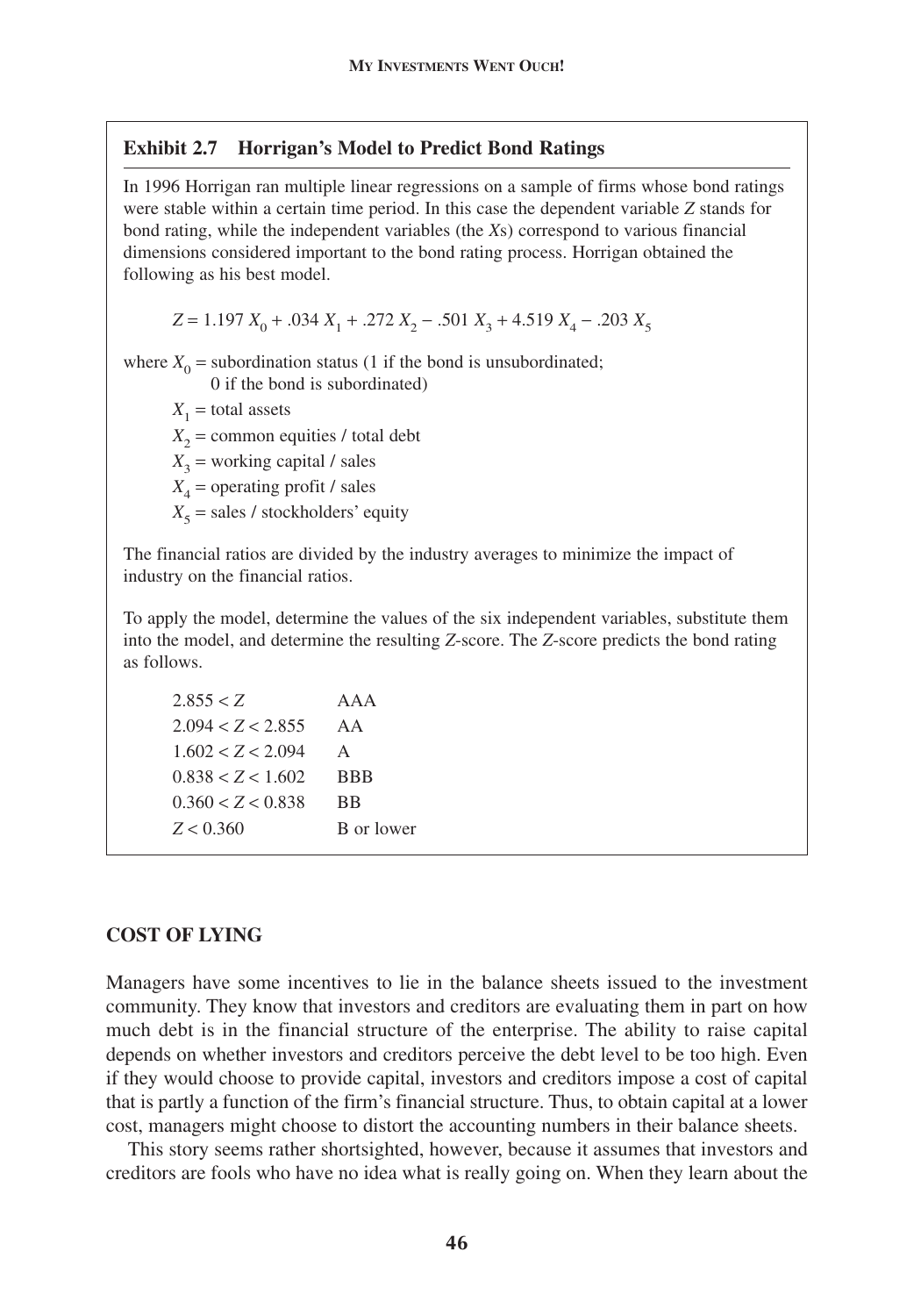**Exhibit 2.7 Horrigan's Model to Predict Bond Ratings**

In 1996 Horrigan ran multiple linear regressions on a sample of firms whose bond ratings were stable within a certain time period. In this case the dependent variable $Z$ stands for bond rating, while the independent variables (the $X$s) correspond to various financial dimensions considered important to the bond rating process. Horrigan obtained the following as his best model.

$$Z = 1.197\, X_0 + .034\, X_1 + .272\, X_2 - .501\, X_3 + 4.519\, X_4 - .203\, X_5$$

where $X_0$ = subordination status (1 if the bond is unsubordinated; 0 if the bond is subordinated)

$X_1$ = total assets

$X_2$ = common equities / total debt

$X_3$ = working capital / sales

$X_4$ = operating profit / sales

$X_5$ = sales / stockholders' equity

The financial ratios are divided by the industry averages to minimize the impact of industry on the financial ratios.

To apply the model, determine the values of the six independent variables, substitute them into the model, and determine the resulting $Z$-score. The $Z$-score predicts the bond rating as follows.

| Z-score | Rating |
|---|---|
| $2.855 < Z$ | AAA |
| $2.094 < Z < 2.855$ | AA |
| $1.602 < Z < 2.094$ | A |
| $0.838 < Z < 1.602$ | BBB |
| $0.360 < Z < 0.838$ | BB |
| $Z < 0.360$ | B or lower |

## COST OF LYING

Managers have some incentives to lie in the balance sheets issued to the investment community. They know that investors and creditors are evaluating them in part on how much debt is in the financial structure of the enterprise. The ability to raise capital depends on whether investors and creditors perceive the debt level to be too high. Even if they would choose to provide capital, investors and creditors impose a cost of capital that is partly a function of the firm's financial structure. Thus, to obtain capital at a lower cost, managers might choose to distort the accounting numbers in their balance sheets.

This story seems rather shortsighted, however, because it assumes that investors and creditors are fools who have no idea what is really going on. When they learn about the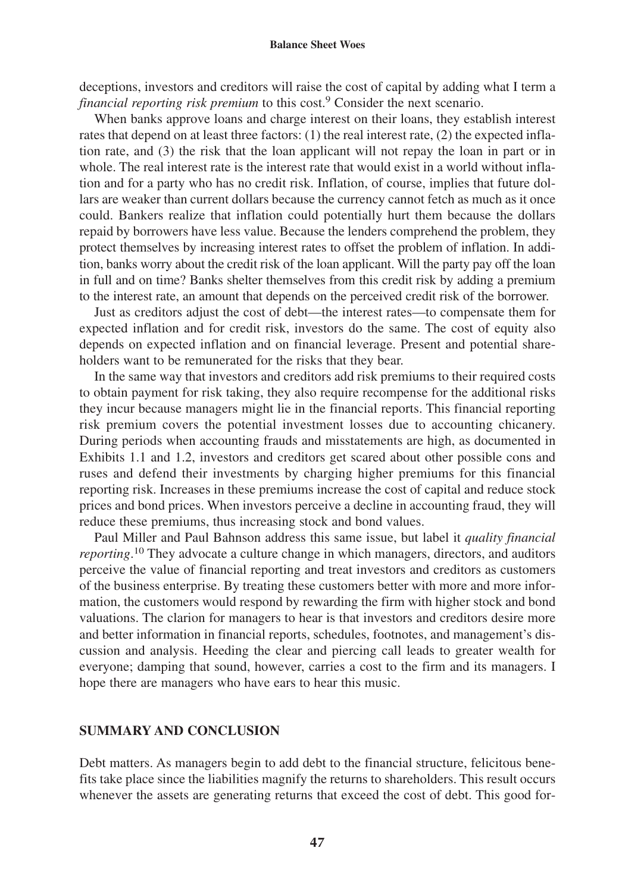deceptions, investors and creditors will raise the cost of capital by adding what I term a *financial reporting risk premium* to this cost.[9] Consider the next scenario.

When banks approve loans and charge interest on their loans, they establish interest rates that depend on at least three factors: (1) the real interest rate, (2) the expected inflation rate, and (3) the risk that the loan applicant will not repay the loan in part or in whole. The real interest rate is the interest rate that would exist in a world without inflation and for a party who has no credit risk. Inflation, of course, implies that future dollars are weaker than current dollars because the currency cannot fetch as much as it once could. Bankers realize that inflation could potentially hurt them because the dollars repaid by borrowers have less value. Because the lenders comprehend the problem, they protect themselves by increasing interest rates to offset the problem of inflation. In addition, banks worry about the credit risk of the loan applicant. Will the party pay off the loan in full and on time? Banks shelter themselves from this credit risk by adding a premium to the interest rate, an amount that depends on the perceived credit risk of the borrower.

Just as creditors adjust the cost of debt—the interest rates—to compensate them for expected inflation and for credit risk, investors do the same. The cost of equity also depends on expected inflation and on financial leverage. Present and potential shareholders want to be remunerated for the risks that they bear.

In the same way that investors and creditors add risk premiums to their required costs to obtain payment for risk taking, they also require recompense for the additional risks they incur because managers might lie in the financial reports. This financial reporting risk premium covers the potential investment losses due to accounting chicanery. During periods when accounting frauds and misstatements are high, as documented in Exhibits 1.1 and 1.2, investors and creditors get scared about other possible cons and ruses and defend their investments by charging higher premiums for this financial reporting risk. Increases in these premiums increase the cost of capital and reduce stock prices and bond prices. When investors perceive a decline in accounting fraud, they will reduce these premiums, thus increasing stock and bond values.

Paul Miller and Paul Bahnson address this same issue, but label it *quality financial reporting*.[10] They advocate a culture change in which managers, directors, and auditors perceive the value of financial reporting and treat investors and creditors as customers of the business enterprise. By treating these customers better with more and more information, the customers would respond by rewarding the firm with higher stock and bond valuations. The clarion for managers to hear is that investors and creditors desire more and better information in financial reports, schedules, footnotes, and management's discussion and analysis. Heeding the clear and piercing call leads to greater wealth for everyone; damping that sound, however, carries a cost to the firm and its managers. I hope there are managers who have ears to hear this music.

## SUMMARY AND CONCLUSION

Debt matters. As managers begin to add debt to the financial structure, felicitous benefits take place since the liabilities magnify the returns to shareholders. This result occurs whenever the assets are generating returns that exceed the cost of debt. This good for-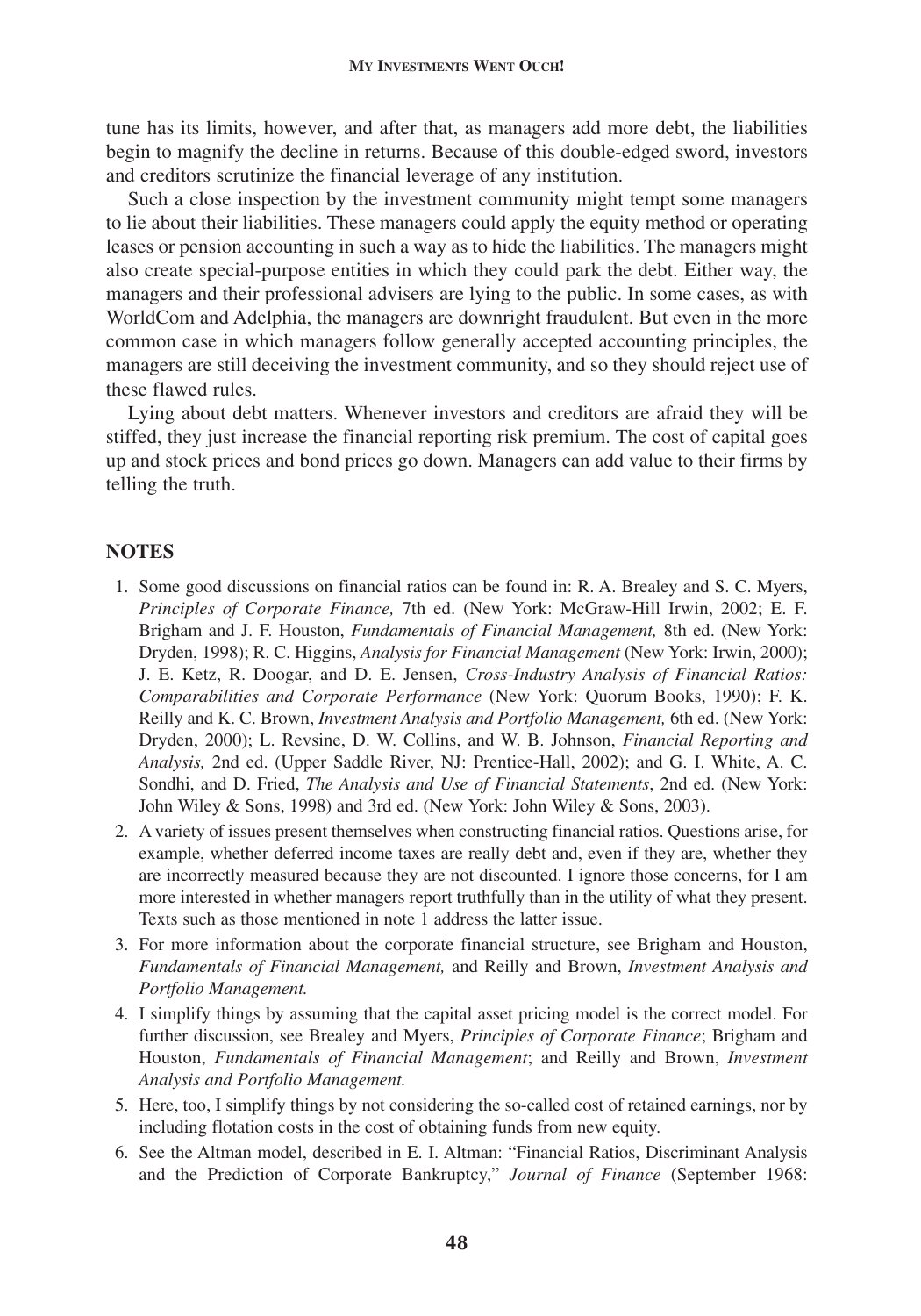tune has its limits, however, and after that, as managers add more debt, the liabilities begin to magnify the decline in returns. Because of this double-edged sword, investors and creditors scrutinize the financial leverage of any institution.

Such a close inspection by the investment community might tempt some managers to lie about their liabilities. These managers could apply the equity method or operating leases or pension accounting in such a way as to hide the liabilities. The managers might also create special-purpose entities in which they could park the debt. Either way, the managers and their professional advisers are lying to the public. In some cases, as with WorldCom and Adelphia, the managers are downright fraudulent. But even in the more common case in which managers follow generally accepted accounting principles, the managers are still deceiving the investment community, and so they should reject use of these flawed rules.

Lying about debt matters. Whenever investors and creditors are afraid they will be stiffed, they just increase the financial reporting risk premium. The cost of capital goes up and stock prices and bond prices go down. Managers can add value to their firms by telling the truth.

## NOTES

1. Some good discussions on financial ratios can be found in: R. A. Brealey and S. C. Myers, *Principles of Corporate Finance,* 7th ed. (New York: McGraw-Hill Irwin, 2002; E. F. Brigham and J. F. Houston, *Fundamentals of Financial Management,* 8th ed. (New York: Dryden, 1998); R. C. Higgins, *Analysis for Financial Management* (New York: Irwin, 2000); J. E. Ketz, R. Doogar, and D. E. Jensen, *Cross-Industry Analysis of Financial Ratios: Comparabilities and Corporate Performance* (New York: Quorum Books, 1990); F. K. Reilly and K. C. Brown, *Investment Analysis and Portfolio Management,* 6th ed. (New York: Dryden, 2000); L. Revsine, D. W. Collins, and W. B. Johnson, *Financial Reporting and Analysis,* 2nd ed. (Upper Saddle River, NJ: Prentice-Hall, 2002); and G. I. White, A. C. Sondhi, and D. Fried, *The Analysis and Use of Financial Statements*, 2nd ed. (New York: John Wiley & Sons, 1998) and 3rd ed. (New York: John Wiley & Sons, 2003).
2. A variety of issues present themselves when constructing financial ratios. Questions arise, for example, whether deferred income taxes are really debt and, even if they are, whether they are incorrectly measured because they are not discounted. I ignore those concerns, for I am more interested in whether managers report truthfully than in the utility of what they present. Texts such as those mentioned in note 1 address the latter issue.
3. For more information about the corporate financial structure, see Brigham and Houston, *Fundamentals of Financial Management,* and Reilly and Brown, *Investment Analysis and Portfolio Management.*
4. I simplify things by assuming that the capital asset pricing model is the correct model. For further discussion, see Brealey and Myers, *Principles of Corporate Finance*; Brigham and Houston, *Fundamentals of Financial Management*; and Reilly and Brown, *Investment Analysis and Portfolio Management.*
5. Here, too, I simplify things by not considering the so-called cost of retained earnings, nor by including flotation costs in the cost of obtaining funds from new equity.
6. See the Altman model, described in E. I. Altman: "Financial Ratios, Discriminant Analysis and the Prediction of Corporate Bankruptcy," *Journal of Finance* (September 1968: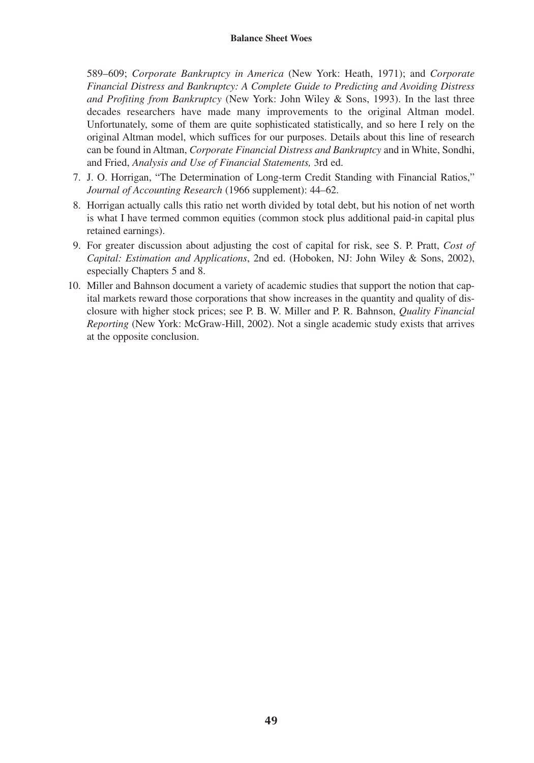589–609; *Corporate Bankruptcy in America* (New York: Heath, 1971); and *Corporate Financial Distress and Bankruptcy: A Complete Guide to Predicting and Avoiding Distress and Profiting from Bankruptcy* (New York: John Wiley & Sons, 1993). In the last three decades researchers have made many improvements to the original Altman model. Unfortunately, some of them are quite sophisticated statistically, and so here I rely on the original Altman model, which suffices for our purposes. Details about this line of research can be found in Altman, *Corporate Financial Distress and Bankruptcy* and in White, Sondhi, and Fried, *Analysis and Use of Financial Statements,* 3rd ed.

7. J. O. Horrigan, "The Determination of Long-term Credit Standing with Financial Ratios," *Journal of Accounting Research* (1966 supplement): 44–62.
8. Horrigan actually calls this ratio net worth divided by total debt, but his notion of net worth is what I have termed common equities (common stock plus additional paid-in capital plus retained earnings).
9. For greater discussion about adjusting the cost of capital for risk, see S. P. Pratt, *Cost of Capital: Estimation and Applications*, 2nd ed. (Hoboken, NJ: John Wiley & Sons, 2002), especially Chapters 5 and 8.
10. Miller and Bahnson document a variety of academic studies that support the notion that capital markets reward those corporations that show increases in the quantity and quality of disclosure with higher stock prices; see P. B. W. Miller and P. R. Bahnson, *Quality Financial Reporting* (New York: McGraw-Hill, 2002). Not a single academic study exists that arrives at the opposite conclusion.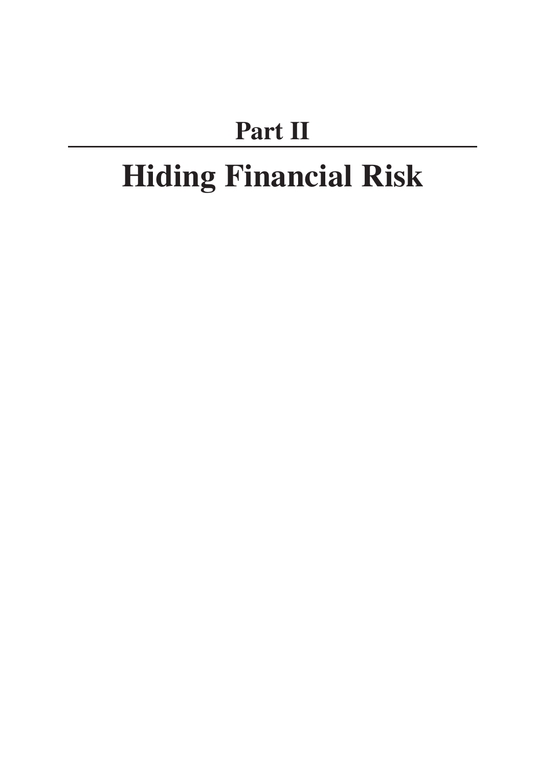# Part II

# Hiding Financial Risk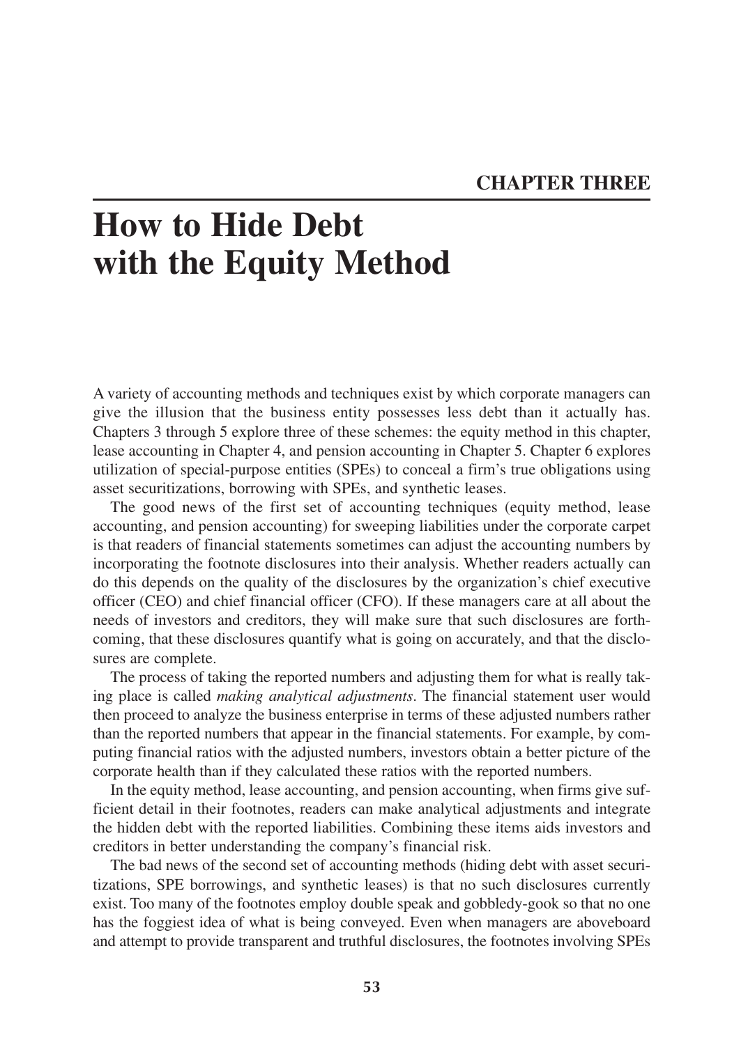## CHAPTER THREE

# How to Hide Debt with the Equity Method

A variety of accounting methods and techniques exist by which corporate managers can give the illusion that the business entity possesses less debt than it actually has. Chapters 3 through 5 explore three of these schemes: the equity method in this chapter, lease accounting in Chapter 4, and pension accounting in Chapter 5. Chapter 6 explores utilization of special-purpose entities (SPEs) to conceal a firm's true obligations using asset securitizations, borrowing with SPEs, and synthetic leases.

The good news of the first set of accounting techniques (equity method, lease accounting, and pension accounting) for sweeping liabilities under the corporate carpet is that readers of financial statements sometimes can adjust the accounting numbers by incorporating the footnote disclosures into their analysis. Whether readers actually can do this depends on the quality of the disclosures by the organization's chief executive officer (CEO) and chief financial officer (CFO). If these managers care at all about the needs of investors and creditors, they will make sure that such disclosures are forthcoming, that these disclosures quantify what is going on accurately, and that the disclosures are complete.

The process of taking the reported numbers and adjusting them for what is really taking place is called *making analytical adjustments*. The financial statement user would then proceed to analyze the business enterprise in terms of these adjusted numbers rather than the reported numbers that appear in the financial statements. For example, by computing financial ratios with the adjusted numbers, investors obtain a better picture of the corporate health than if they calculated these ratios with the reported numbers.

In the equity method, lease accounting, and pension accounting, when firms give sufficient detail in their footnotes, readers can make analytical adjustments and integrate the hidden debt with the reported liabilities. Combining these items aids investors and creditors in better understanding the company's financial risk.

The bad news of the second set of accounting methods (hiding debt with asset securitizations, SPE borrowings, and synthetic leases) is that no such disclosures currently exist. Too many of the footnotes employ double speak and gobbledy-gook so that no one has the foggiest idea of what is being conveyed. Even when managers are aboveboard and attempt to provide transparent and truthful disclosures, the footnotes involving SPEs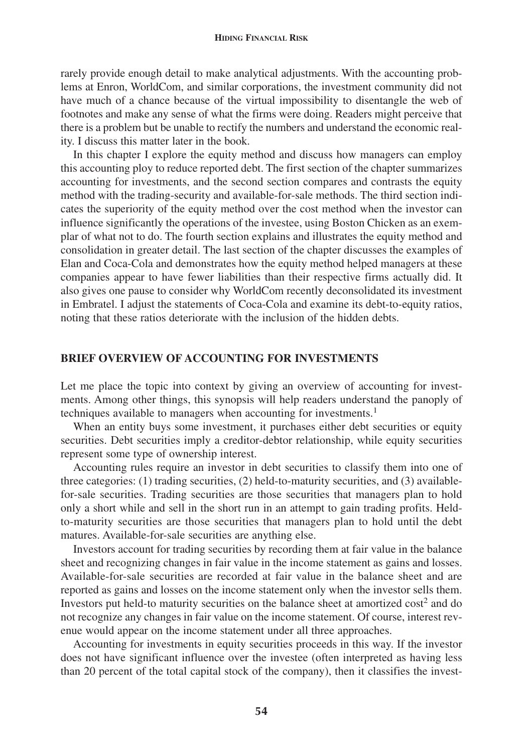rarely provide enough detail to make analytical adjustments. With the accounting problems at Enron, WorldCom, and similar corporations, the investment community did not have much of a chance because of the virtual impossibility to disentangle the web of footnotes and make any sense of what the firms were doing. Readers might perceive that there is a problem but be unable to rectify the numbers and understand the economic reality. I discuss this matter later in the book.

In this chapter I explore the equity method and discuss how managers can employ this accounting ploy to reduce reported debt. The first section of the chapter summarizes accounting for investments, and the second section compares and contrasts the equity method with the trading-security and available-for-sale methods. The third section indicates the superiority of the equity method over the cost method when the investor can influence significantly the operations of the investee, using Boston Chicken as an exemplar of what not to do. The fourth section explains and illustrates the equity method and consolidation in greater detail. The last section of the chapter discusses the examples of Elan and Coca-Cola and demonstrates how the equity method helped managers at these companies appear to have fewer liabilities than their respective firms actually did. It also gives one pause to consider why WorldCom recently deconsolidated its investment in Embratel. I adjust the statements of Coca-Cola and examine its debt-to-equity ratios, noting that these ratios deteriorate with the inclusion of the hidden debts.

## BRIEF OVERVIEW OF ACCOUNTING FOR INVESTMENTS

Let me place the topic into context by giving an overview of accounting for investments. Among other things, this synopsis will help readers understand the panoply of techniques available to managers when accounting for investments.[1]

When an entity buys some investment, it purchases either debt securities or equity securities. Debt securities imply a creditor-debtor relationship, while equity securities represent some type of ownership interest.

Accounting rules require an investor in debt securities to classify them into one of three categories: (1) trading securities, (2) held-to-maturity securities, and (3) available-for-sale securities. Trading securities are those securities that managers plan to hold only a short while and sell in the short run in an attempt to gain trading profits. Held-to-maturity securities are those securities that managers plan to hold until the debt matures. Available-for-sale securities are anything else.

Investors account for trading securities by recording them at fair value in the balance sheet and recognizing changes in fair value in the income statement as gains and losses. Available-for-sale securities are recorded at fair value in the balance sheet and are reported as gains and losses on the income statement only when the investor sells them. Investors put held-to maturity securities on the balance sheet at amortized cost[2] and do not recognize any changes in fair value on the income statement. Of course, interest revenue would appear on the income statement under all three approaches.

Accounting for investments in equity securities proceeds in this way. If the investor does not have significant influence over the investee (often interpreted as having less than 20 percent of the total capital stock of the company), then it classifies the invest-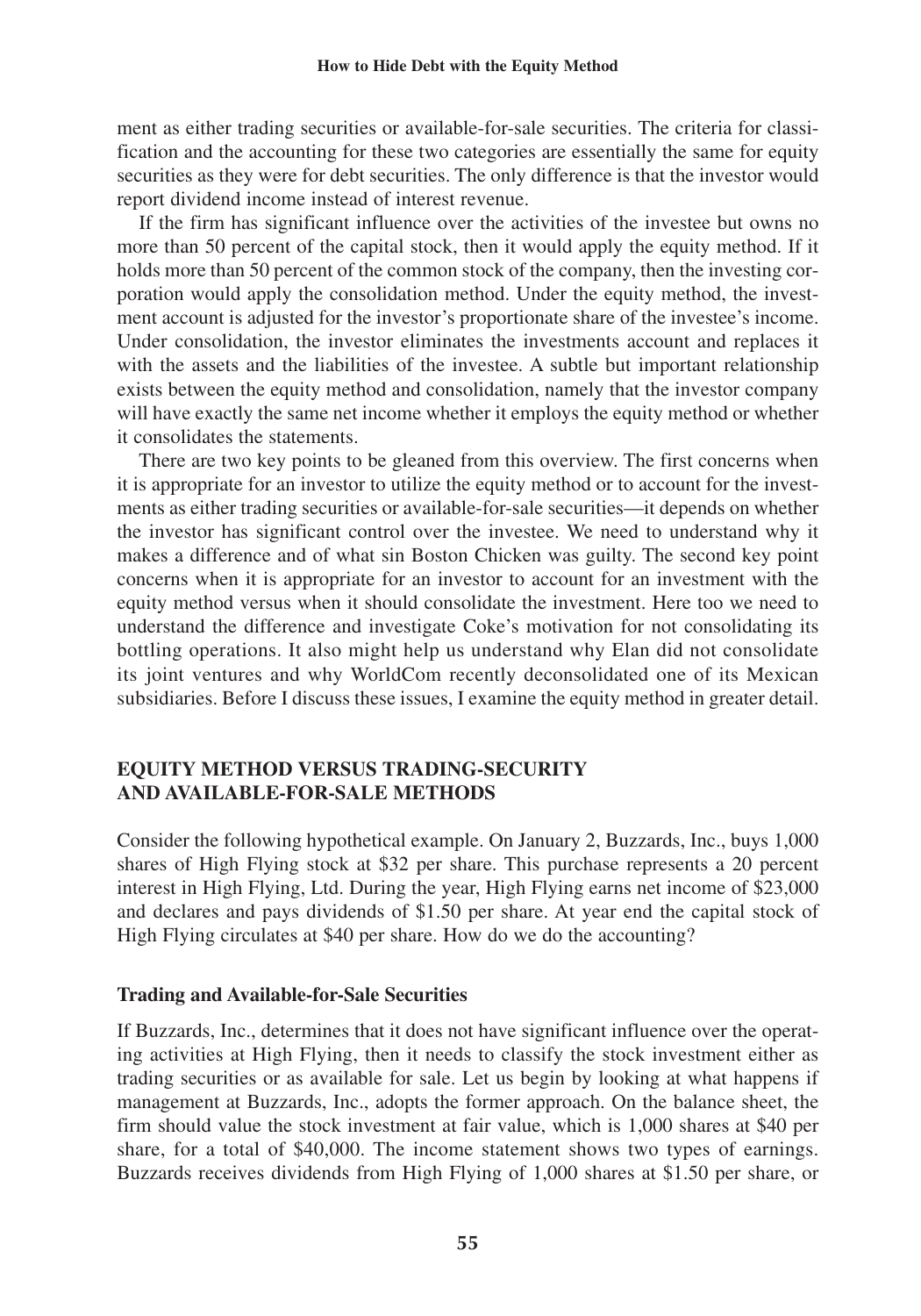ment as either trading securities or available-for-sale securities. The criteria for classification and the accounting for these two categories are essentially the same for equity securities as they were for debt securities. The only difference is that the investor would report dividend income instead of interest revenue.

If the firm has significant influence over the activities of the investee but owns no more than 50 percent of the capital stock, then it would apply the equity method. If it holds more than 50 percent of the common stock of the company, then the investing corporation would apply the consolidation method. Under the equity method, the investment account is adjusted for the investor's proportionate share of the investee's income. Under consolidation, the investor eliminates the investments account and replaces it with the assets and the liabilities of the investee. A subtle but important relationship exists between the equity method and consolidation, namely that the investor company will have exactly the same net income whether it employs the equity method or whether it consolidates the statements.

There are two key points to be gleaned from this overview. The first concerns when it is appropriate for an investor to utilize the equity method or to account for the investments as either trading securities or available-for-sale securities—it depends on whether the investor has significant control over the investee. We need to understand why it makes a difference and of what sin Boston Chicken was guilty. The second key point concerns when it is appropriate for an investor to account for an investment with the equity method versus when it should consolidate the investment. Here too we need to understand the difference and investigate Coke's motivation for not consolidating its bottling operations. It also might help us understand why Elan did not consolidate its joint ventures and why WorldCom recently deconsolidated one of its Mexican subsidiaries. Before I discuss these issues, I examine the equity method in greater detail.

## EQUITY METHOD VERSUS TRADING-SECURITY AND AVAILABLE-FOR-SALE METHODS

Consider the following hypothetical example. On January 2, Buzzards, Inc., buys 1,000 shares of High Flying stock at $32 per share. This purchase represents a 20 percent interest in High Flying, Ltd. During the year, High Flying earns net income of $23,000 and declares and pays dividends of $1.50 per share. At year end the capital stock of High Flying circulates at $40 per share. How do we do the accounting?

### Trading and Available-for-Sale Securities

If Buzzards, Inc., determines that it does not have significant influence over the operating activities at High Flying, then it needs to classify the stock investment either as trading securities or as available for sale. Let us begin by looking at what happens if management at Buzzards, Inc., adopts the former approach. On the balance sheet, the firm should value the stock investment at fair value, which is 1,000 shares at $40 per share, for a total of $40,000. The income statement shows two types of earnings. Buzzards receives dividends from High Flying of 1,000 shares at $1.50 per share, or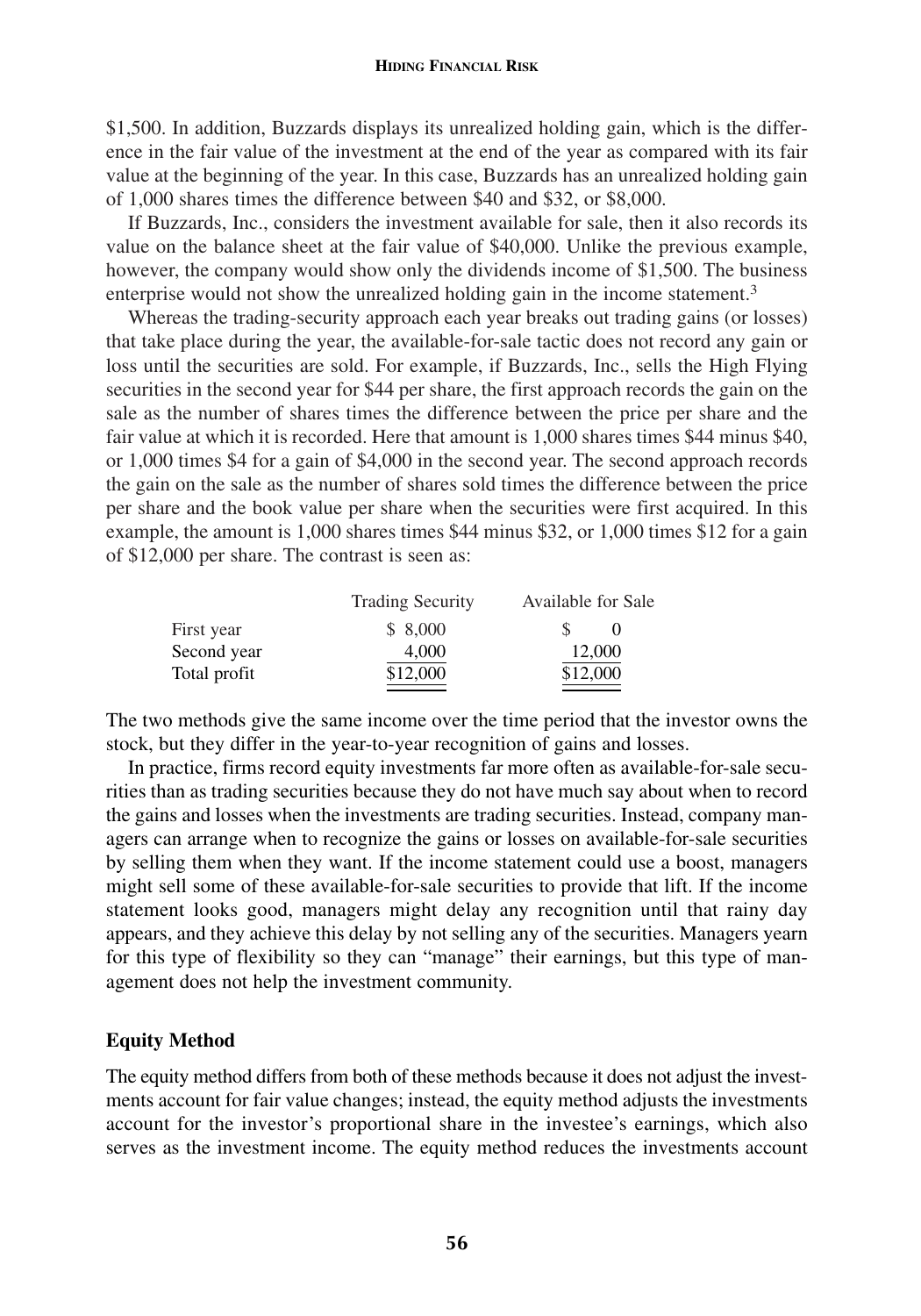$1,500. In addition, Buzzards displays its unrealized holding gain, which is the difference in the fair value of the investment at the end of the year as compared with its fair value at the beginning of the year. In this case, Buzzards has an unrealized holding gain of 1,000 shares times the difference between $40 and $32, or $8,000.

If Buzzards, Inc., considers the investment available for sale, then it also records its value on the balance sheet at the fair value of $40,000. Unlike the previous example, however, the company would show only the dividends income of $1,500. The business enterprise would not show the unrealized holding gain in the income statement.[3]

Whereas the trading-security approach each year breaks out trading gains (or losses) that take place during the year, the available-for-sale tactic does not record any gain or loss until the securities are sold. For example, if Buzzards, Inc., sells the High Flying securities in the second year for $44 per share, the first approach records the gain on the sale as the number of shares times the difference between the price per share and the fair value at which it is recorded. Here that amount is 1,000 shares times $44 minus $40, or 1,000 times $4 for a gain of $4,000 in the second year. The second approach records the gain on the sale as the number of shares sold times the difference between the price per share and the book value per share when the securities were first acquired. In this example, the amount is 1,000 shares times $44 minus $32, or 1,000 times $12 for a gain of $12,000 per share. The contrast is seen as:

| | Trading Security | Available for Sale |
|---|---|---|
| First year | $ 8,000 | $ 0 |
| Second year | 4,000 | 12,000 |
| Total profit | $12,000 | $12,000 |

The two methods give the same income over the time period that the investor owns the stock, but they differ in the year-to-year recognition of gains and losses.

In practice, firms record equity investments far more often as available-for-sale securities than as trading securities because they do not have much say about when to record the gains and losses when the investments are trading securities. Instead, company managers can arrange when to recognize the gains or losses on available-for-sale securities by selling them when they want. If the income statement could use a boost, managers might sell some of these available-for-sale securities to provide that lift. If the income statement looks good, managers might delay any recognition until that rainy day appears, and they achieve this delay by not selling any of the securities. Managers yearn for this type of flexibility so they can "manage" their earnings, but this type of management does not help the investment community.

**Equity Method**

The equity method differs from both of these methods because it does not adjust the investments account for fair value changes; instead, the equity method adjusts the investments account for the investor's proportional share in the investee's earnings, which also serves as the investment income. The equity method reduces the investments account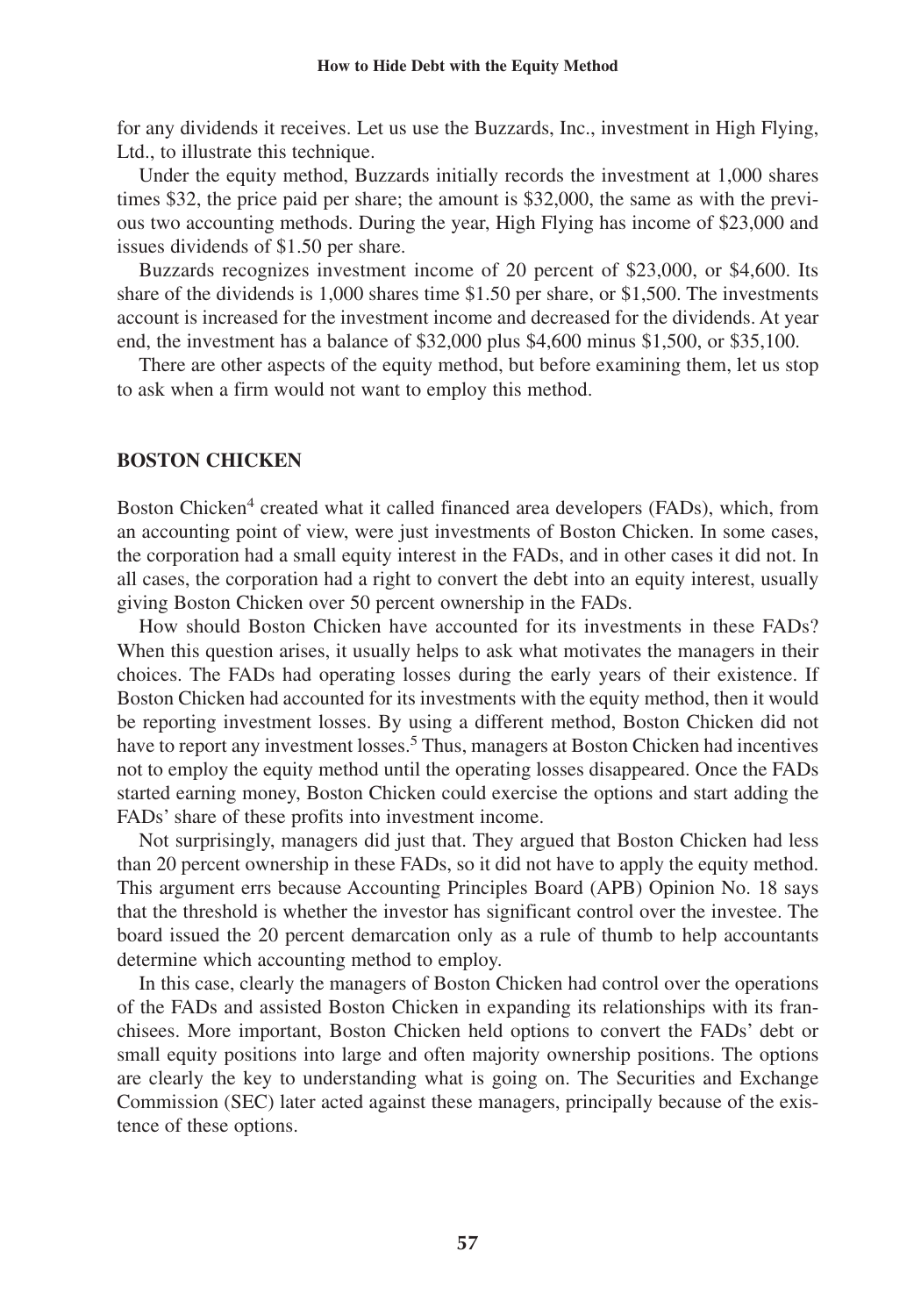for any dividends it receives. Let us use the Buzzards, Inc., investment in High Flying, Ltd., to illustrate this technique.

Under the equity method, Buzzards initially records the investment at 1,000 shares times $32, the price paid per share; the amount is $32,000, the same as with the previous two accounting methods. During the year, High Flying has income of $23,000 and issues dividends of $1.50 per share.

Buzzards recognizes investment income of 20 percent of $23,000, or $4,600. Its share of the dividends is 1,000 shares time $1.50 per share, or $1,500. The investments account is increased for the investment income and decreased for the dividends. At year end, the investment has a balance of $32,000 plus $4,600 minus $1,500, or $35,100.

There are other aspects of the equity method, but before examining them, let us stop to ask when a firm would not want to employ this method.

## BOSTON CHICKEN

Boston Chicken[4] created what it called financed area developers (FADs), which, from an accounting point of view, were just investments of Boston Chicken. In some cases, the corporation had a small equity interest in the FADs, and in other cases it did not. In all cases, the corporation had a right to convert the debt into an equity interest, usually giving Boston Chicken over 50 percent ownership in the FADs.

How should Boston Chicken have accounted for its investments in these FADs? When this question arises, it usually helps to ask what motivates the managers in their choices. The FADs had operating losses during the early years of their existence. If Boston Chicken had accounted for its investments with the equity method, then it would be reporting investment losses. By using a different method, Boston Chicken did not have to report any investment losses.[5] Thus, managers at Boston Chicken had incentives not to employ the equity method until the operating losses disappeared. Once the FADs started earning money, Boston Chicken could exercise the options and start adding the FADs' share of these profits into investment income.

Not surprisingly, managers did just that. They argued that Boston Chicken had less than 20 percent ownership in these FADs, so it did not have to apply the equity method. This argument errs because Accounting Principles Board (APB) Opinion No. 18 says that the threshold is whether the investor has significant control over the investee. The board issued the 20 percent demarcation only as a rule of thumb to help accountants determine which accounting method to employ.

In this case, clearly the managers of Boston Chicken had control over the operations of the FADs and assisted Boston Chicken in expanding its relationships with its franchisees. More important, Boston Chicken held options to convert the FADs' debt or small equity positions into large and often majority ownership positions. The options are clearly the key to understanding what is going on. The Securities and Exchange Commission (SEC) later acted against these managers, principally because of the existence of these options.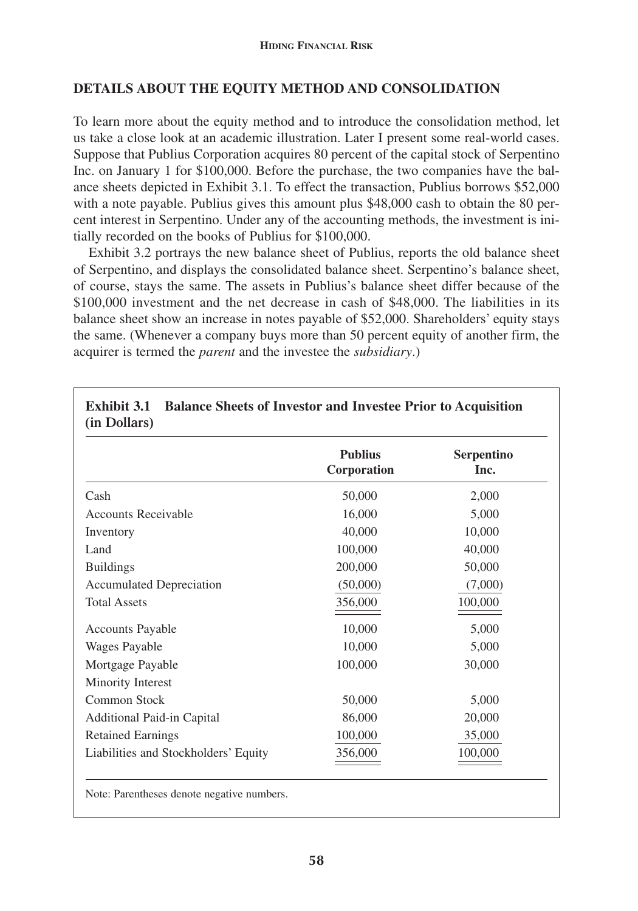## DETAILS ABOUT THE EQUITY METHOD AND CONSOLIDATION

To learn more about the equity method and to introduce the consolidation method, let us take a close look at an academic illustration. Later I present some real-world cases. Suppose that Publius Corporation acquires 80 percent of the capital stock of Serpentino Inc. on January 1 for $100,000. Before the purchase, the two companies have the balance sheets depicted in Exhibit 3.1. To effect the transaction, Publius borrows $52,000 with a note payable. Publius gives this amount plus $48,000 cash to obtain the 80 percent interest in Serpentino. Under any of the accounting methods, the investment is initially recorded on the books of Publius for $100,000.

Exhibit 3.2 portrays the new balance sheet of Publius, reports the old balance sheet of Serpentino, and displays the consolidated balance sheet. Serpentino's balance sheet, of course, stays the same. The assets in Publius's balance sheet differ because of the $100,000 investment and the net decrease in cash of $48,000. The liabilities in its balance sheet show an increase in notes payable of $52,000. Shareholders' equity stays the same. (Whenever a company buys more than 50 percent equity of another firm, the acquirer is termed the *parent* and the investee the *subsidiary*.)

**Exhibit 3.1 Balance Sheets of Investor and Investee Prior to Acquisition (in Dollars)**

| | Publius Corporation | Serpentino Inc. |
|---|---|---|
| Cash | 50,000 | 2,000 |
| Accounts Receivable | 16,000 | 5,000 |
| Inventory | 40,000 | 10,000 |
| Land | 100,000 | 40,000 |
| Buildings | 200,000 | 50,000 |
| Accumulated Depreciation | (50,000) | (7,000) |
| Total Assets | 356,000 | 100,000 |
| Accounts Payable | 10,000 | 5,000 |
| Wages Payable | 10,000 | 5,000 |
| Mortgage Payable | 100,000 | 30,000 |
| Minority Interest | | |
| Common Stock | 50,000 | 5,000 |
| Additional Paid-in Capital | 86,000 | 20,000 |
| Retained Earnings | 100,000 | 35,000 |
| Liabilities and Stockholders' Equity | 356,000 | 100,000 |

Note: Parentheses denote negative numbers.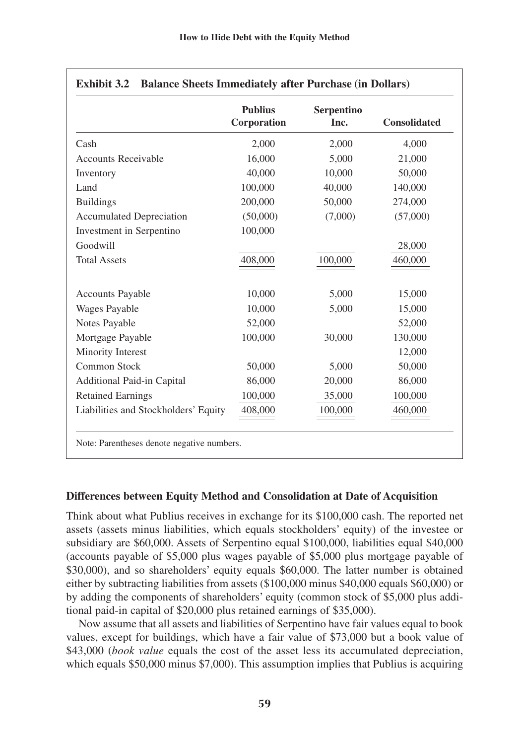**Exhibit 3.2 Balance Sheets Immediately after Purchase (in Dollars)**

| | Publius Corporation | Serpentino Inc. | Consolidated |
|---|---|---|---|
| Cash | 2,000 | 2,000 | 4,000 |
| Accounts Receivable | 16,000 | 5,000 | 21,000 |
| Inventory | 40,000 | 10,000 | 50,000 |
| Land | 100,000 | 40,000 | 140,000 |
| Buildings | 200,000 | 50,000 | 274,000 |
| Accumulated Depreciation | (50,000) | (7,000) | (57,000) |
| Investment in Serpentino | 100,000 | | |
| Goodwill | | | 28,000 |
| Total Assets | 408,000 | 100,000 | 460,000 |
| | | | |
| Accounts Payable | 10,000 | 5,000 | 15,000 |
| Wages Payable | 10,000 | 5,000 | 15,000 |
| Notes Payable | 52,000 | | 52,000 |
| Mortgage Payable | 100,000 | 30,000 | 130,000 |
| Minority Interest | | | 12,000 |
| Common Stock | 50,000 | 5,000 | 50,000 |
| Additional Paid-in Capital | 86,000 | 20,000 | 86,000 |
| Retained Earnings | 100,000 | 35,000 | 100,000 |
| Liabilities and Stockholders' Equity | 408,000 | 100,000 | 460,000 |

Note: Parentheses denote negative numbers.

### Differences between Equity Method and Consolidation at Date of Acquisition

Think about what Publius receives in exchange for its $100,000 cash. The reported net assets (assets minus liabilities, which equals stockholders' equity) of the investee or subsidiary are $60,000. Assets of Serpentino equal $100,000, liabilities equal $40,000 (accounts payable of $5,000 plus wages payable of $5,000 plus mortgage payable of $30,000), and so shareholders' equity equals $60,000. The latter number is obtained either by subtracting liabilities from assets ($100,000 minus $40,000 equals $60,000) or by adding the components of shareholders' equity (common stock of $5,000 plus additional paid-in capital of $20,000 plus retained earnings of $35,000).

Now assume that all assets and liabilities of Serpentino have fair values equal to book values, except for buildings, which have a fair value of $73,000 but a book value of $43,000 (*book value* equals the cost of the asset less its accumulated depreciation, which equals $50,000 minus $7,000). This assumption implies that Publius is acquiring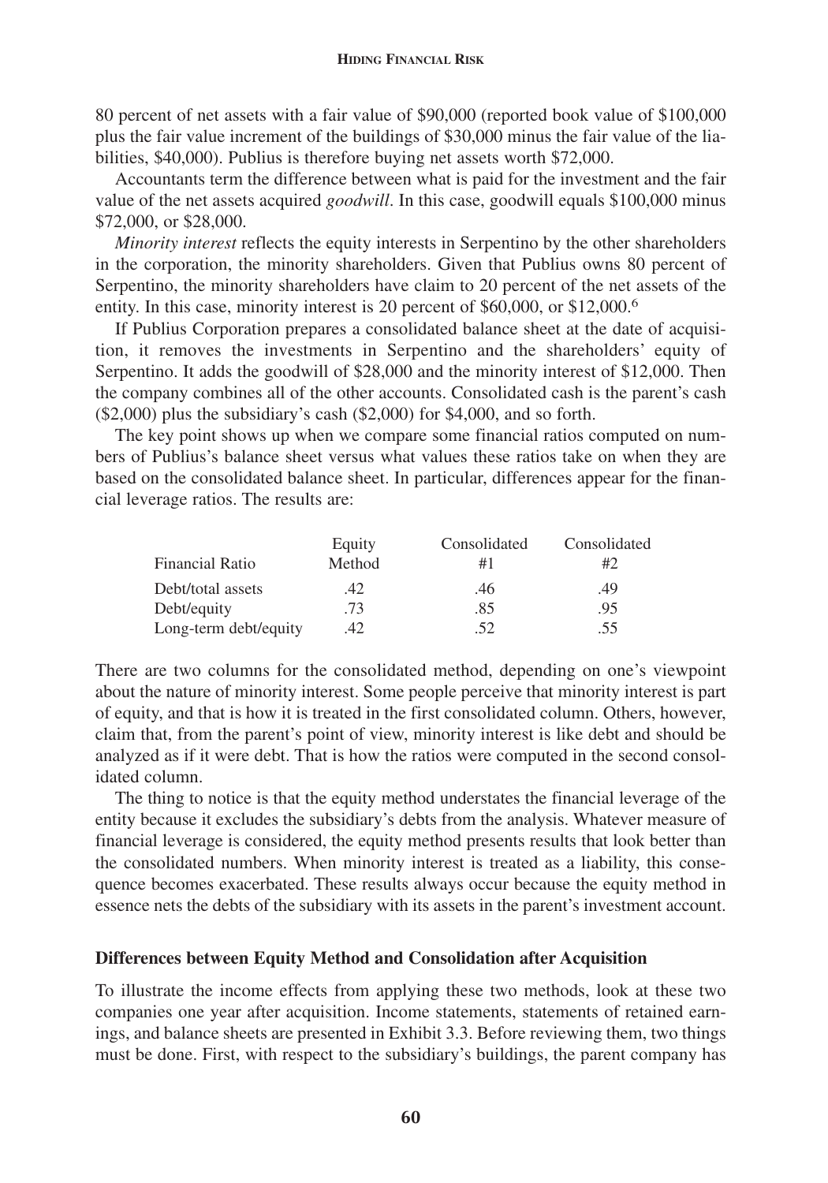80 percent of net assets with a fair value of $90,000 (reported book value of $100,000 plus the fair value increment of the buildings of $30,000 minus the fair value of the liabilities, $40,000). Publius is therefore buying net assets worth $72,000.

Accountants term the difference between what is paid for the investment and the fair value of the net assets acquired *goodwill*. In this case, goodwill equals $100,000 minus $72,000, or $28,000.

*Minority interest* reflects the equity interests in Serpentino by the other shareholders in the corporation, the minority shareholders. Given that Publius owns 80 percent of Serpentino, the minority shareholders have claim to 20 percent of the net assets of the entity. In this case, minority interest is 20 percent of $60,000, or $12,000.[6]

If Publius Corporation prepares a consolidated balance sheet at the date of acquisition, it removes the investments in Serpentino and the shareholders' equity of Serpentino. It adds the goodwill of $28,000 and the minority interest of $12,000. Then the company combines all of the other accounts. Consolidated cash is the parent's cash ($2,000) plus the subsidiary's cash ($2,000) for $4,000, and so forth.

The key point shows up when we compare some financial ratios computed on numbers of Publius's balance sheet versus what values these ratios take on when they are based on the consolidated balance sheet. In particular, differences appear for the financial leverage ratios. The results are:

| Financial Ratio | Equity Method | Consolidated #1 | Consolidated #2 |
|---|---|---|---|
| Debt/total assets | .42 | .46 | .49 |
| Debt/equity | .73 | .85 | .95 |
| Long-term debt/equity | .42 | .52 | .55 |

There are two columns for the consolidated method, depending on one's viewpoint about the nature of minority interest. Some people perceive that minority interest is part of equity, and that is how it is treated in the first consolidated column. Others, however, claim that, from the parent's point of view, minority interest is like debt and should be analyzed as if it were debt. That is how the ratios were computed in the second consolidated column.

The thing to notice is that the equity method understates the financial leverage of the entity because it excludes the subsidiary's debts from the analysis. Whatever measure of financial leverage is considered, the equity method presents results that look better than the consolidated numbers. When minority interest is treated as a liability, this consequence becomes exacerbated. These results always occur because the equity method in essence nets the debts of the subsidiary with its assets in the parent's investment account.

### Differences between Equity Method and Consolidation after Acquisition

To illustrate the income effects from applying these two methods, look at these two companies one year after acquisition. Income statements, statements of retained earnings, and balance sheets are presented in Exhibit 3.3. Before reviewing them, two things must be done. First, with respect to the subsidiary's buildings, the parent company has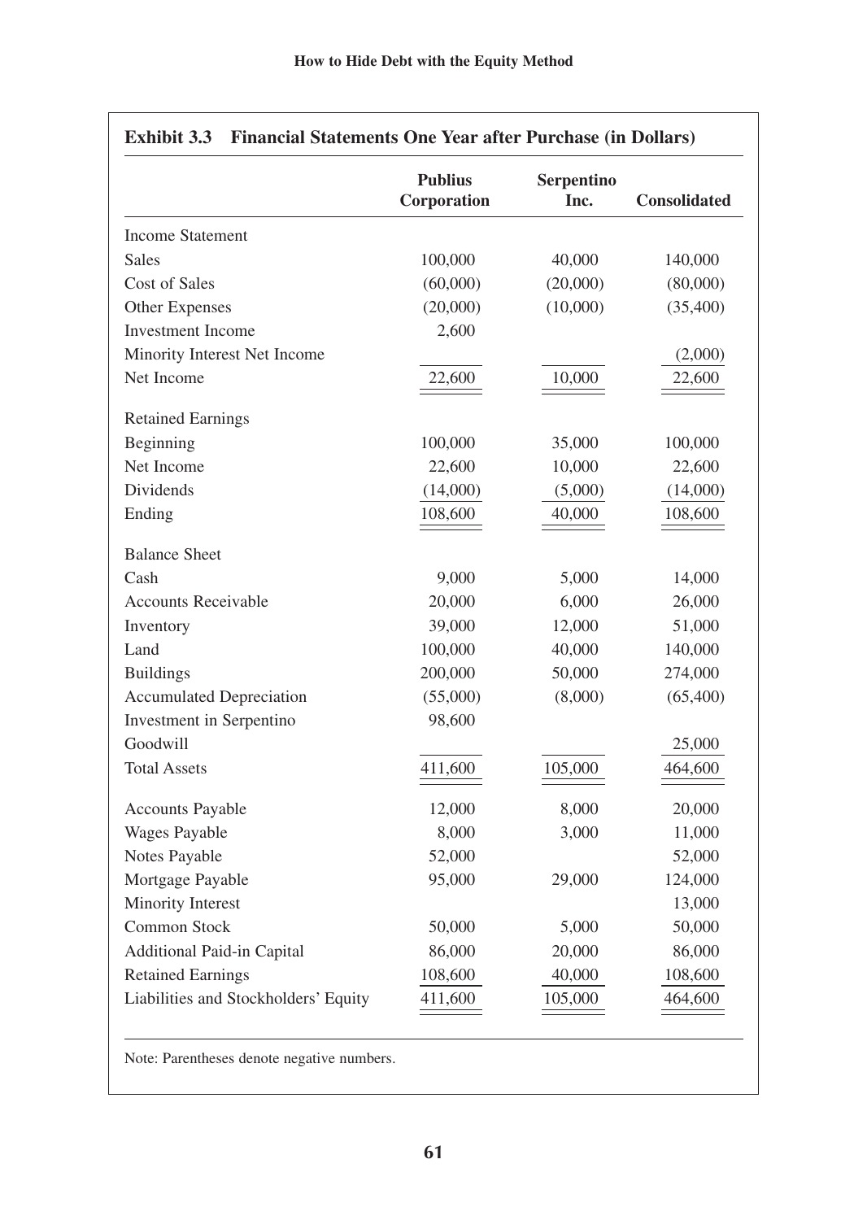**Exhibit 3.3 Financial Statements One Year after Purchase (in Dollars)**

| | Publius Corporation | Serpentino Inc. | Consolidated |
|---|---|---|---|
| Income Statement | | | |
| Sales | 100,000 | 40,000 | 140,000 |
| Cost of Sales | (60,000) | (20,000) | (80,000) |
| Other Expenses | (20,000) | (10,000) | (35,400) |
| Investment Income | 2,600 | | |
| Minority Interest Net Income | | | (2,000) |
| Net Income | 22,600 | 10,000 | 22,600 |
| Retained Earnings | | | |
| Beginning | 100,000 | 35,000 | 100,000 |
| Net Income | 22,600 | 10,000 | 22,600 |
| Dividends | (14,000) | (5,000) | (14,000) |
| Ending | 108,600 | 40,000 | 108,600 |
| Balance Sheet | | | |
| Cash | 9,000 | 5,000 | 14,000 |
| Accounts Receivable | 20,000 | 6,000 | 26,000 |
| Inventory | 39,000 | 12,000 | 51,000 |
| Land | 100,000 | 40,000 | 140,000 |
| Buildings | 200,000 | 50,000 | 274,000 |
| Accumulated Depreciation | (55,000) | (8,000) | (65,400) |
| Investment in Serpentino | 98,600 | | |
| Goodwill | | | 25,000 |
| Total Assets | 411,600 | 105,000 | 464,600 |
| Accounts Payable | 12,000 | 8,000 | 20,000 |
| Wages Payable | 8,000 | 3,000 | 11,000 |
| Notes Payable | 52,000 | | 52,000 |
| Mortgage Payable | 95,000 | 29,000 | 124,000 |
| Minority Interest | | | 13,000 |
| Common Stock | 50,000 | 5,000 | 50,000 |
| Additional Paid-in Capital | 86,000 | 20,000 | 86,000 |
| Retained Earnings | 108,600 | 40,000 | 108,600 |
| Liabilities and Stockholders' Equity | 411,600 | 105,000 | 464,600 |

Note: Parentheses denote negative numbers.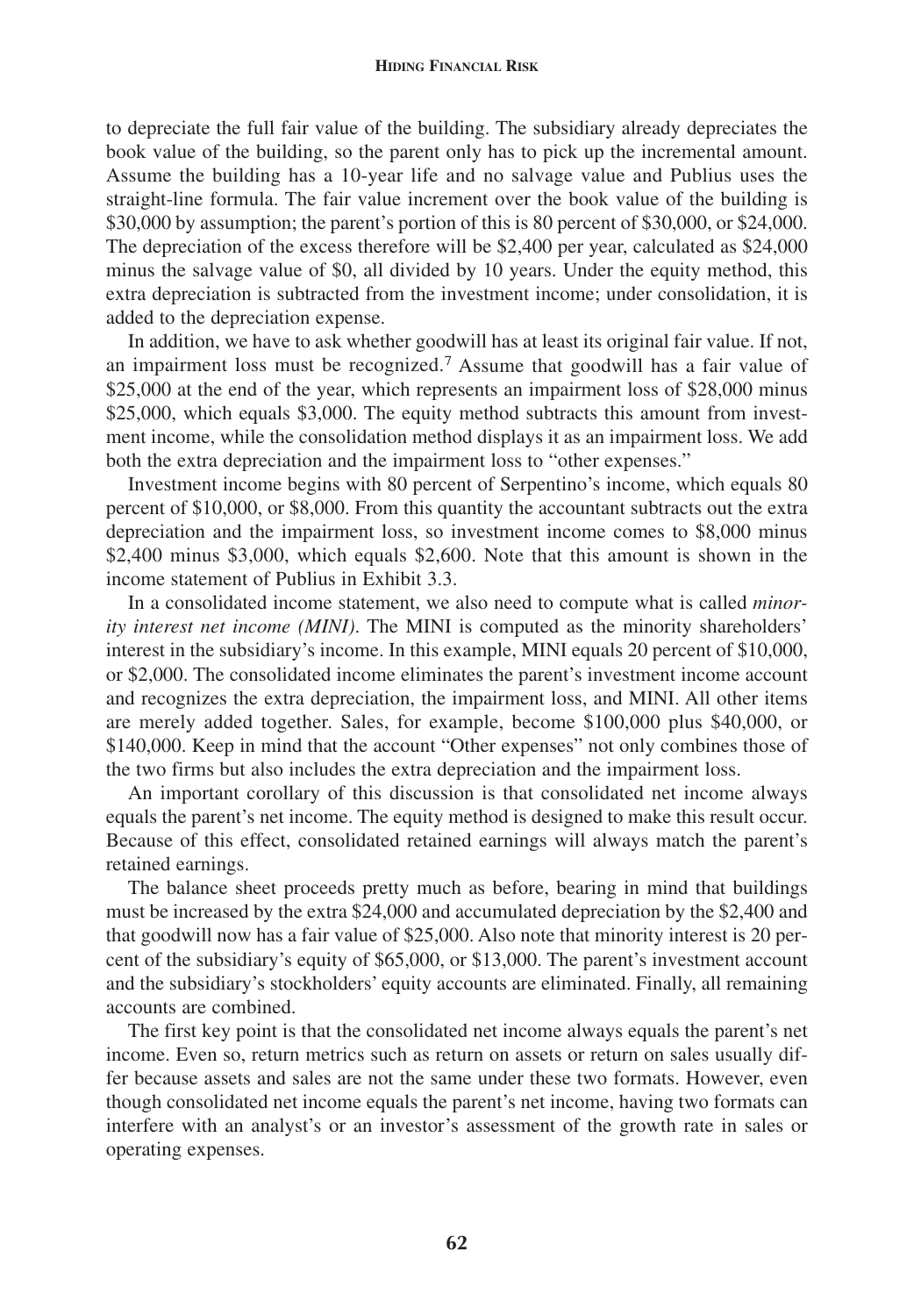to depreciate the full fair value of the building. The subsidiary already depreciates the book value of the building, so the parent only has to pick up the incremental amount. Assume the building has a 10-year life and no salvage value and Publius uses the straight-line formula. The fair value increment over the book value of the building is $30,000 by assumption; the parent's portion of this is 80 percent of $30,000, or $24,000. The depreciation of the excess therefore will be $2,400 per year, calculated as $24,000 minus the salvage value of $0, all divided by 10 years. Under the equity method, this extra depreciation is subtracted from the investment income; under consolidation, it is added to the depreciation expense.

In addition, we have to ask whether goodwill has at least its original fair value. If not, an impairment loss must be recognized.[7] Assume that goodwill has a fair value of $25,000 at the end of the year, which represents an impairment loss of $28,000 minus $25,000, which equals $3,000. The equity method subtracts this amount from investment income, while the consolidation method displays it as an impairment loss. We add both the extra depreciation and the impairment loss to "other expenses."

Investment income begins with 80 percent of Serpentino's income, which equals 80 percent of $10,000, or $8,000. From this quantity the accountant subtracts out the extra depreciation and the impairment loss, so investment income comes to $8,000 minus $2,400 minus $3,000, which equals $2,600. Note that this amount is shown in the income statement of Publius in Exhibit 3.3.

In a consolidated income statement, we also need to compute what is called *minority interest net income (MINI)*. The MINI is computed as the minority shareholders' interest in the subsidiary's income. In this example, MINI equals 20 percent of $10,000, or $2,000. The consolidated income eliminates the parent's investment income account and recognizes the extra depreciation, the impairment loss, and MINI. All other items are merely added together. Sales, for example, become $100,000 plus $40,000, or $140,000. Keep in mind that the account "Other expenses" not only combines those of the two firms but also includes the extra depreciation and the impairment loss.

An important corollary of this discussion is that consolidated net income always equals the parent's net income. The equity method is designed to make this result occur. Because of this effect, consolidated retained earnings will always match the parent's retained earnings.

The balance sheet proceeds pretty much as before, bearing in mind that buildings must be increased by the extra $24,000 and accumulated depreciation by the $2,400 and that goodwill now has a fair value of $25,000. Also note that minority interest is 20 percent of the subsidiary's equity of $65,000, or $13,000. The parent's investment account and the subsidiary's stockholders' equity accounts are eliminated. Finally, all remaining accounts are combined.

The first key point is that the consolidated net income always equals the parent's net income. Even so, return metrics such as return on assets or return on sales usually differ because assets and sales are not the same under these two formats. However, even though consolidated net income equals the parent's net income, having two formats can interfere with an analyst's or an investor's assessment of the growth rate in sales or operating expenses.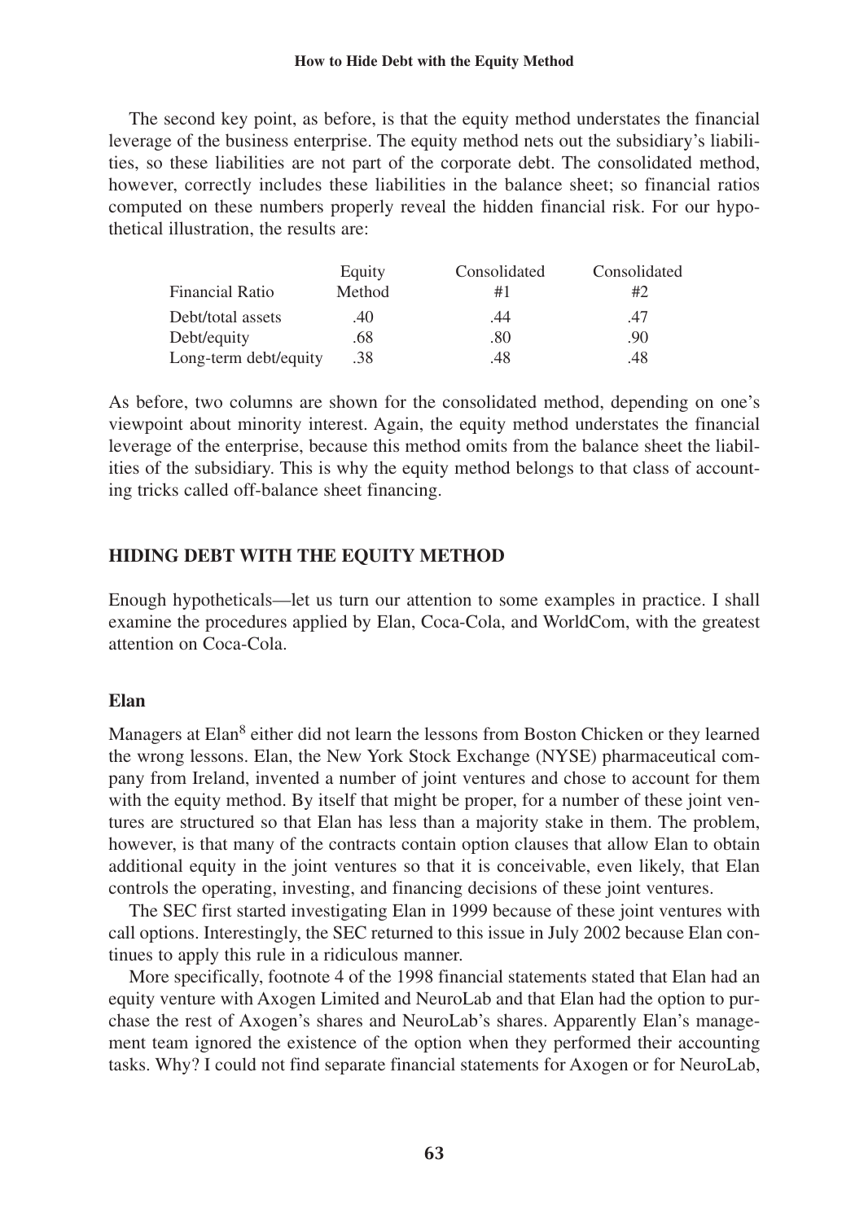The second key point, as before, is that the equity method understates the financial leverage of the business enterprise. The equity method nets out the subsidiary's liabilities, so these liabilities are not part of the corporate debt. The consolidated method, however, correctly includes these liabilities in the balance sheet; so financial ratios computed on these numbers properly reveal the hidden financial risk. For our hypothetical illustration, the results are:

| Financial Ratio | Equity Method | Consolidated #1 | Consolidated #2 |
|---|---|---|---|
| Debt/total assets | .40 | .44 | .47 |
| Debt/equity | .68 | .80 | .90 |
| Long-term debt/equity | .38 | .48 | .48 |

As before, two columns are shown for the consolidated method, depending on one's viewpoint about minority interest. Again, the equity method understates the financial leverage of the enterprise, because this method omits from the balance sheet the liabilities of the subsidiary. This is why the equity method belongs to that class of accounting tricks called off-balance sheet financing.

## HIDING DEBT WITH THE EQUITY METHOD

Enough hypotheticals—let us turn our attention to some examples in practice. I shall examine the procedures applied by Elan, Coca-Cola, and WorldCom, with the greatest attention on Coca-Cola.

### Elan

Managers at Elan[8] either did not learn the lessons from Boston Chicken or they learned the wrong lessons. Elan, the New York Stock Exchange (NYSE) pharmaceutical company from Ireland, invented a number of joint ventures and chose to account for them with the equity method. By itself that might be proper, for a number of these joint ventures are structured so that Elan has less than a majority stake in them. The problem, however, is that many of the contracts contain option clauses that allow Elan to obtain additional equity in the joint ventures so that it is conceivable, even likely, that Elan controls the operating, investing, and financing decisions of these joint ventures.

The SEC first started investigating Elan in 1999 because of these joint ventures with call options. Interestingly, the SEC returned to this issue in July 2002 because Elan continues to apply this rule in a ridiculous manner.

More specifically, footnote 4 of the 1998 financial statements stated that Elan had an equity venture with Axogen Limited and NeuroLab and that Elan had the option to purchase the rest of Axogen's shares and NeuroLab's shares. Apparently Elan's management team ignored the existence of the option when they performed their accounting tasks. Why? I could not find separate financial statements for Axogen or for NeuroLab,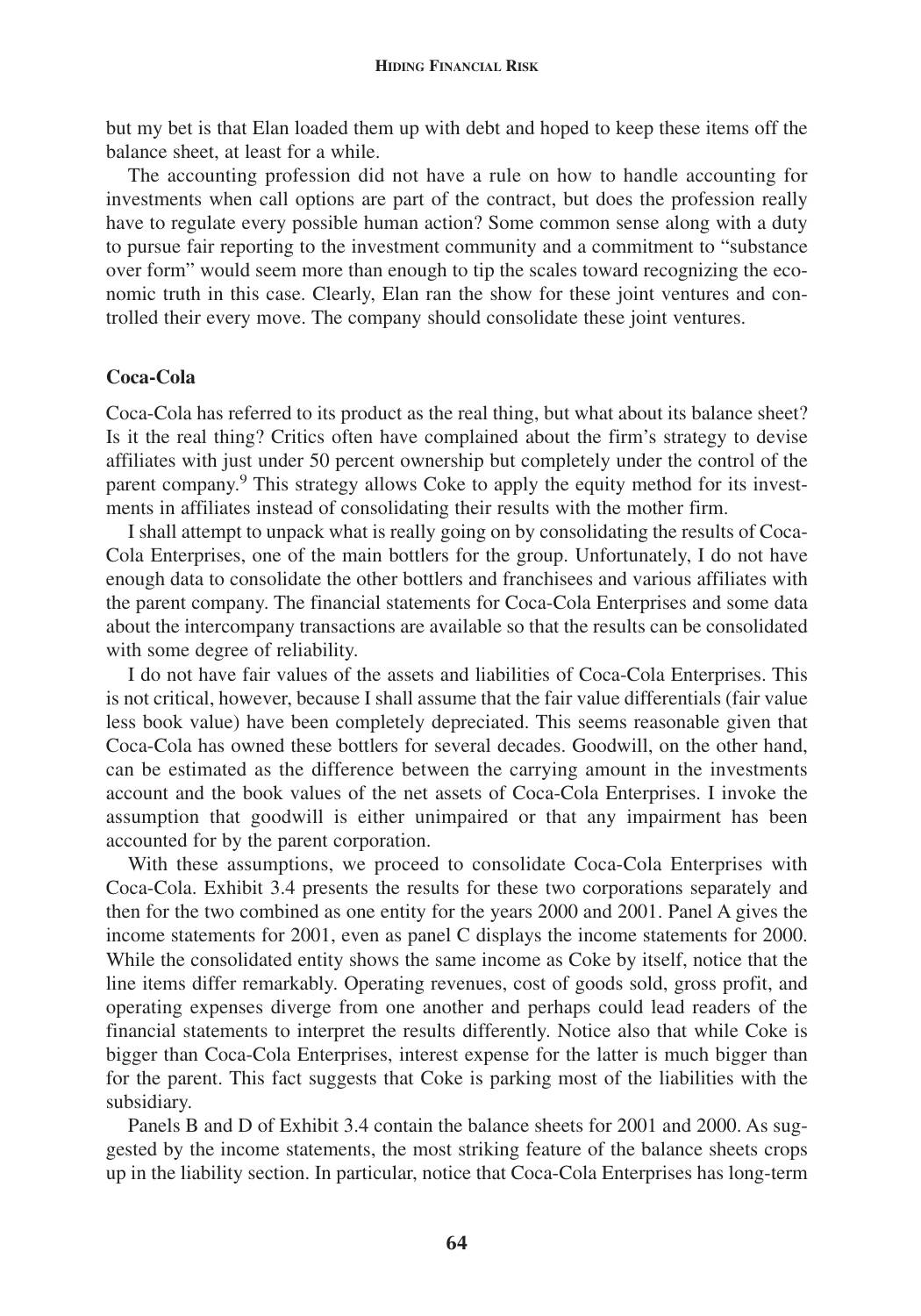but my bet is that Elan loaded them up with debt and hoped to keep these items off the balance sheet, at least for a while.

The accounting profession did not have a rule on how to handle accounting for investments when call options are part of the contract, but does the profession really have to regulate every possible human action? Some common sense along with a duty to pursue fair reporting to the investment community and a commitment to "substance over form" would seem more than enough to tip the scales toward recognizing the economic truth in this case. Clearly, Elan ran the show for these joint ventures and controlled their every move. The company should consolidate these joint ventures.

### Coca-Cola

Coca-Cola has referred to its product as the real thing, but what about its balance sheet? Is it the real thing? Critics often have complained about the firm's strategy to devise affiliates with just under 50 percent ownership but completely under the control of the parent company.[9] This strategy allows Coke to apply the equity method for its investments in affiliates instead of consolidating their results with the mother firm.

I shall attempt to unpack what is really going on by consolidating the results of Coca-Cola Enterprises, one of the main bottlers for the group. Unfortunately, I do not have enough data to consolidate the other bottlers and franchisees and various affiliates with the parent company. The financial statements for Coca-Cola Enterprises and some data about the intercompany transactions are available so that the results can be consolidated with some degree of reliability.

I do not have fair values of the assets and liabilities of Coca-Cola Enterprises. This is not critical, however, because I shall assume that the fair value differentials (fair value less book value) have been completely depreciated. This seems reasonable given that Coca-Cola has owned these bottlers for several decades. Goodwill, on the other hand, can be estimated as the difference between the carrying amount in the investments account and the book values of the net assets of Coca-Cola Enterprises. I invoke the assumption that goodwill is either unimpaired or that any impairment has been accounted for by the parent corporation.

With these assumptions, we proceed to consolidate Coca-Cola Enterprises with Coca-Cola. Exhibit 3.4 presents the results for these two corporations separately and then for the two combined as one entity for the years 2000 and 2001. Panel A gives the income statements for 2001, even as panel C displays the income statements for 2000. While the consolidated entity shows the same income as Coke by itself, notice that the line items differ remarkably. Operating revenues, cost of goods sold, gross profit, and operating expenses diverge from one another and perhaps could lead readers of the financial statements to interpret the results differently. Notice also that while Coke is bigger than Coca-Cola Enterprises, interest expense for the latter is much bigger than for the parent. This fact suggests that Coke is parking most of the liabilities with the subsidiary.

Panels B and D of Exhibit 3.4 contain the balance sheets for 2001 and 2000. As suggested by the income statements, the most striking feature of the balance sheets crops up in the liability section. In particular, notice that Coca-Cola Enterprises has long-term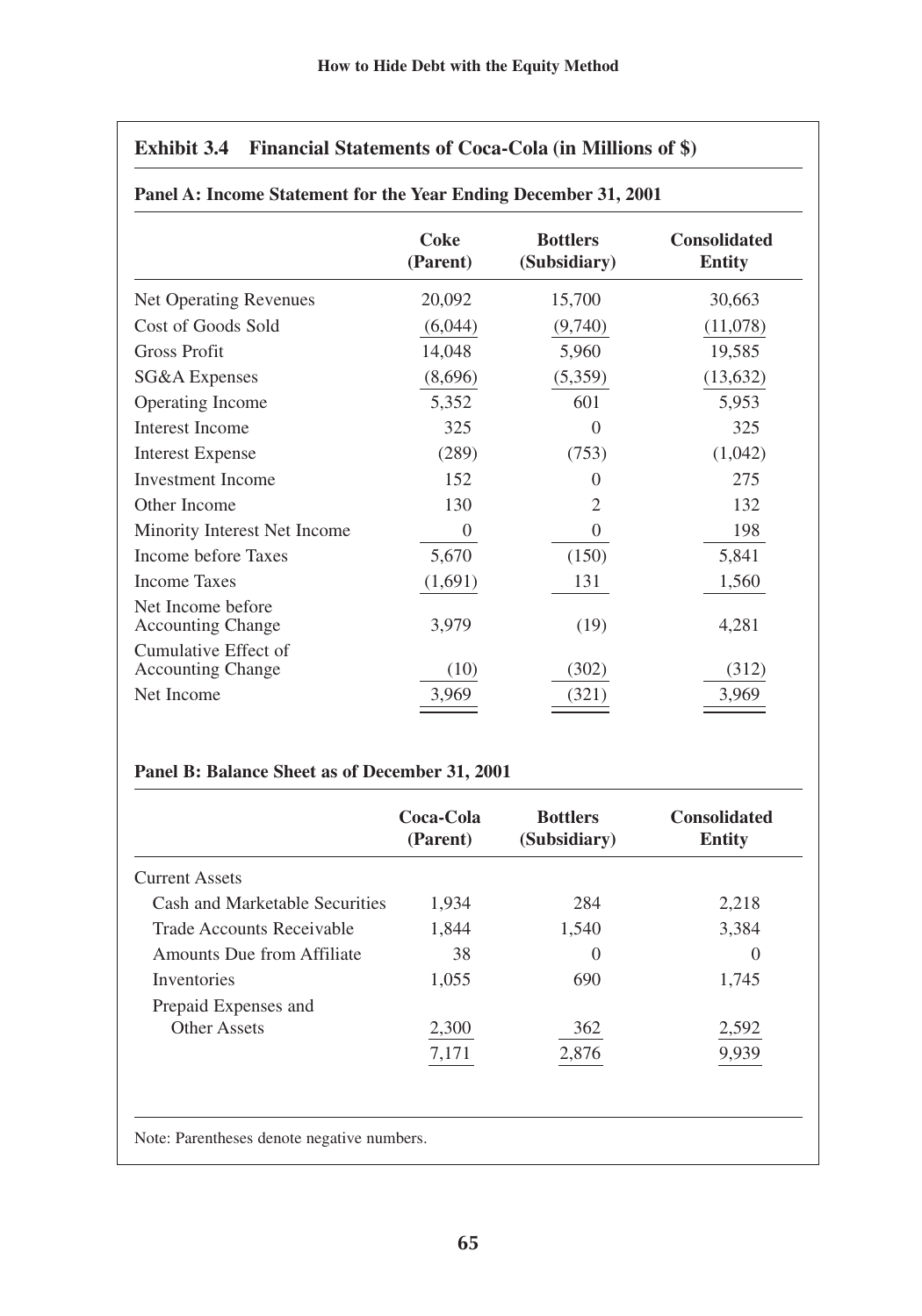## Exhibit 3.4 Financial Statements of Coca-Cola (in Millions of $)

### Panel A: Income Statement for the Year Ending December 31, 2001

| | Coke (Parent) | Bottlers (Subsidiary) | Consolidated Entity |
|---|---|---|---|
| Net Operating Revenues | 20,092 | 15,700 | 30,663 |
| Cost of Goods Sold | (6,044) | (9,740) | (11,078) |
| Gross Profit | 14,048 | 5,960 | 19,585 |
| SG&A Expenses | (8,696) | (5,359) | (13,632) |
| Operating Income | 5,352 | 601 | 5,953 |
| Interest Income | 325 | 0 | 325 |
| Interest Expense | (289) | (753) | (1,042) |
| Investment Income | 152 | 0 | 275 |
| Other Income | 130 | 2 | 132 |
| Minority Interest Net Income | 0 | 0 | 198 |
| Income before Taxes | 5,670 | (150) | 5,841 |
| Income Taxes | (1,691) | 131 | 1,560 |
| Net Income before Accounting Change | 3,979 | (19) | 4,281 |
| Cumulative Effect of Accounting Change | (10) | (302) | (312) |
| Net Income | 3,969 | (321) | 3,969 |

### Panel B: Balance Sheet as of December 31, 2001

| | Coca-Cola (Parent) | Bottlers (Subsidiary) | Consolidated Entity |
|---|---|---|---|
| Current Assets | | | |
| Cash and Marketable Securities | 1,934 | 284 | 2,218 |
| Trade Accounts Receivable | 1,844 | 1,540 | 3,384 |
| Amounts Due from Affiliate | 38 | 0 | 0 |
| Inventories | 1,055 | 690 | 1,745 |
| Prepaid Expenses and Other Assets | 2,300 | 362 | 2,592 |
| | 7,171 | 2,876 | 9,939 |

Note: Parentheses denote negative numbers.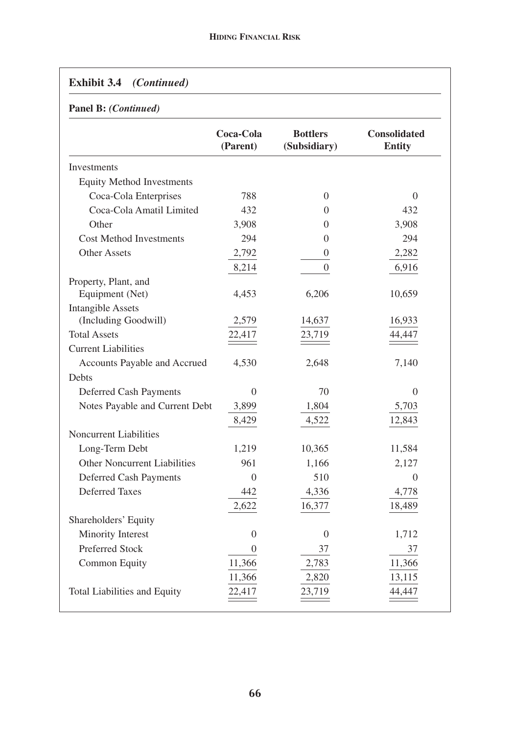## Exhibit 3.4 *(Continued)*

**Panel B:** ***(Continued)***

| | Coca-Cola (Parent) | Bottlers (Subsidiary) | Consolidated Entity |
|---|---|---|---|
| Investments | | | |
| Equity Method Investments | | | |
| Coca-Cola Enterprises | 788 | 0 | 0 |
| Coca-Cola Amatil Limited | 432 | 0 | 432 |
| Other | 3,908 | 0 | 3,908 |
| Cost Method Investments | 294 | 0 | 294 |
| Other Assets | 2,792 | 0 | 2,282 |
| | 8,214 | 0 | 6,916 |
| Property, Plant, and Equipment (Net) | 4,453 | 6,206 | 10,659 |
| Intangible Assets (Including Goodwill) | 2,579 | 14,637 | 16,933 |
| Total Assets | 22,417 | 23,719 | 44,447 |
| Current Liabilities | | | |
| Accounts Payable and Accrued | 4,530 | 2,648 | 7,140 |
| Debts | | | |
| Deferred Cash Payments | 0 | 70 | 0 |
| Notes Payable and Current Debt | 3,899 | 1,804 | 5,703 |
| | 8,429 | 4,522 | 12,843 |
| Noncurrent Liabilities | | | |
| Long-Term Debt | 1,219 | 10,365 | 11,584 |
| Other Noncurrent Liabilities | 961 | 1,166 | 2,127 |
| Deferred Cash Payments | 0 | 510 | 0 |
| Deferred Taxes | 442 | 4,336 | 4,778 |
| | 2,622 | 16,377 | 18,489 |
| Shareholders' Equity | | | |
| Minority Interest | 0 | 0 | 1,712 |
| Preferred Stock | 0 | 37 | 37 |
| Common Equity | 11,366 | 2,783 | 11,366 |
| | 11,366 | 2,820 | 13,115 |
| Total Liabilities and Equity | 22,417 | 23,719 | 44,447 |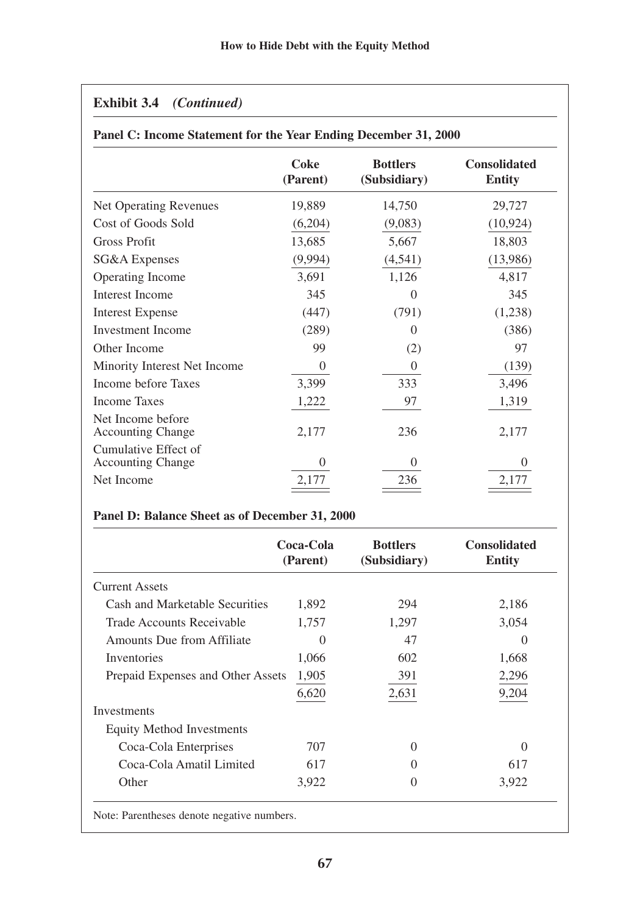## Exhibit 3.4 *(Continued)*

### Panel C: Income Statement for the Year Ending December 31, 2000

| | Coke (Parent) | Bottlers (Subsidiary) | Consolidated Entity |
|---|---|---|---|
| Net Operating Revenues | 19,889 | 14,750 | 29,727 |
| Cost of Goods Sold | (6,204) | (9,083) | (10,924) |
| Gross Profit | 13,685 | 5,667 | 18,803 |
| SG&A Expenses | (9,994) | (4,541) | (13,986) |
| Operating Income | 3,691 | 1,126 | 4,817 |
| Interest Income | 345 | 0 | 345 |
| Interest Expense | (447) | (791) | (1,238) |
| Investment Income | (289) | 0 | (386) |
| Other Income | 99 | (2) | 97 |
| Minority Interest Net Income | 0 | 0 | (139) |
| Income before Taxes | 3,399 | 333 | 3,496 |
| Income Taxes | 1,222 | 97 | 1,319 |
| Net Income before Accounting Change | 2,177 | 236 | 2,177 |
| Cumulative Effect of Accounting Change | 0 | 0 | 0 |
| Net Income | 2,177 | 236 | 2,177 |

### Panel D: Balance Sheet as of December 31, 2000

| | Coca-Cola (Parent) | Bottlers (Subsidiary) | Consolidated Entity |
|---|---|---|---|
| Current Assets | | | |
| Cash and Marketable Securities | 1,892 | 294 | 2,186 |
| Trade Accounts Receivable | 1,757 | 1,297 | 3,054 |
| Amounts Due from Affiliate | 0 | 47 | 0 |
| Inventories | 1,066 | 602 | 1,668 |
| Prepaid Expenses and Other Assets | 1,905 | 391 | 2,296 |
| | 6,620 | 2,631 | 9,204 |
| Investments | | | |
| Equity Method Investments | | | |
| Coca-Cola Enterprises | 707 | 0 | 0 |
| Coca-Cola Amatil Limited | 617 | 0 | 617 |
| Other | 3,922 | 0 | 3,922 |

Note: Parentheses denote negative numbers.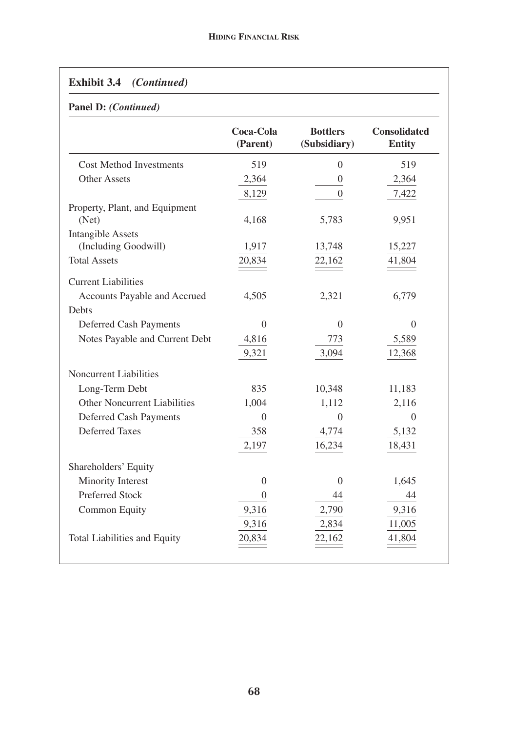## Exhibit 3.4 *(Continued)*

### Panel D: *(Continued)*

| | Coca-Cola (Parent) | Bottlers (Subsidiary) | Consolidated Entity |
|---|---|---|---|
| Cost Method Investments | 519 | 0 | 519 |
| Other Assets | 2,364 | 0 | 2,364 |
| | 8,129 | 0 | 7,422 |
| Property, Plant, and Equipment (Net) | 4,168 | 5,783 | 9,951 |
| Intangible Assets (Including Goodwill) | 1,917 | 13,748 | 15,227 |
| Total Assets | 20,834 | 22,162 | 41,804 |
| Current Liabilities | | | |
| Accounts Payable and Accrued Debts | 4,505 | 2,321 | 6,779 |
| Deferred Cash Payments | 0 | 0 | 0 |
| Notes Payable and Current Debt | 4,816 | 773 | 5,589 |
| | 9,321 | 3,094 | 12,368 |
| Noncurrent Liabilities | | | |
| Long-Term Debt | 835 | 10,348 | 11,183 |
| Other Noncurrent Liabilities | 1,004 | 1,112 | 2,116 |
| Deferred Cash Payments | 0 | 0 | 0 |
| Deferred Taxes | 358 | 4,774 | 5,132 |
| | 2,197 | 16,234 | 18,431 |
| Shareholders' Equity | | | |
| Minority Interest | 0 | 0 | 1,645 |
| Preferred Stock | 0 | 44 | 44 |
| Common Equity | 9,316 | 2,790 | 9,316 |
| | 9,316 | 2,834 | 11,005 |
| Total Liabilities and Equity | 20,834 | 22,162 | 41,804 |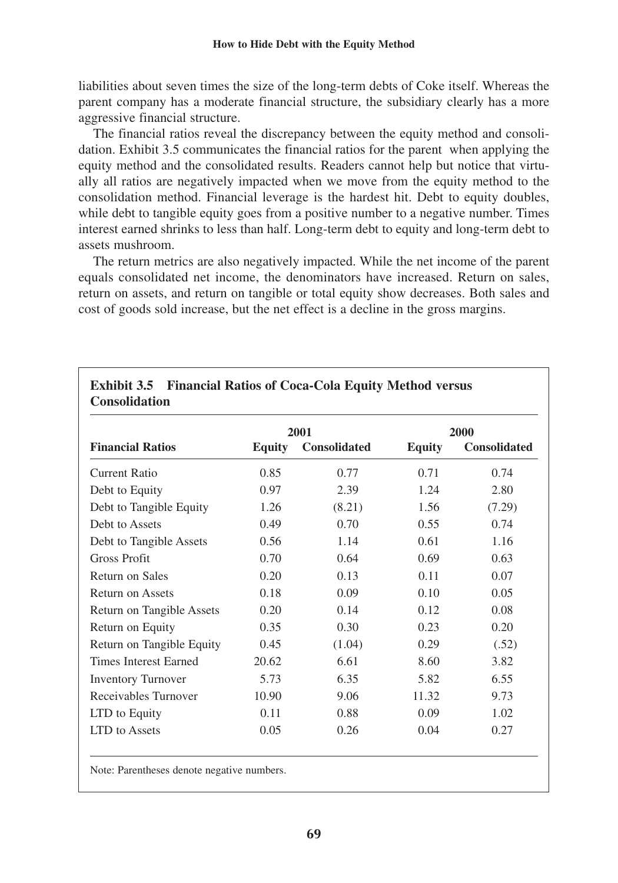liabilities about seven times the size of the long-term debts of Coke itself. Whereas the parent company has a moderate financial structure, the subsidiary clearly has a more aggressive financial structure.

The financial ratios reveal the discrepancy between the equity method and consolidation. Exhibit 3.5 communicates the financial ratios for the parent when applying the equity method and the consolidated results. Readers cannot help but notice that virtually all ratios are negatively impacted when we move from the equity method to the consolidation method. Financial leverage is the hardest hit. Debt to equity doubles, while debt to tangible equity goes from a positive number to a negative number. Times interest earned shrinks to less than half. Long-term debt to equity and long-term debt to assets mushroom.

The return metrics are also negatively impacted. While the net income of the parent equals consolidated net income, the denominators have increased. Return on sales, return on assets, and return on tangible or total equity show decreases. Both sales and cost of goods sold increase, but the net effect is a decline in the gross margins.

**Exhibit 3.5 Financial Ratios of Coca-Cola Equity Method versus Consolidation**

| | 2001 | | 2000 | |
|---|---|---|---|---|
| **Financial Ratios** | **Equity** | **Consolidated** | **Equity** | **Consolidated** |
| Current Ratio | 0.85 | 0.77 | 0.71 | 0.74 |
| Debt to Equity | 0.97 | 2.39 | 1.24 | 2.80 |
| Debt to Tangible Equity | 1.26 | (8.21) | 1.56 | (7.29) |
| Debt to Assets | 0.49 | 0.70 | 0.55 | 0.74 |
| Debt to Tangible Assets | 0.56 | 1.14 | 0.61 | 1.16 |
| Gross Profit | 0.70 | 0.64 | 0.69 | 0.63 |
| Return on Sales | 0.20 | 0.13 | 0.11 | 0.07 |
| Return on Assets | 0.18 | 0.09 | 0.10 | 0.05 |
| Return on Tangible Assets | 0.20 | 0.14 | 0.12 | 0.08 |
| Return on Equity | 0.35 | 0.30 | 0.23 | 0.20 |
| Return on Tangible Equity | 0.45 | (1.04) | 0.29 | (.52) |
| Times Interest Earned | 20.62 | 6.61 | 8.60 | 3.82 |
| Inventory Turnover | 5.73 | 6.35 | 5.82 | 6.55 |
| Receivables Turnover | 10.90 | 9.06 | 11.32 | 9.73 |
| LTD to Equity | 0.11 | 0.88 | 0.09 | 1.02 |
| LTD to Assets | 0.05 | 0.26 | 0.04 | 0.27 |

Note: Parentheses denote negative numbers.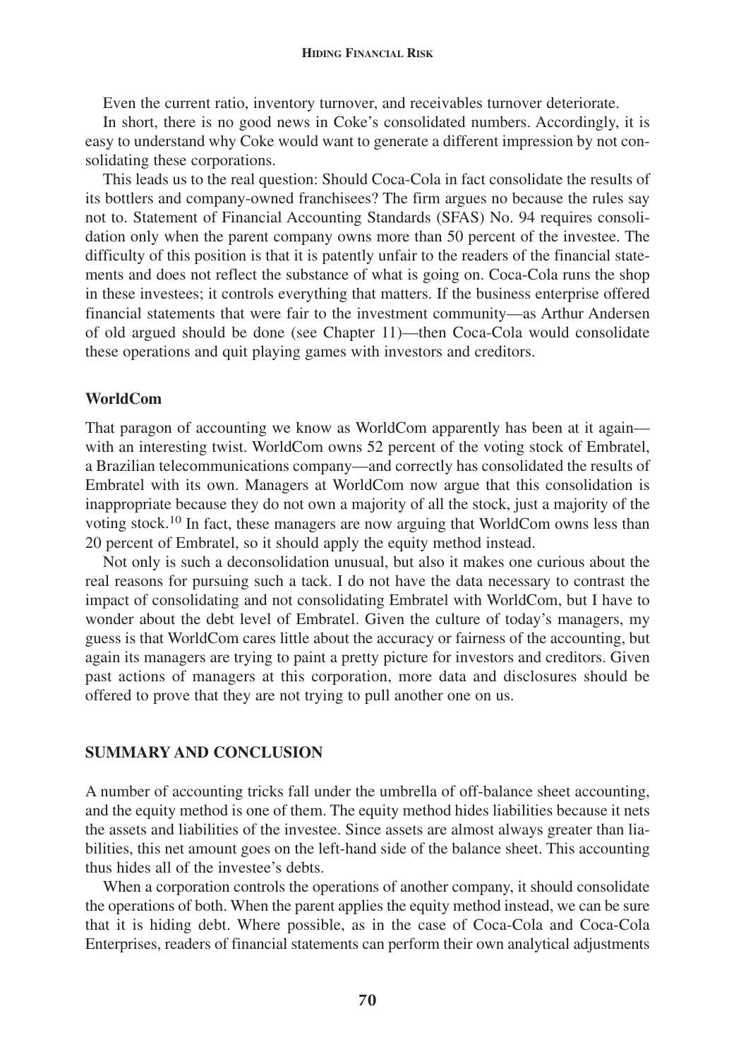Even the current ratio, inventory turnover, and receivables turnover deteriorate.

In short, there is no good news in Coke's consolidated numbers. Accordingly, it is easy to understand why Coke would want to generate a different impression by not consolidating these corporations.

This leads us to the real question: Should Coca-Cola in fact consolidate the results of its bottlers and company-owned franchisees? The firm argues no because the rules say not to. Statement of Financial Accounting Standards (SFAS) No. 94 requires consolidation only when the parent company owns more than 50 percent of the investee. The difficulty of this position is that it is patently unfair to the readers of the financial statements and does not reflect the substance of what is going on. Coca-Cola runs the shop in these investees; it controls everything that matters. If the business enterprise offered financial statements that were fair to the investment community—as Arthur Andersen of old argued should be done (see Chapter 11)—then Coca-Cola would consolidate these operations and quit playing games with investors and creditors.

### WorldCom

That paragon of accounting we know as WorldCom apparently has been at it again—with an interesting twist. WorldCom owns 52 percent of the voting stock of Embratel, a Brazilian telecommunications company—and correctly has consolidated the results of Embratel with its own. Managers at WorldCom now argue that this consolidation is inappropriate because they do not own a majority of all the stock, just a majority of the voting stock.[10] In fact, these managers are now arguing that WorldCom owns less than 20 percent of Embratel, so it should apply the equity method instead.

Not only is such a deconsolidation unusual, but also it makes one curious about the real reasons for pursuing such a tack. I do not have the data necessary to contrast the impact of consolidating and not consolidating Embratel with WorldCom, but I have to wonder about the debt level of Embratel. Given the culture of today's managers, my guess is that WorldCom cares little about the accuracy or fairness of the accounting, but again its managers are trying to paint a pretty picture for investors and creditors. Given past actions of managers at this corporation, more data and disclosures should be offered to prove that they are not trying to pull another one on us.

## SUMMARY AND CONCLUSION

A number of accounting tricks fall under the umbrella of off-balance sheet accounting, and the equity method is one of them. The equity method hides liabilities because it nets the assets and liabilities of the investee. Since assets are almost always greater than liabilities, this net amount goes on the left-hand side of the balance sheet. This accounting thus hides all of the investee's debts.

When a corporation controls the operations of another company, it should consolidate the operations of both. When the parent applies the equity method instead, we can be sure that it is hiding debt. Where possible, as in the case of Coca-Cola and Coca-Cola Enterprises, readers of financial statements can perform their own analytical adjustments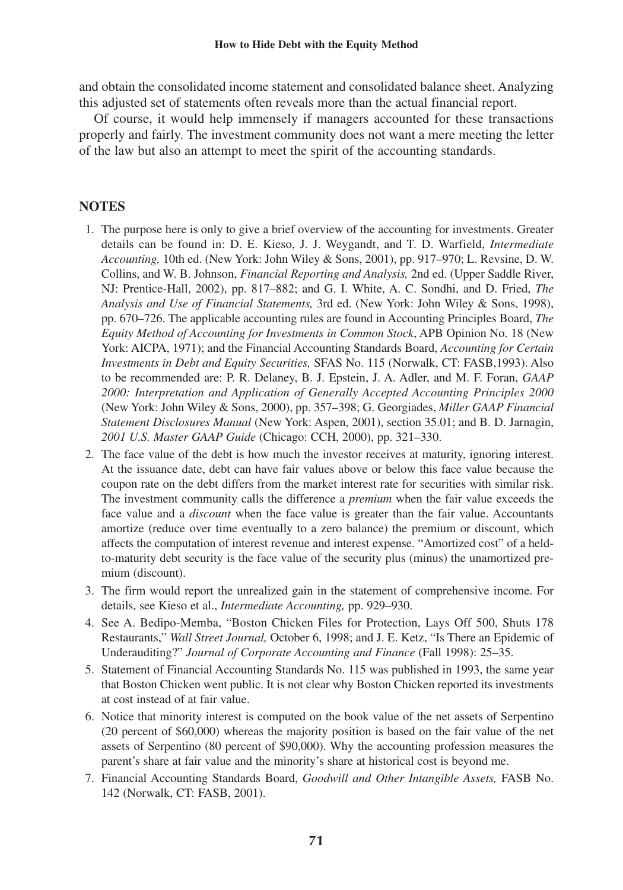and obtain the consolidated income statement and consolidated balance sheet. Analyzing this adjusted set of statements often reveals more than the actual financial report.

Of course, it would help immensely if managers accounted for these transactions properly and fairly. The investment community does not want a mere meeting the letter of the law but also an attempt to meet the spirit of the accounting standards.

## NOTES

1. The purpose here is only to give a brief overview of the accounting for investments. Greater details can be found in: D. E. Kieso, J. J. Weygandt, and T. D. Warfield, *Intermediate Accounting,* 10th ed. (New York: John Wiley & Sons, 2001), pp. 917–970; L. Revsine, D. W. Collins, and W. B. Johnson, *Financial Reporting and Analysis,* 2nd ed. (Upper Saddle River, NJ: Prentice-Hall, 2002), pp. 817–882; and G. I. White, A. C. Sondhi, and D. Fried, *The Analysis and Use of Financial Statements,* 3rd ed. (New York: John Wiley & Sons, 1998), pp. 670–726. The applicable accounting rules are found in Accounting Principles Board, *The Equity Method of Accounting for Investments in Common Stock*, APB Opinion No. 18 (New York: AICPA, 1971); and the Financial Accounting Standards Board, *Accounting for Certain Investments in Debt and Equity Securities,* SFAS No. 115 (Norwalk, CT: FASB,1993). Also to be recommended are: P. R. Delaney, B. J. Epstein, J. A. Adler, and M. F. Foran, *GAAP 2000: Interpretation and Application of Generally Accepted Accounting Principles 2000* (New York: John Wiley & Sons, 2000), pp. 357–398; G. Georgiades, *Miller GAAP Financial Statement Disclosures Manual* (New York: Aspen, 2001), section 35.01; and B. D. Jarnagin, *2001 U.S. Master GAAP Guide* (Chicago: CCH, 2000), pp. 321–330.
2. The face value of the debt is how much the investor receives at maturity, ignoring interest. At the issuance date, debt can have fair values above or below this face value because the coupon rate on the debt differs from the market interest rate for securities with similar risk. The investment community calls the difference a *premium* when the fair value exceeds the face value and a *discount* when the face value is greater than the fair value. Accountants amortize (reduce over time eventually to a zero balance) the premium or discount, which affects the computation of interest revenue and interest expense. "Amortized cost" of a held-to-maturity debt security is the face value of the security plus (minus) the unamortized premium (discount).
3. The firm would report the unrealized gain in the statement of comprehensive income. For details, see Kieso et al., *Intermediate Accounting,* pp. 929–930.
4. See A. Bedipo-Memba, "Boston Chicken Files for Protection, Lays Off 500, Shuts 178 Restaurants," *Wall Street Journal,* October 6, 1998; and J. E. Ketz, "Is There an Epidemic of Underauditing?" *Journal of Corporate Accounting and Finance* (Fall 1998): 25–35.
5. Statement of Financial Accounting Standards No. 115 was published in 1993, the same year that Boston Chicken went public. It is not clear why Boston Chicken reported its investments at cost instead of at fair value.
6. Notice that minority interest is computed on the book value of the net assets of Serpentino (20 percent of $60,000) whereas the majority position is based on the fair value of the net assets of Serpentino (80 percent of $90,000). Why the accounting profession measures the parent's share at fair value and the minority's share at historical cost is beyond me.
7. Financial Accounting Standards Board, *Goodwill and Other Intangible Assets,* FASB No. 142 (Norwalk, CT: FASB, 2001).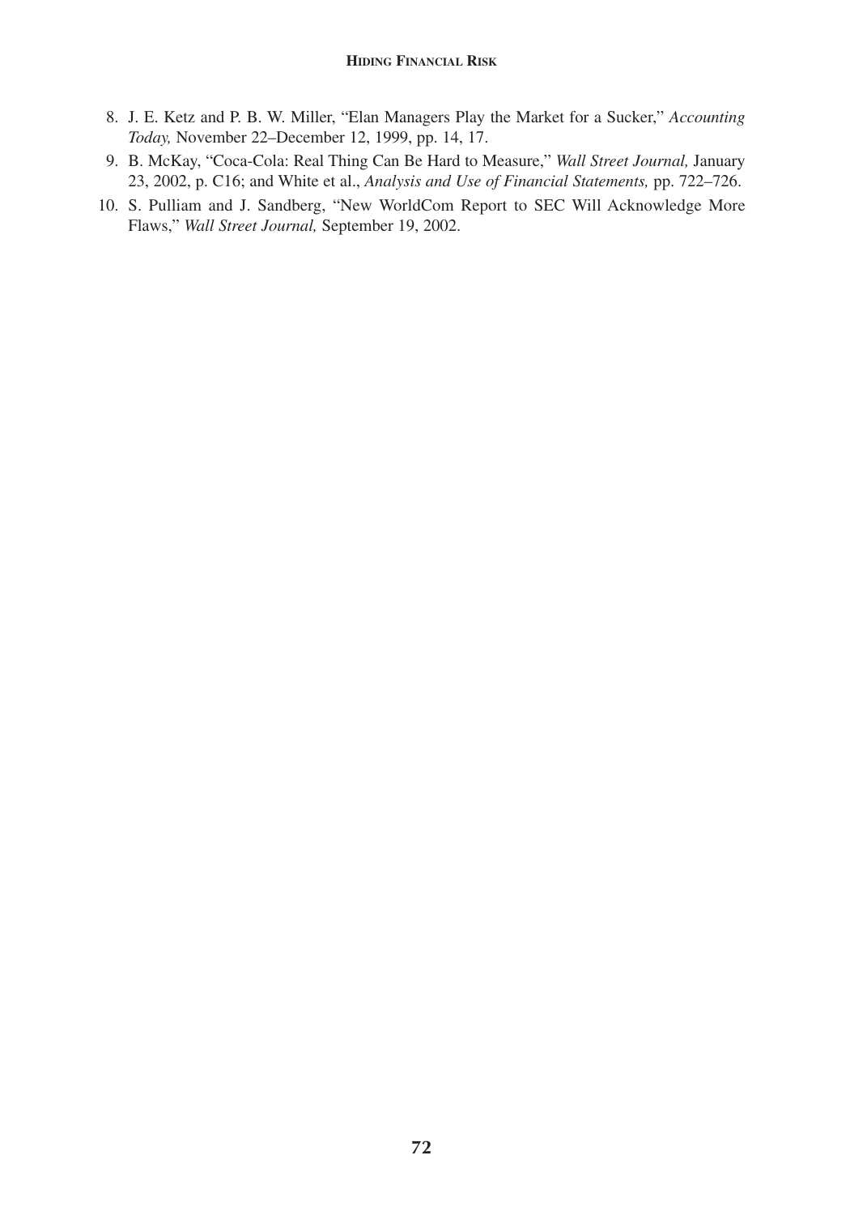8. J. E. Ketz and P. B. W. Miller, "Elan Managers Play the Market for a Sucker," *Accounting Today,* November 22–December 12, 1999, pp. 14, 17.
9. B. McKay, "Coca-Cola: Real Thing Can Be Hard to Measure," *Wall Street Journal,* January 23, 2002, p. C16; and White et al., *Analysis and Use of Financial Statements,* pp. 722–726.
10. S. Pulliam and J. Sandberg, "New WorldCom Report to SEC Will Acknowledge More Flaws," *Wall Street Journal,* September 19, 2002.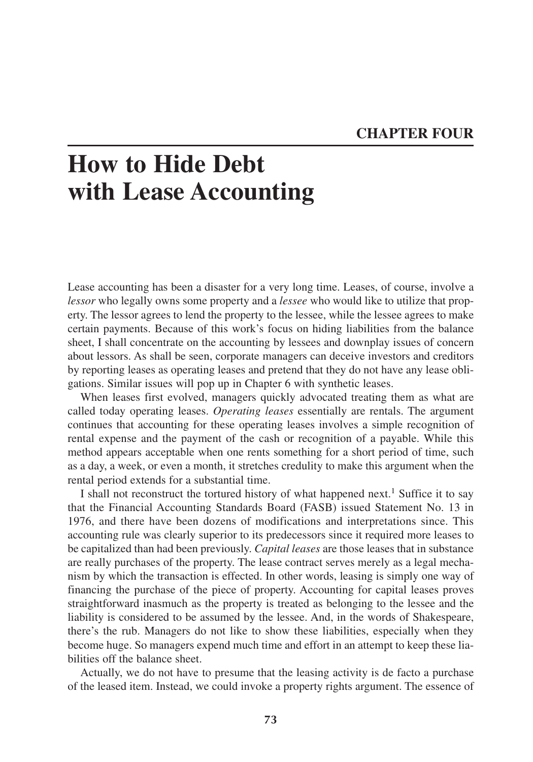## CHAPTER FOUR

# How to Hide Debt with Lease Accounting

Lease accounting has been a disaster for a very long time. Leases, of course, involve a *lessor* who legally owns some property and a *lessee* who would like to utilize that property. The lessor agrees to lend the property to the lessee, while the lessee agrees to make certain payments. Because of this work's focus on hiding liabilities from the balance sheet, I shall concentrate on the accounting by lessees and downplay issues of concern about lessors. As shall be seen, corporate managers can deceive investors and creditors by reporting leases as operating leases and pretend that they do not have any lease obligations. Similar issues will pop up in Chapter 6 with synthetic leases.

When leases first evolved, managers quickly advocated treating them as what are called today operating leases. *Operating leases* essentially are rentals. The argument continues that accounting for these operating leases involves a simple recognition of rental expense and the payment of the cash or recognition of a payable. While this method appears acceptable when one rents something for a short period of time, such as a day, a week, or even a month, it stretches credulity to make this argument when the rental period extends for a substantial time.

I shall not reconstruct the tortured history of what happened next.[1] Suffice it to say that the Financial Accounting Standards Board (FASB) issued Statement No. 13 in 1976, and there have been dozens of modifications and interpretations since. This accounting rule was clearly superior to its predecessors since it required more leases to be capitalized than had been previously. *Capital leases* are those leases that in substance are really purchases of the property. The lease contract serves merely as a legal mechanism by which the transaction is effected. In other words, leasing is simply one way of financing the purchase of the piece of property. Accounting for capital leases proves straightforward inasmuch as the property is treated as belonging to the lessee and the liability is considered to be assumed by the lessee. And, in the words of Shakespeare, there's the rub. Managers do not like to show these liabilities, especially when they become huge. So managers expend much time and effort in an attempt to keep these liabilities off the balance sheet.

Actually, we do not have to presume that the leasing activity is de facto a purchase of the leased item. Instead, we could invoke a property rights argument. The essence of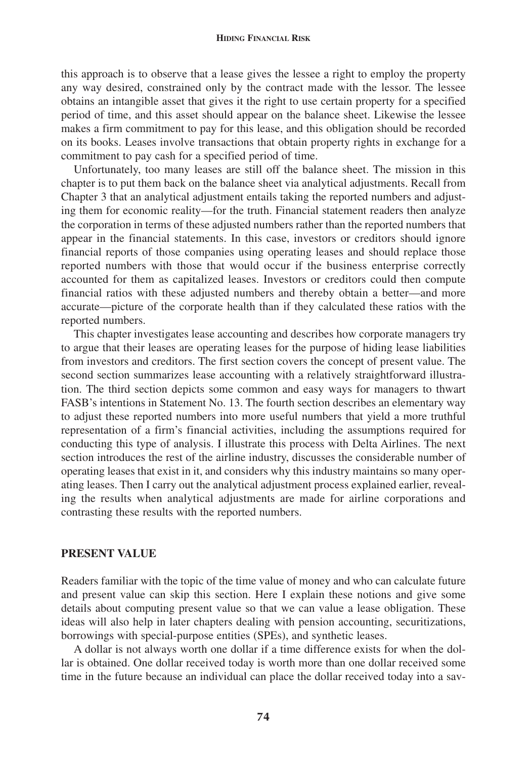this approach is to observe that a lease gives the lessee a right to employ the property any way desired, constrained only by the contract made with the lessor. The lessee obtains an intangible asset that gives it the right to use certain property for a specified period of time, and this asset should appear on the balance sheet. Likewise the lessee makes a firm commitment to pay for this lease, and this obligation should be recorded on its books. Leases involve transactions that obtain property rights in exchange for a commitment to pay cash for a specified period of time.

Unfortunately, too many leases are still off the balance sheet. The mission in this chapter is to put them back on the balance sheet via analytical adjustments. Recall from Chapter 3 that an analytical adjustment entails taking the reported numbers and adjusting them for economic reality—for the truth. Financial statement readers then analyze the corporation in terms of these adjusted numbers rather than the reported numbers that appear in the financial statements. In this case, investors or creditors should ignore financial reports of those companies using operating leases and should replace those reported numbers with those that would occur if the business enterprise correctly accounted for them as capitalized leases. Investors or creditors could then compute financial ratios with these adjusted numbers and thereby obtain a better—and more accurate—picture of the corporate health than if they calculated these ratios with the reported numbers.

This chapter investigates lease accounting and describes how corporate managers try to argue that their leases are operating leases for the purpose of hiding lease liabilities from investors and creditors. The first section covers the concept of present value. The second section summarizes lease accounting with a relatively straightforward illustration. The third section depicts some common and easy ways for managers to thwart FASB's intentions in Statement No. 13. The fourth section describes an elementary way to adjust these reported numbers into more useful numbers that yield a more truthful representation of a firm's financial activities, including the assumptions required for conducting this type of analysis. I illustrate this process with Delta Airlines. The next section introduces the rest of the airline industry, discusses the considerable number of operating leases that exist in it, and considers why this industry maintains so many operating leases. Then I carry out the analytical adjustment process explained earlier, revealing the results when analytical adjustments are made for airline corporations and contrasting these results with the reported numbers.

## PRESENT VALUE

Readers familiar with the topic of the time value of money and who can calculate future and present value can skip this section. Here I explain these notions and give some details about computing present value so that we can value a lease obligation. These ideas will also help in later chapters dealing with pension accounting, securitizations, borrowings with special-purpose entities (SPEs), and synthetic leases.

A dollar is not always worth one dollar if a time difference exists for when the dollar is obtained. One dollar received today is worth more than one dollar received some time in the future because an individual can place the dollar received today into a sav-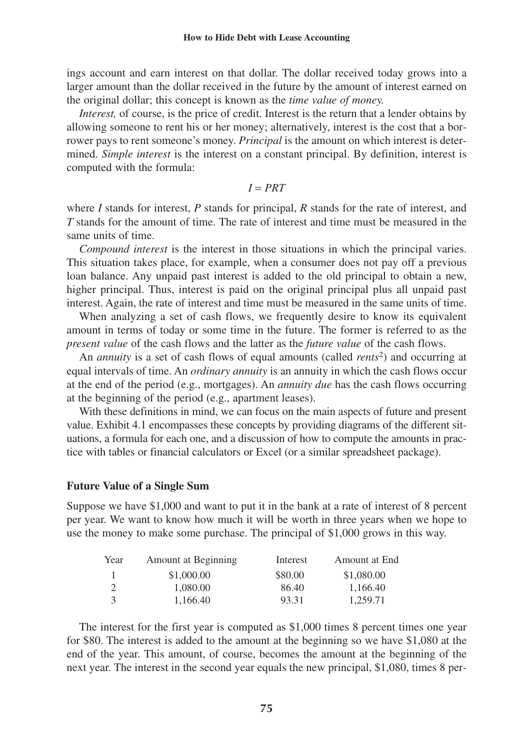ings account and earn interest on that dollar. The dollar received today grows into a larger amount than the dollar received in the future by the amount of interest earned on the original dollar; this concept is known as the *time value of money.*

*Interest,* of course, is the price of credit. Interest is the return that a lender obtains by allowing someone to rent his or her money; alternatively, interest is the cost that a borrower pays to rent someone's money. *Principal* is the amount on which interest is determined. *Simple interest* is the interest on a constant principal. By definition, interest is computed with the formula:

$$I = PRT$$

where $I$ stands for interest, $P$ stands for principal, $R$ stands for the rate of interest, and $T$ stands for the amount of time. The rate of interest and time must be measured in the same units of time.

*Compound interest* is the interest in those situations in which the principal varies. This situation takes place, for example, when a consumer does not pay off a previous loan balance. Any unpaid past interest is added to the old principal to obtain a new, higher principal. Thus, interest is paid on the original principal plus all unpaid past interest. Again, the rate of interest and time must be measured in the same units of time.

When analyzing a set of cash flows, we frequently desire to know its equivalent amount in terms of today or some time in the future. The former is referred to as the *present value* of the cash flows and the latter as the *future value* of the cash flows.

An *annuity* is a set of cash flows of equal amounts (called *rents*[2]) and occurring at equal intervals of time. An *ordinary annuity* is an annuity in which the cash flows occur at the end of the period (e.g., mortgages). An *annuity due* has the cash flows occurring at the beginning of the period (e.g., apartment leases).

With these definitions in mind, we can focus on the main aspects of future and present value. Exhibit 4.1 encompasses these concepts by providing diagrams of the different situations, a formula for each one, and a discussion of how to compute the amounts in practice with tables or financial calculators or Excel (or a similar spreadsheet package).

### Future Value of a Single Sum

Suppose we have $1,000 and want to put it in the bank at a rate of interest of 8 percent per year. We want to know how much it will be worth in three years when we hope to use the money to make some purchase. The principal of $1,000 grows in this way.

| Year | Amount at Beginning | Interest | Amount at End |
|---|---|---|---|
| 1 | $1,000.00 | $80.00 | $1,080.00 |
| 2 | 1,080.00 | 86.40 | 1,166.40 |
| 3 | 1,166.40 | 93.31 | 1,259.71 |

The interest for the first year is computed as $1,000 times 8 percent times one year for $80. The interest is added to the amount at the beginning so we have $1,080 at the end of the year. This amount, of course, becomes the amount at the beginning of the next year. The interest in the second year equals the new principal, $1,080, times 8 per-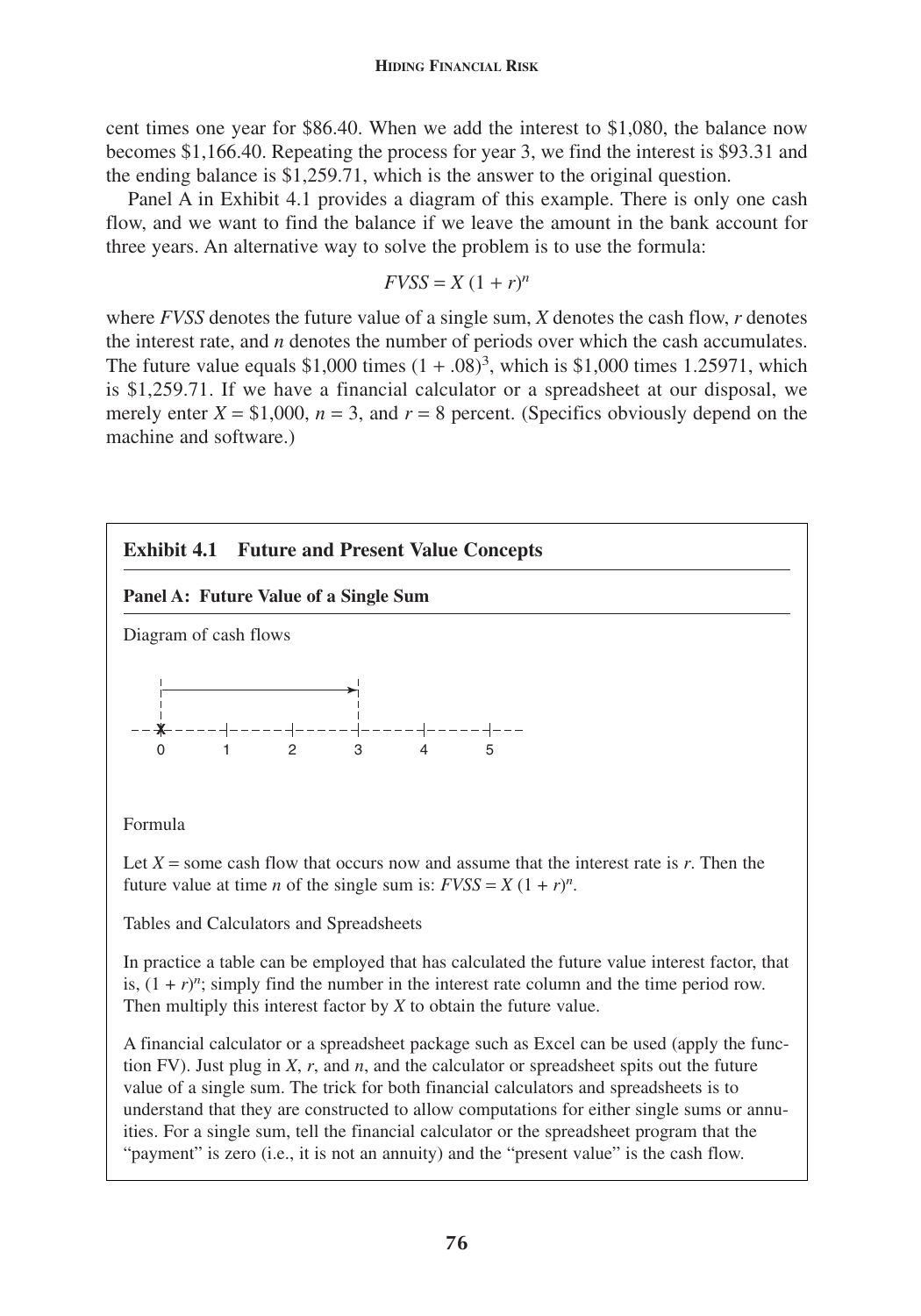cent times one year for \$86.40. When we add the interest to \$1,080, the balance now becomes \$1,166.40. Repeating the process for year 3, we find the interest is \$93.31 and the ending balance is \$1,259.71, which is the answer to the original question.

Panel A in Exhibit 4.1 provides a diagram of this example. There is only one cash flow, and we want to find the balance if we leave the amount in the bank account for three years. An alternative way to solve the problem is to use the formula:

$$FVSS = X\,(1 + r)^n$$

where *FVSS* denotes the future value of a single sum, *X* denotes the cash flow, *r* denotes the interest rate, and *n* denotes the number of periods over which the cash accumulates. The future value equals \$1,000 times $(1 + .08)^3$, which is \$1,000 times 1.25971, which is \$1,259.71. If we have a financial calculator or a spreadsheet at our disposal, we merely enter $X = \$1,000$, $n = 3$, and $r = 8$ percent. (Specifics obviously depend on the machine and software.)

**Exhibit 4.1 Future and Present Value Concepts**

**Panel A: Future Value of a Single Sum**

Diagram of cash flows

```
 |-------------------->|
 |                     |
-X-----|-----|-----|-----|-----|---
 0     1     2     3     4     5
```

Formula

Let $X$ = some cash flow that occurs now and assume that the interest rate is $r$. Then the future value at time $n$ of the single sum is: $FVSS = X\,(1 + r)^n$.

Tables and Calculators and Spreadsheets

In practice a table can be employed that has calculated the future value interest factor, that is, $(1 + r)^n$; simply find the number in the interest rate column and the time period row. Then multiply this interest factor by $X$ to obtain the future value.

A financial calculator or a spreadsheet package such as Excel can be used (apply the function FV). Just plug in $X$, $r$, and $n$, and the calculator or spreadsheet spits out the future value of a single sum. The trick for both financial calculators and spreadsheets is to understand that they are constructed to allow computations for either single sums or annuities. For a single sum, tell the financial calculator or the spreadsheet program that the "payment" is zero (i.e., it is not an annuity) and the "present value" is the cash flow.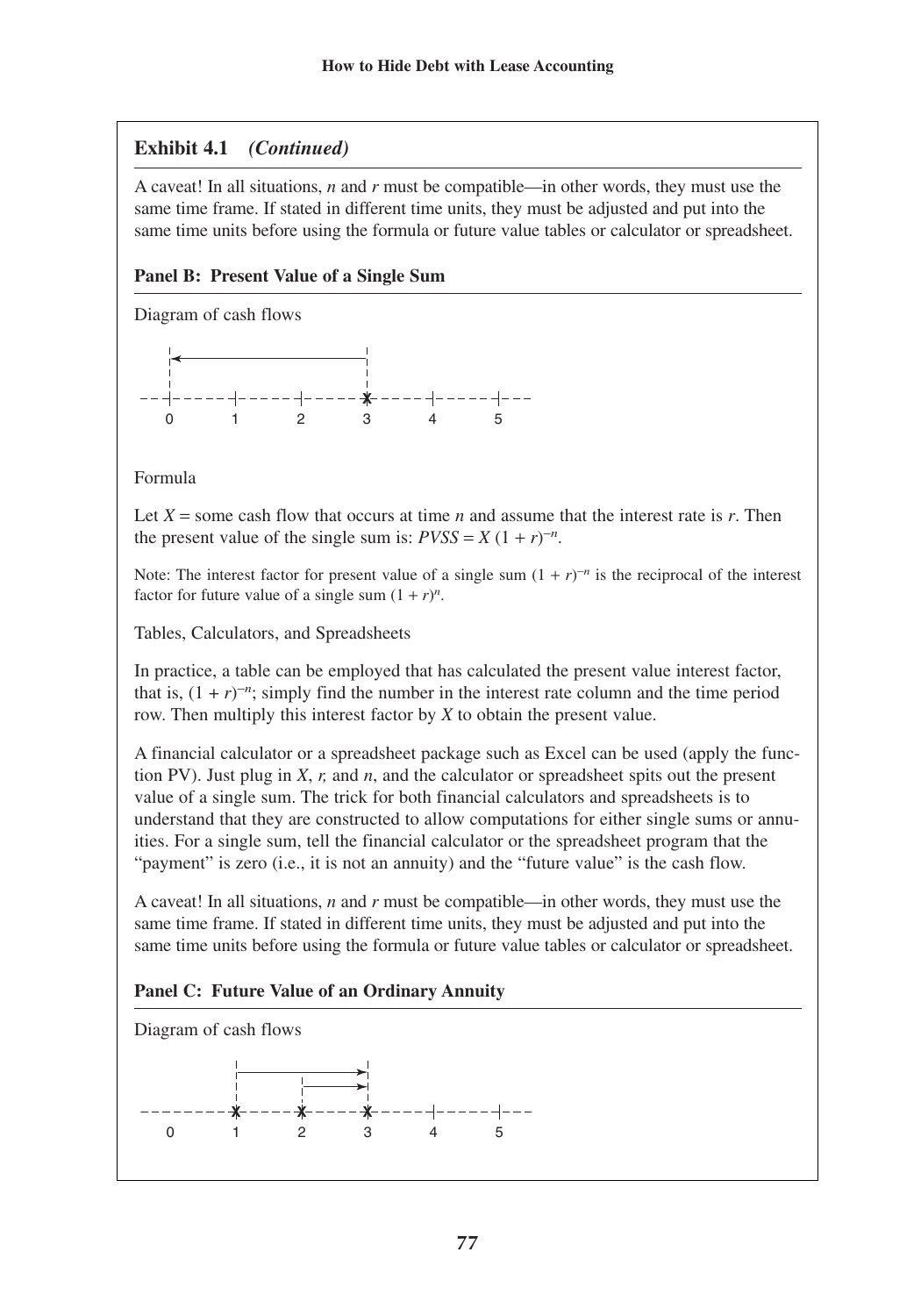## Exhibit 4.1 *(Continued)*

A caveat! In all situations, $n$ and $r$ must be compatible—in other words, they must use the same time frame. If stated in different time units, they must be adjusted and put into the same time units before using the formula or future value tables or calculator or spreadsheet.

### Panel B: Present Value of a Single Sum

Diagram of cash flows

0
1
2
3
4
5

Formula

Let $X$ = some cash flow that occurs at time $n$ and assume that the interest rate is $r$. Then the present value of the single sum is: $PVSS = X\,(1 + r)^{-n}$.

Note: The interest factor for present value of a single sum $(1 + r)^{-n}$ is the reciprocal of the interest factor for future value of a single sum $(1 + r)^{n}$.

Tables, Calculators, and Spreadsheets

In practice, a table can be employed that has calculated the present value interest factor, that is, $(1 + r)^{-n}$; simply find the number in the interest rate column and the time period row. Then multiply this interest factor by $X$ to obtain the present value.

A financial calculator or a spreadsheet package such as Excel can be used (apply the function PV). Just plug in $X$, $r$, and $n$, and the calculator or spreadsheet spits out the present value of a single sum. The trick for both financial calculators and spreadsheets is to understand that they are constructed to allow computations for either single sums or annuities. For a single sum, tell the financial calculator or the spreadsheet program that the "payment" is zero (i.e., it is not an annuity) and the "future value" is the cash flow.

A caveat! In all situations, $n$ and $r$ must be compatible—in other words, they must use the same time frame. If stated in different time units, they must be adjusted and put into the same time units before using the formula or future value tables or calculator or spreadsheet.

### Panel C: Future Value of an Ordinary Annuity

Diagram of cash flows

0
1
2
3
4
5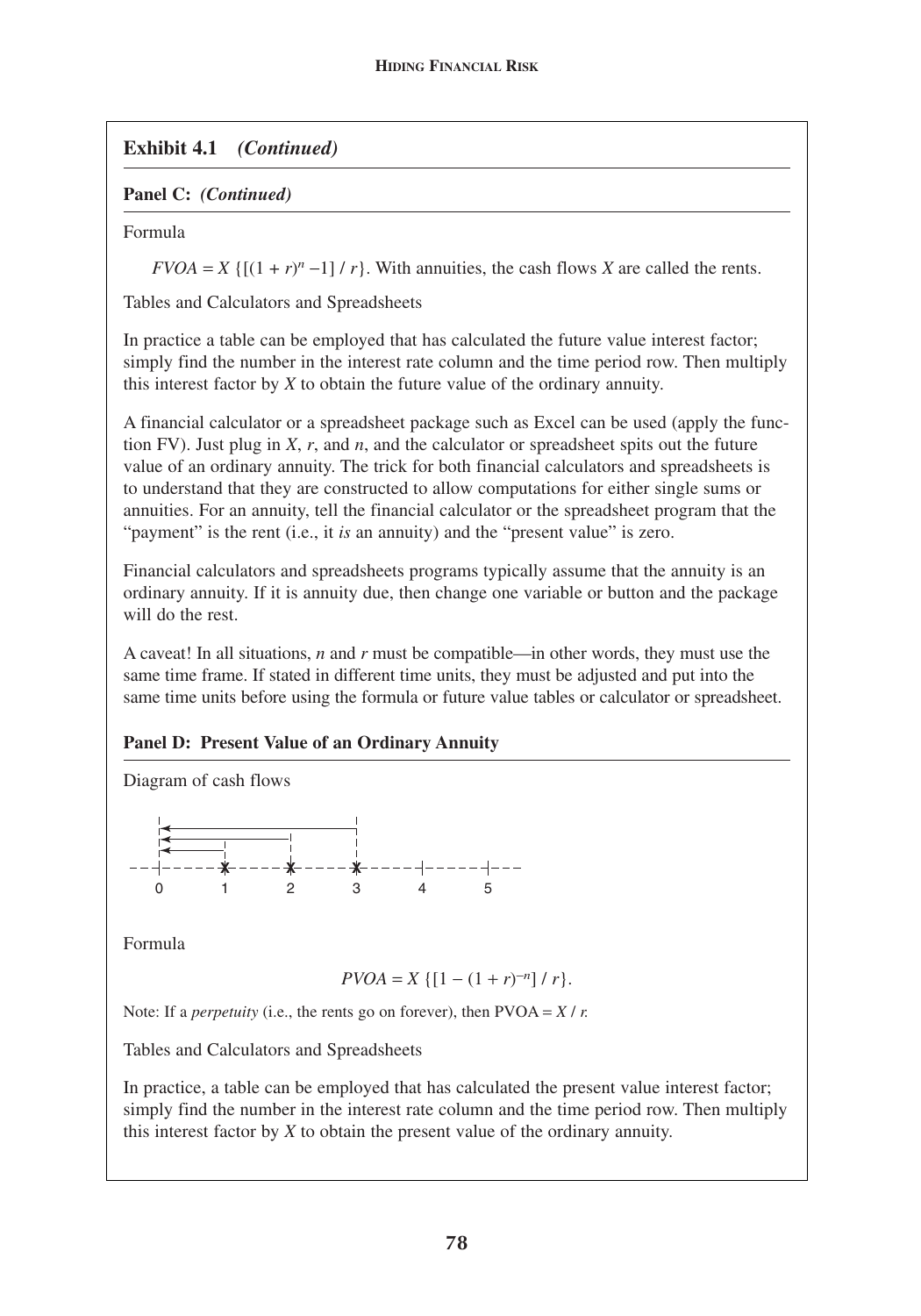**Exhibit 4.1** ***(Continued)***

**Panel C:** ***(Continued)***

Formula

$FVOA = X \{[(1 + r)^n - 1] / r\}$. With annuities, the cash flows $X$ are called the rents.

Tables and Calculators and Spreadsheets

In practice a table can be employed that has calculated the future value interest factor; simply find the number in the interest rate column and the time period row. Then multiply this interest factor by $X$ to obtain the future value of the ordinary annuity.

A financial calculator or a spreadsheet package such as Excel can be used (apply the function FV). Just plug in $X$, $r$, and $n$, and the calculator or spreadsheet spits out the future value of an ordinary annuity. The trick for both financial calculators and spreadsheets is to understand that they are constructed to allow computations for either single sums or annuities. For an annuity, tell the financial calculator or the spreadsheet program that the "payment" is the rent (i.e., it *is* an annuity) and the "present value" is zero.

Financial calculators and spreadsheets programs typically assume that the annuity is an ordinary annuity. If it is annuity due, then change one variable or button and the package will do the rest.

A caveat! In all situations, $n$ and $r$ must be compatible—in other words, they must use the same time frame. If stated in different time units, they must be adjusted and put into the same time units before using the formula or future value tables or calculator or spreadsheet.

**Panel D: Present Value of an Ordinary Annuity**

Diagram of cash flows

0 1 2 3 4 5

Formula

$$PVOA = X \{[1 - (1 + r)^{-n}] / r\}.$$

Note: If a *perpetuity* (i.e., the rents go on forever), then PVOA = $X / r$.

Tables and Calculators and Spreadsheets

In practice, a table can be employed that has calculated the present value interest factor; simply find the number in the interest rate column and the time period row. Then multiply this interest factor by $X$ to obtain the present value of the ordinary annuity.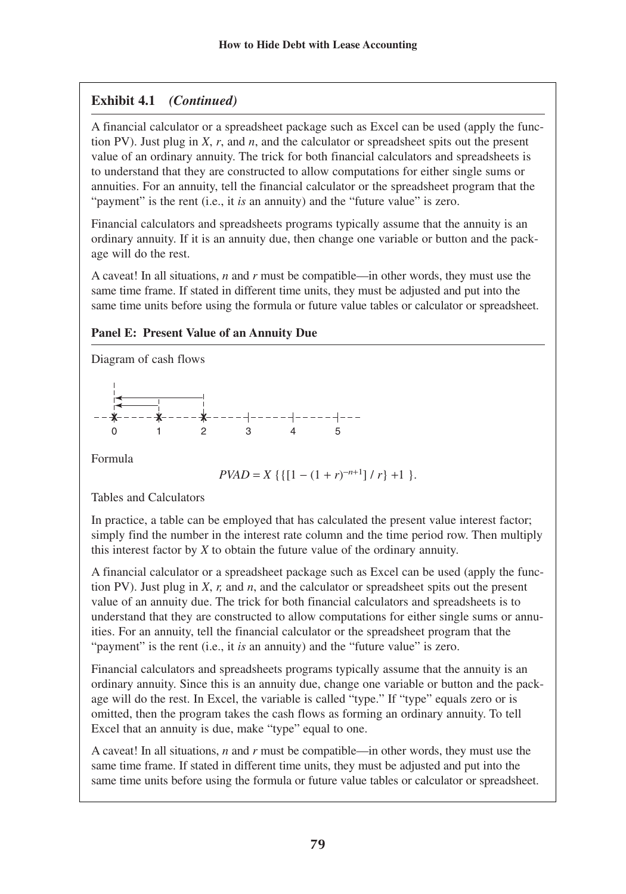**Exhibit 4.1** ***(Continued)***

A financial calculator or a spreadsheet package such as Excel can be used (apply the function PV). Just plug in $X$, $r$, and $n$, and the calculator or spreadsheet spits out the present value of an ordinary annuity. The trick for both financial calculators and spreadsheets is to understand that they are constructed to allow computations for either single sums or annuities. For an annuity, tell the financial calculator or the spreadsheet program that the "payment" is the rent (i.e., it *is* an annuity) and the "future value" is zero.

Financial calculators and spreadsheets programs typically assume that the annuity is an ordinary annuity. If it is an annuity due, then change one variable or button and the package will do the rest.

A caveat! In all situations, $n$ and $r$ must be compatible—in other words, they must use the same time frame. If stated in different time units, they must be adjusted and put into the same time units before using the formula or future value tables or calculator or spreadsheet.

**Panel E: Present Value of an Annuity Due**

Diagram of cash flows

0 1 2 3 4 5

Formula

$$PVAD = X\ \{\{[1 - (1 + r)^{-n+1}] / r\} + 1\ \}.$$

Tables and Calculators

In practice, a table can be employed that has calculated the present value interest factor; simply find the number in the interest rate column and the time period row. Then multiply this interest factor by $X$ to obtain the future value of the ordinary annuity.

A financial calculator or a spreadsheet package such as Excel can be used (apply the function PV). Just plug in $X$, $r$, and $n$, and the calculator or spreadsheet spits out the present value of an annuity due. The trick for both financial calculators and spreadsheets is to understand that they are constructed to allow computations for either single sums or annuities. For an annuity, tell the financial calculator or the spreadsheet program that the "payment" is the rent (i.e., it *is* an annuity) and the "future value" is zero.

Financial calculators and spreadsheets programs typically assume that the annuity is an ordinary annuity. Since this is an annuity due, change one variable or button and the package will do the rest. In Excel, the variable is called "type." If "type" equals zero or is omitted, then the program takes the cash flows as forming an ordinary annuity. To tell Excel that an annuity is due, make "type" equal to one.

A caveat! In all situations, $n$ and $r$ must be compatible—in other words, they must use the same time frame. If stated in different time units, they must be adjusted and put into the same time units before using the formula or future value tables or calculator or spreadsheet.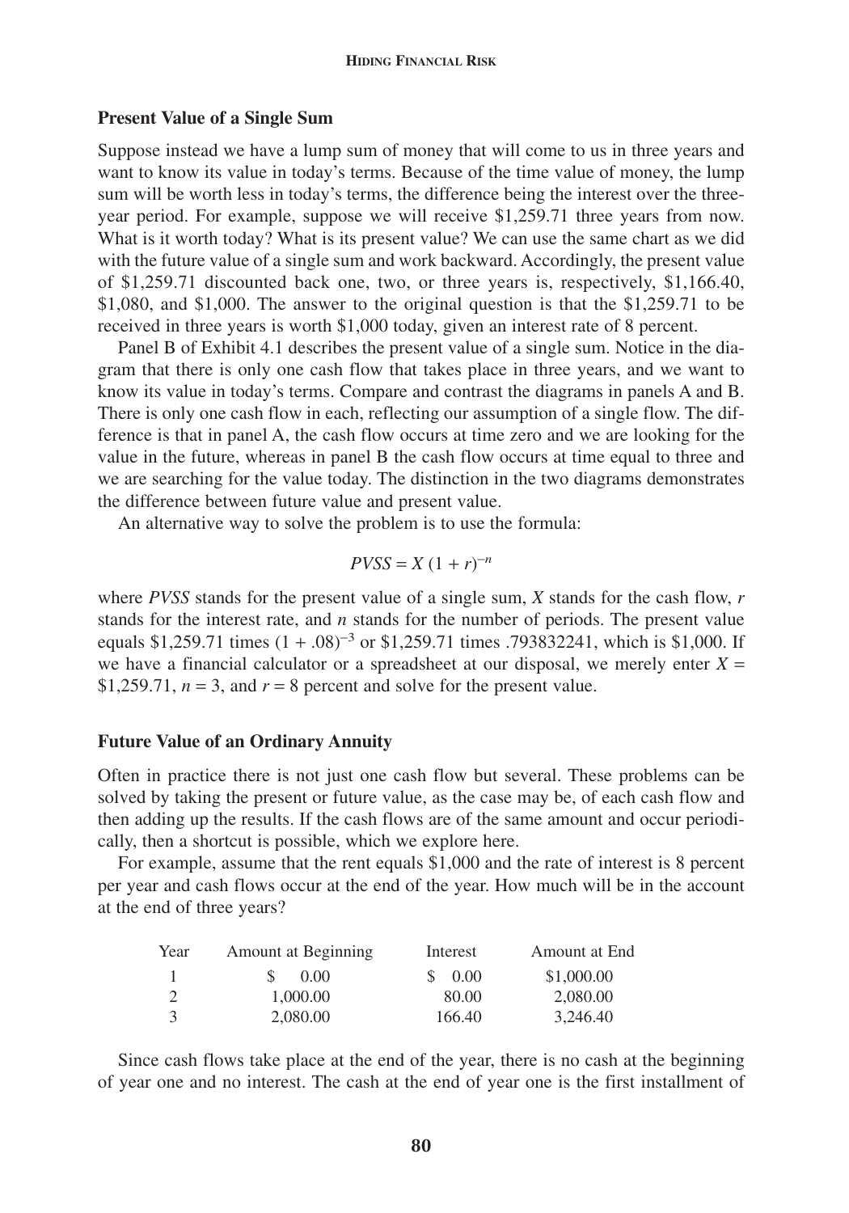### Present Value of a Single Sum

Suppose instead we have a lump sum of money that will come to us in three years and want to know its value in today's terms. Because of the time value of money, the lump sum will be worth less in today's terms, the difference being the interest over the three-year period. For example, suppose we will receive \$1,259.71 three years from now. What is it worth today? What is its present value? We can use the same chart as we did with the future value of a single sum and work backward. Accordingly, the present value of \$1,259.71 discounted back one, two, or three years is, respectively, \$1,166.40, \$1,080, and \$1,000. The answer to the original question is that the \$1,259.71 to be received in three years is worth \$1,000 today, given an interest rate of 8 percent.

Panel B of Exhibit 4.1 describes the present value of a single sum. Notice in the diagram that there is only one cash flow that takes place in three years, and we want to know its value in today's terms. Compare and contrast the diagrams in panels A and B. There is only one cash flow in each, reflecting our assumption of a single flow. The difference is that in panel A, the cash flow occurs at time zero and we are looking for the value in the future, whereas in panel B the cash flow occurs at time equal to three and we are searching for the value today. The distinction in the two diagrams demonstrates the difference between future value and present value.

An alternative way to solve the problem is to use the formula:

$$PVSS = X\,(1 + r)^{-n}$$

where *PVSS* stands for the present value of a single sum, *X* stands for the cash flow, *r* stands for the interest rate, and *n* stands for the number of periods. The present value equals \$1,259.71 times $(1 + .08)^{-3}$ or \$1,259.71 times .793832241, which is \$1,000. If we have a financial calculator or a spreadsheet at our disposal, we merely enter $X =$ \$1,259.71, $n = 3$, and $r = 8$ percent and solve for the present value.

### Future Value of an Ordinary Annuity

Often in practice there is not just one cash flow but several. These problems can be solved by taking the present or future value, as the case may be, of each cash flow and then adding up the results. If the cash flows are of the same amount and occur periodically, then a shortcut is possible, which we explore here.

For example, assume that the rent equals \$1,000 and the rate of interest is 8 percent per year and cash flows occur at the end of the year. How much will be in the account at the end of three years?

| Year | Amount at Beginning | Interest | Amount at End |
|---|---|---|---|
| 1 | \$ 0.00 | \$ 0.00 | \$1,000.00 |
| 2 | 1,000.00 | 80.00 | 2,080.00 |
| 3 | 2,080.00 | 166.40 | 3,246.40 |

Since cash flows take place at the end of the year, there is no cash at the beginning of year one and no interest. The cash at the end of year one is the first installment of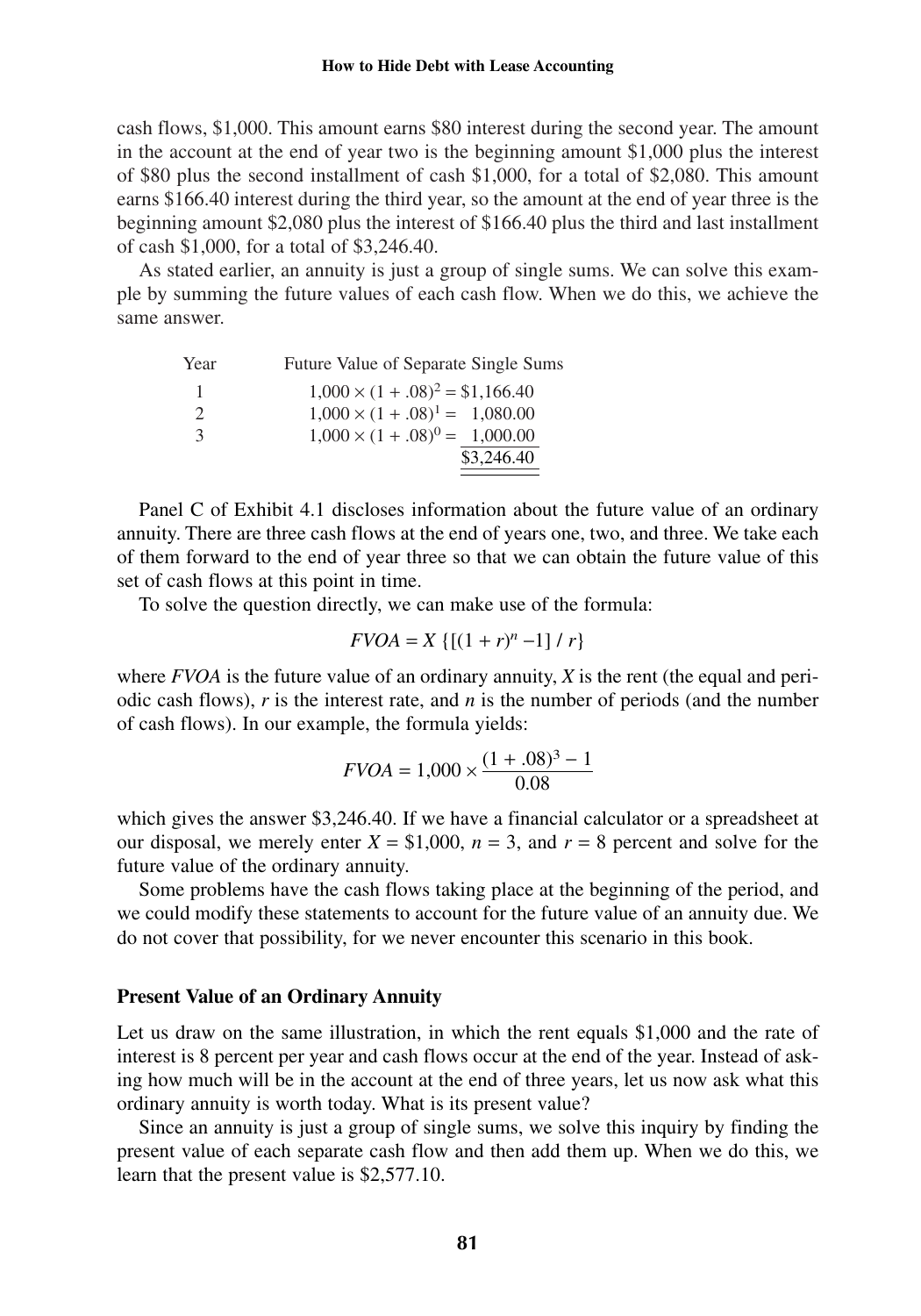cash flows, \$1,000. This amount earns \$80 interest during the second year. The amount in the account at the end of year two is the beginning amount \$1,000 plus the interest of \$80 plus the second installment of cash \$1,000, for a total of \$2,080. This amount earns \$166.40 interest during the third year, so the amount at the end of year three is the beginning amount \$2,080 plus the interest of \$166.40 plus the third and last installment of cash \$1,000, for a total of \$3,246.40.

As stated earlier, an annuity is just a group of single sums. We can solve this example by summing the future values of each cash flow. When we do this, we achieve the same answer.

| Year | Future Value of Separate Single Sums |
|---|---|
| 1 | $1{,}000 \times (1 + .08)^2 =$ \$1,166.40 |
| 2 | $1{,}000 \times (1 + .08)^1 =$ 1,080.00 |
| 3 | $1{,}000 \times (1 + .08)^0 =$ 1,000.00 |
| | \$3,246.40 |

Panel C of Exhibit 4.1 discloses information about the future value of an ordinary annuity. There are three cash flows at the end of years one, two, and three. We take each of them forward to the end of year three so that we can obtain the future value of this set of cash flows at this point in time.

To solve the question directly, we can make use of the formula:

$$FVOA = X\ \{[(1 + r)^n - 1] \,/\, r\}$$

where *FVOA* is the future value of an ordinary annuity, *X* is the rent (the equal and periodic cash flows), *r* is the interest rate, and *n* is the number of periods (and the number of cash flows). In our example, the formula yields:

$$FVOA = 1{,}000 \times \frac{(1 + .08)^3 - 1}{0.08}$$

which gives the answer \$3,246.40. If we have a financial calculator or a spreadsheet at our disposal, we merely enter $X =$ \$1,000, $n = 3$, and $r = 8$ percent and solve for the future value of the ordinary annuity.

Some problems have the cash flows taking place at the beginning of the period, and we could modify these statements to account for the future value of an annuity due. We do not cover that possibility, for we never encounter this scenario in this book.

### Present Value of an Ordinary Annuity

Let us draw on the same illustration, in which the rent equals \$1,000 and the rate of interest is 8 percent per year and cash flows occur at the end of the year. Instead of asking how much will be in the account at the end of three years, let us now ask what this ordinary annuity is worth today. What is its present value?

Since an annuity is just a group of single sums, we solve this inquiry by finding the present value of each separate cash flow and then add them up. When we do this, we learn that the present value is \$2,577.10.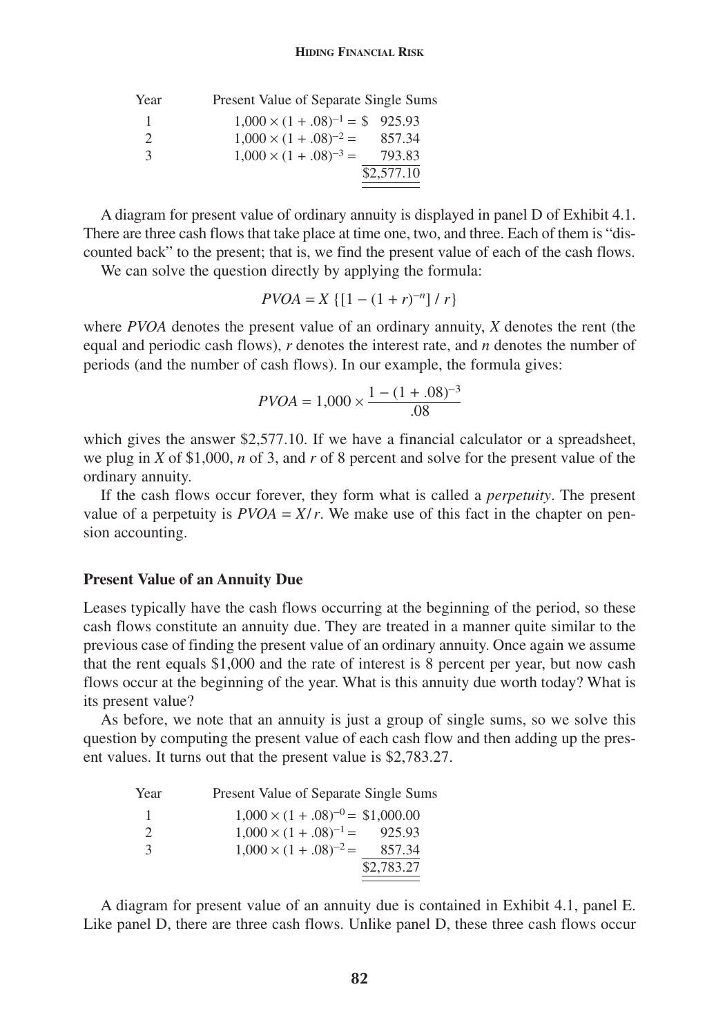| Year | Present Value of Separate Single Sums |
|---|---|
| 1 | $1{,}000 \times (1 + .08)^{-1} =$ \$ 925.93 |
| 2 | $1{,}000 \times (1 + .08)^{-2} =$ 857.34 |
| 3 | $1{,}000 \times (1 + .08)^{-3} =$ 793.83 |
| | \$2,577.10 |

A diagram for present value of ordinary annuity is displayed in panel D of Exhibit 4.1. There are three cash flows that take place at time one, two, and three. Each of them is "discounted back" to the present; that is, we find the present value of each of the cash flows.

We can solve the question directly by applying the formula:

$$PVOA = X\ \{[1 - (1 + r)^{-n}] / r\}$$

where *PVOA* denotes the present value of an ordinary annuity, *X* denotes the rent (the equal and periodic cash flows), *r* denotes the interest rate, and *n* denotes the number of periods (and the number of cash flows). In our example, the formula gives:

$$PVOA = 1{,}000 \times \frac{1 - (1 + .08)^{-3}}{.08}$$

which gives the answer \$2,577.10. If we have a financial calculator or a spreadsheet, we plug in *X* of \$1,000, *n* of 3, and *r* of 8 percent and solve for the present value of the ordinary annuity.

If the cash flows occur forever, they form what is called a *perpetuity*. The present value of a perpetuity is $PVOA = X / r$. We make use of this fact in the chapter on pension accounting.

### Present Value of an Annuity Due

Leases typically have the cash flows occurring at the beginning of the period, so these cash flows constitute an annuity due. They are treated in a manner quite similar to the previous case of finding the present value of an ordinary annuity. Once again we assume that the rent equals \$1,000 and the rate of interest is 8 percent per year, but now cash flows occur at the beginning of the year. What is this annuity due worth today? What is its present value?

As before, we note that an annuity is just a group of single sums, so we solve this question by computing the present value of each cash flow and then adding up the present values. It turns out that the present value is \$2,783.27.

| Year | Present Value of Separate Single Sums |
|---|---|
| 1 | $1{,}000 \times (1 + .08)^{-0} =$ \$1,000.00 |
| 2 | $1{,}000 \times (1 + .08)^{-1} =$ 925.93 |
| 3 | $1{,}000 \times (1 + .08)^{-2} =$ 857.34 |
| | \$2,783.27 |

A diagram for present value of an annuity due is contained in Exhibit 4.1, panel E. Like panel D, there are three cash flows. Unlike panel D, these three cash flows occur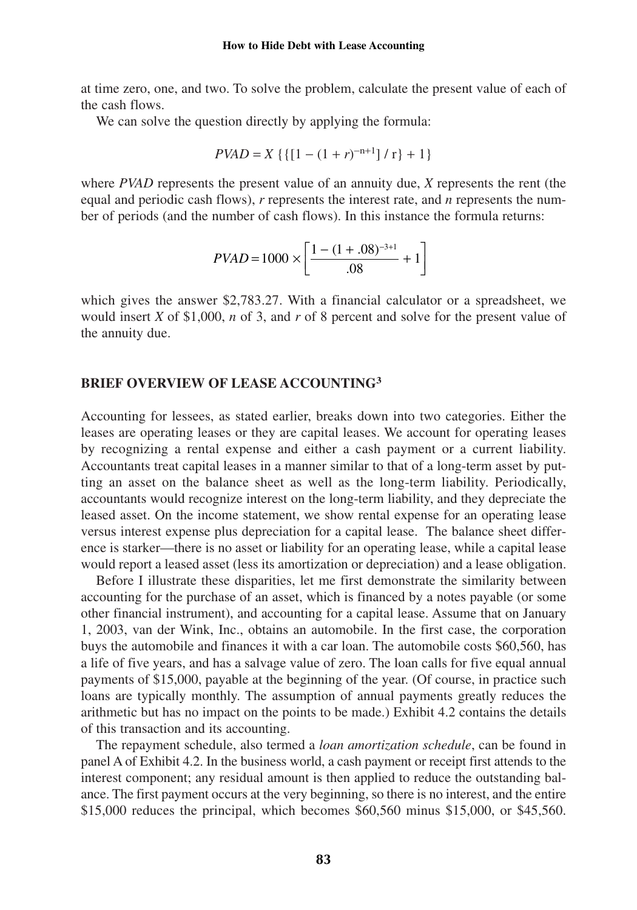at time zero, one, and two. To solve the problem, calculate the present value of each of the cash flows.

We can solve the question directly by applying the formula:

$$PVAD = X\ \{\{[1 - (1 + r)^{-n+1}] / r\} + 1\}$$

where *PVAD* represents the present value of an annuity due, *X* represents the rent (the equal and periodic cash flows), *r* represents the interest rate, and *n* represents the number of periods (and the number of cash flows). In this instance the formula returns:

$$PVAD = 1000 \times \left[\frac{1 - (1 + .08)^{-3+1}}{.08} + 1\right]$$

which gives the answer $2,783.27. With a financial calculator or a spreadsheet, we would insert *X* of $1,000, *n* of 3, and *r* of 8 percent and solve for the present value of the annuity due.

## BRIEF OVERVIEW OF LEASE ACCOUNTING[3]

Accounting for lessees, as stated earlier, breaks down into two categories. Either the leases are operating leases or they are capital leases. We account for operating leases by recognizing a rental expense and either a cash payment or a current liability. Accountants treat capital leases in a manner similar to that of a long-term asset by putting an asset on the balance sheet as well as the long-term liability. Periodically, accountants would recognize interest on the long-term liability, and they depreciate the leased asset. On the income statement, we show rental expense for an operating lease versus interest expense plus depreciation for a capital lease. The balance sheet difference is starker—there is no asset or liability for an operating lease, while a capital lease would report a leased asset (less its amortization or depreciation) and a lease obligation.

Before I illustrate these disparities, let me first demonstrate the similarity between accounting for the purchase of an asset, which is financed by a notes payable (or some other financial instrument), and accounting for a capital lease. Assume that on January 1, 2003, van der Wink, Inc., obtains an automobile. In the first case, the corporation buys the automobile and finances it with a car loan. The automobile costs $60,560, has a life of five years, and has a salvage value of zero. The loan calls for five equal annual payments of $15,000, payable at the beginning of the year. (Of course, in practice such loans are typically monthly. The assumption of annual payments greatly reduces the arithmetic but has no impact on the points to be made.) Exhibit 4.2 contains the details of this transaction and its accounting.

The repayment schedule, also termed a *loan amortization schedule*, can be found in panel A of Exhibit 4.2. In the business world, a cash payment or receipt first attends to the interest component; any residual amount is then applied to reduce the outstanding balance. The first payment occurs at the very beginning, so there is no interest, and the entire $15,000 reduces the principal, which becomes $60,560 minus $15,000, or $45,560.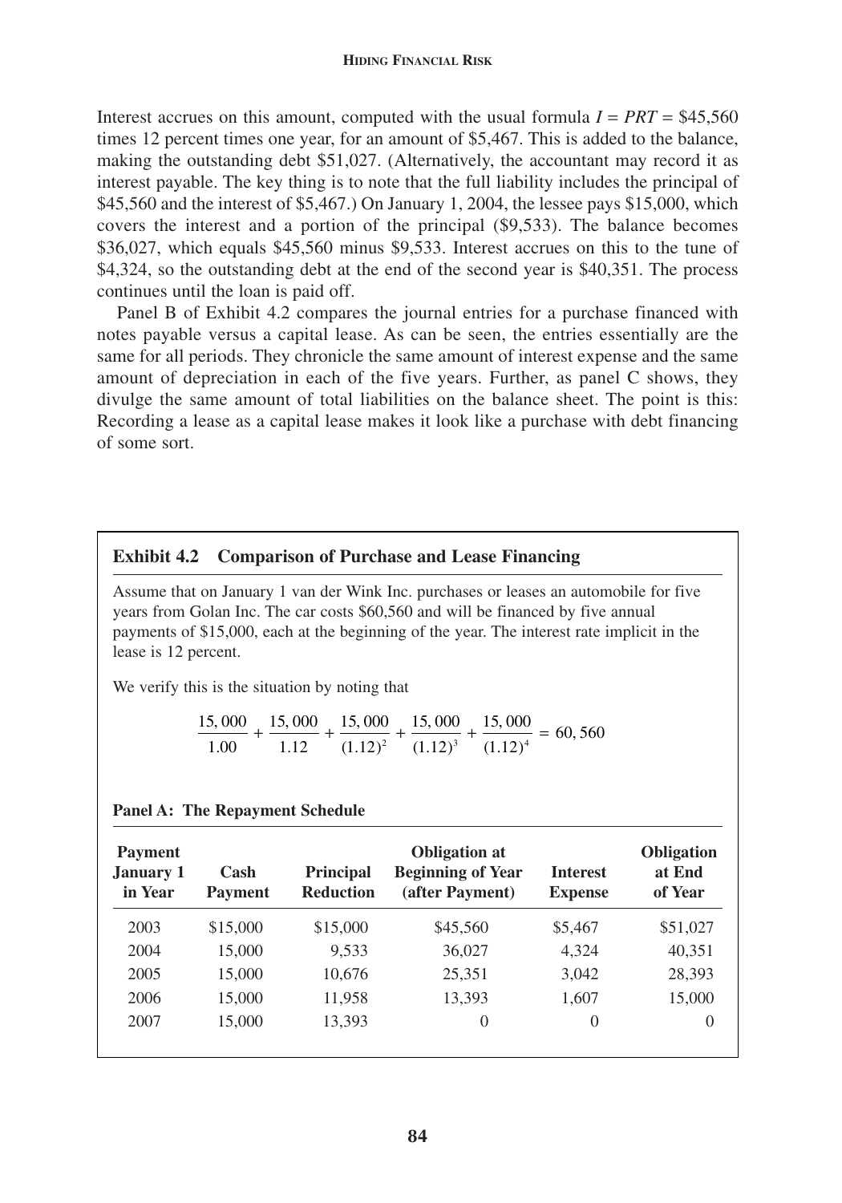Interest accrues on this amount, computed with the usual formula $I = PRT$ = \$45,560 times 12 percent times one year, for an amount of \$5,467. This is added to the balance, making the outstanding debt \$51,027. (Alternatively, the accountant may record it as interest payable. The key thing is to note that the full liability includes the principal of \$45,560 and the interest of \$5,467.) On January 1, 2004, the lessee pays \$15,000, which covers the interest and a portion of the principal (\$9,533). The balance becomes \$36,027, which equals \$45,560 minus \$9,533. Interest accrues on this to the tune of \$4,324, so the outstanding debt at the end of the second year is \$40,351. The process continues until the loan is paid off.

Panel B of Exhibit 4.2 compares the journal entries for a purchase financed with notes payable versus a capital lease. As can be seen, the entries essentially are the same for all periods. They chronicle the same amount of interest expense and the same amount of depreciation in each of the five years. Further, as panel C shows, they divulge the same amount of total liabilities on the balance sheet. The point is this: Recording a lease as a capital lease makes it look like a purchase with debt financing of some sort.

**Exhibit 4.2 Comparison of Purchase and Lease Financing**

Assume that on January 1 van der Wink Inc. purchases or leases an automobile for five years from Golan Inc. The car costs \$60,560 and will be financed by five annual payments of \$15,000, each at the beginning of the year. The interest rate implicit in the lease is 12 percent.

We verify this is the situation by noting that

$$\frac{15,000}{1.00} + \frac{15,000}{1.12} + \frac{15,000}{(1.12)^2} + \frac{15,000}{(1.12)^3} + \frac{15,000}{(1.12)^4} = 60,560$$

**Panel A: The Repayment Schedule**

| Payment January 1 in Year | Cash Payment | Principal Reduction | Obligation at Beginning of Year (after Payment) | Interest Expense | Obligation at End of Year |
|---|---|---|---|---|---|
| 2003 | \$15,000 | \$15,000 | \$45,560 | \$5,467 | \$51,027 |
| 2004 | 15,000 | 9,533 | 36,027 | 4,324 | 40,351 |
| 2005 | 15,000 | 10,676 | 25,351 | 3,042 | 28,393 |
| 2006 | 15,000 | 11,958 | 13,393 | 1,607 | 15,000 |
| 2007 | 15,000 | 13,393 | 0 | 0 | 0 |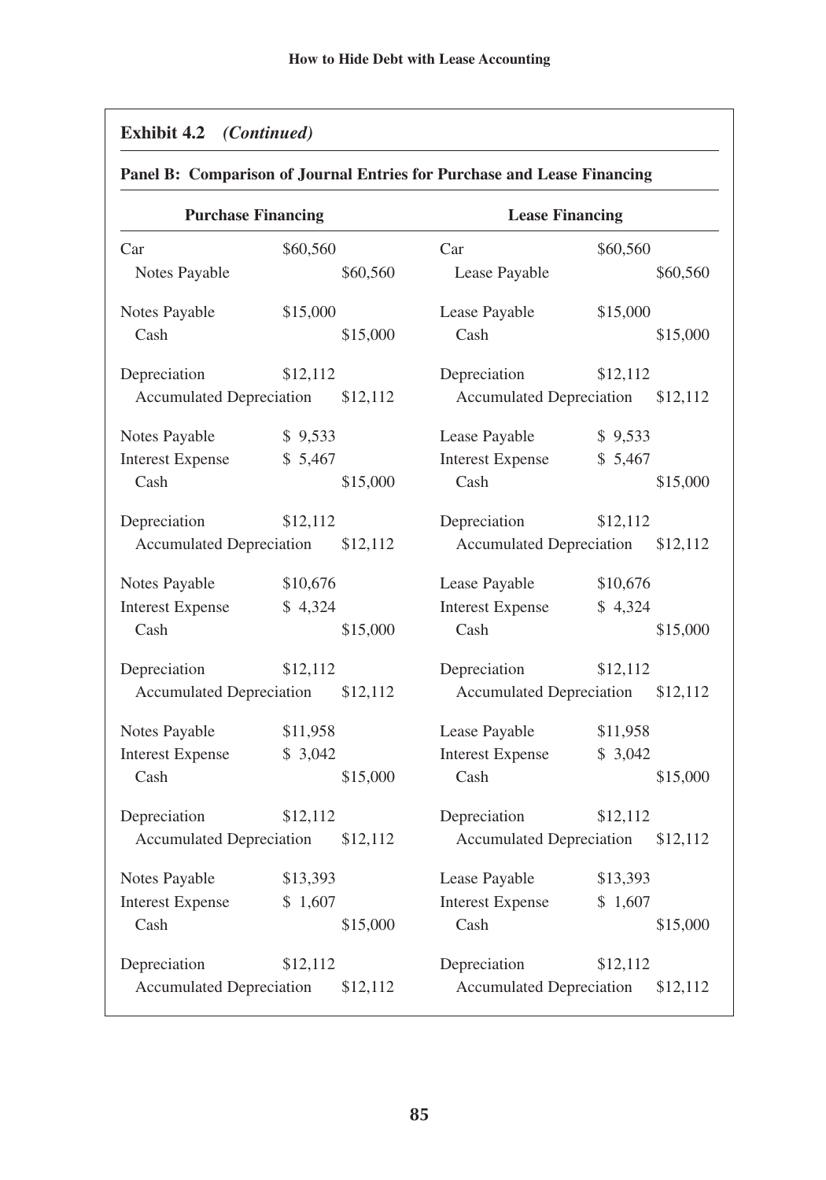**Exhibit 4.2** *(Continued)*

**Panel B: Comparison of Journal Entries for Purchase and Lease Financing**

| **Purchase Financing** | | | **Lease Financing** | | |
|---|---|---|---|---|---|
| Car | $60,560 | | Car | $60,560 | |
| Notes Payable | | $60,560 | Lease Payable | | $60,560 |
| Notes Payable | $15,000 | | Lease Payable | $15,000 | |
| Cash | | $15,000 | Cash | | $15,000 |
| Depreciation | $12,112 | | Depreciation | $12,112 | |
| Accumulated Depreciation | | $12,112 | Accumulated Depreciation | | $12,112 |
| Notes Payable | $ 9,533 | | Lease Payable | $ 9,533 | |
| Interest Expense | $ 5,467 | | Interest Expense | $ 5,467 | |
| Cash | | $15,000 | Cash | | $15,000 |
| Depreciation | $12,112 | | Depreciation | $12,112 | |
| Accumulated Depreciation | | $12,112 | Accumulated Depreciation | | $12,112 |
| Notes Payable | $10,676 | | Lease Payable | $10,676 | |
| Interest Expense | $ 4,324 | | Interest Expense | $ 4,324 | |
| Cash | | $15,000 | Cash | | $15,000 |
| Depreciation | $12,112 | | Depreciation | $12,112 | |
| Accumulated Depreciation | | $12,112 | Accumulated Depreciation | | $12,112 |
| Notes Payable | $11,958 | | Lease Payable | $11,958 | |
| Interest Expense | $ 3,042 | | Interest Expense | $ 3,042 | |
| Cash | | $15,000 | Cash | | $15,000 |
| Depreciation | $12,112 | | Depreciation | $12,112 | |
| Accumulated Depreciation | | $12,112 | Accumulated Depreciation | | $12,112 |
| Notes Payable | $13,393 | | Lease Payable | $13,393 | |
| Interest Expense | $ 1,607 | | Interest Expense | $ 1,607 | |
| Cash | | $15,000 | Cash | | $15,000 |
| Depreciation | $12,112 | | Depreciation | $12,112 | |
| Accumulated Depreciation | | $12,112 | Accumulated Depreciation | | $12,112 |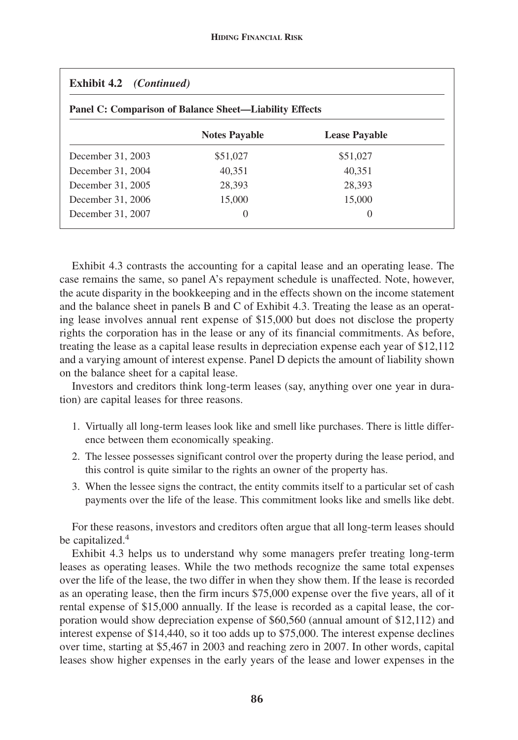**Exhibit 4.2** *(Continued)*

**Panel C: Comparison of Balance Sheet—Liability Effects**

| | Notes Payable | Lease Payable |
|---|---|---|
| December 31, 2003 | $51,027 | $51,027 |
| December 31, 2004 | 40,351 | 40,351 |
| December 31, 2005 | 28,393 | 28,393 |
| December 31, 2006 | 15,000 | 15,000 |
| December 31, 2007 | 0 | 0 |

Exhibit 4.3 contrasts the accounting for a capital lease and an operating lease. The case remains the same, so panel A's repayment schedule is unaffected. Note, however, the acute disparity in the bookkeeping and in the effects shown on the income statement and the balance sheet in panels B and C of Exhibit 4.3. Treating the lease as an operating lease involves annual rent expense of $15,000 but does not disclose the property rights the corporation has in the lease or any of its financial commitments. As before, treating the lease as a capital lease results in depreciation expense each year of $12,112 and a varying amount of interest expense. Panel D depicts the amount of liability shown on the balance sheet for a capital lease.

Investors and creditors think long-term leases (say, anything over one year in duration) are capital leases for three reasons.

1. Virtually all long-term leases look like and smell like purchases. There is little difference between them economically speaking.
2. The lessee possesses significant control over the property during the lease period, and this control is quite similar to the rights an owner of the property has.
3. When the lessee signs the contract, the entity commits itself to a particular set of cash payments over the life of the lease. This commitment looks like and smells like debt.

For these reasons, investors and creditors often argue that all long-term leases should be capitalized.[4]

Exhibit 4.3 helps us to understand why some managers prefer treating long-term leases as operating leases. While the two methods recognize the same total expenses over the life of the lease, the two differ in when they show them. If the lease is recorded as an operating lease, then the firm incurs $75,000 expense over the five years, all of it rental expense of $15,000 annually. If the lease is recorded as a capital lease, the corporation would show depreciation expense of $60,560 (annual amount of $12,112) and interest expense of $14,440, so it too adds up to $75,000. The interest expense declines over time, starting at $5,467 in 2003 and reaching zero in 2007. In other words, capital leases show higher expenses in the early years of the lease and lower expenses in the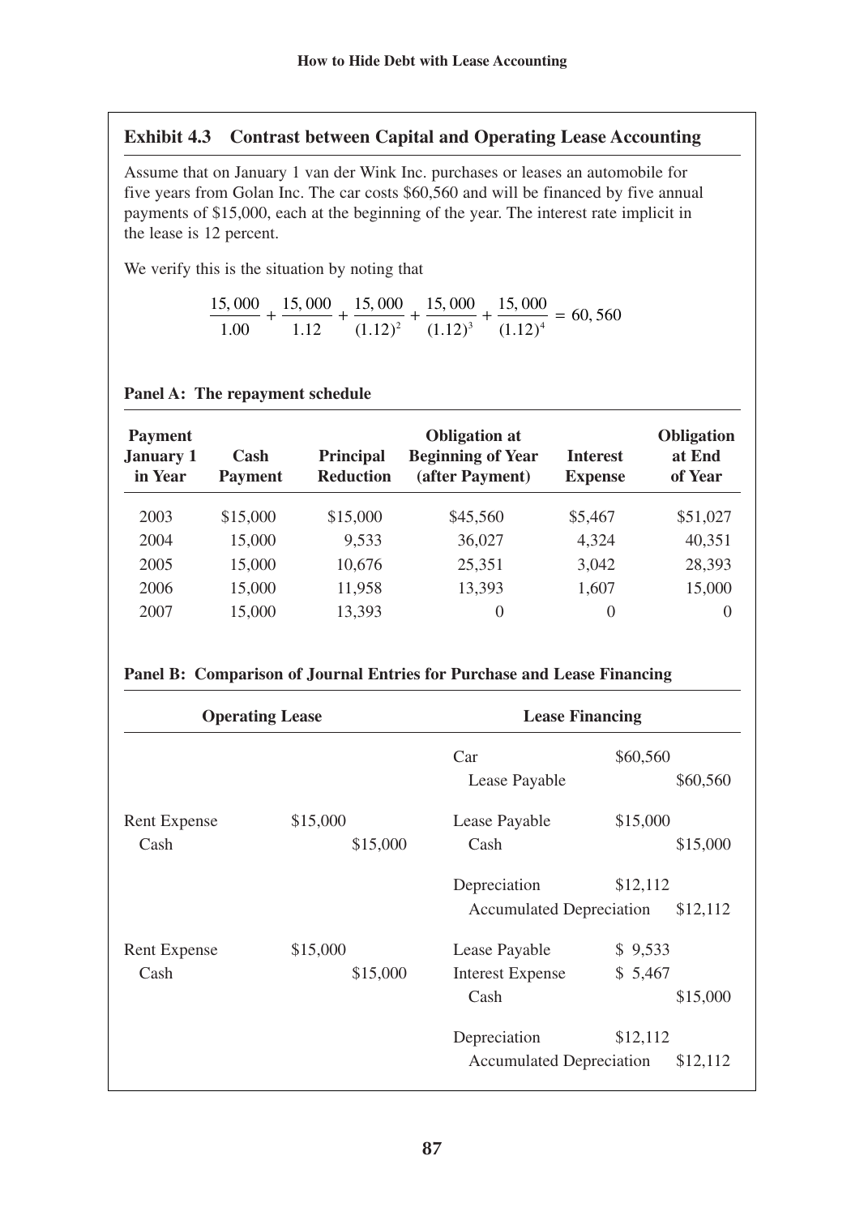### Exhibit 4.3 Contrast between Capital and Operating Lease Accounting

Assume that on January 1 van der Wink Inc. purchases or leases an automobile for five years from Golan Inc. The car costs $60,560 and will be financed by five annual payments of $15,000, each at the beginning of the year. The interest rate implicit in the lease is 12 percent.

We verify this is the situation by noting that

$$\frac{15,000}{1.00} + \frac{15,000}{1.12} + \frac{15,000}{(1.12)^2} + \frac{15,000}{(1.12)^3} + \frac{15,000}{(1.12)^4} = 60,560$$

**Panel A: The repayment schedule**

| Payment January 1 in Year | Cash Payment | Principal Reduction | Obligation at Beginning of Year (after Payment) | Interest Expense | Obligation at End of Year |
|---|---|---|---|---|---|
| 2003 | $15,000 | $15,000 | $45,560 | $5,467 | $51,027 |
| 2004 | 15,000 | 9,533 | 36,027 | 4,324 | 40,351 |
| 2005 | 15,000 | 10,676 | 25,351 | 3,042 | 28,393 |
| 2006 | 15,000 | 11,958 | 13,393 | 1,607 | 15,000 |
| 2007 | 15,000 | 13,393 | 0 | 0 | 0 |

**Panel B: Comparison of Journal Entries for Purchase and Lease Financing**

| Operating Lease | | | Lease Financing | | |
|---|---|---|---|---|---|
| | | | Car | $60,560 | |
| | | | Lease Payable | | $60,560 |
| Rent Expense | $15,000 | | Lease Payable | $15,000 | |
| Cash | | $15,000 | Cash | | $15,000 |
| | | | Depreciation | $12,112 | |
| | | | Accumulated Depreciation | | $12,112 |
| Rent Expense | $15,000 | | Lease Payable | $ 9,533 | |
| Cash | | $15,000 | Interest Expense | $ 5,467 | |
| | | | Cash | | $15,000 |
| | | | Depreciation | $12,112 | |
| | | | Accumulated Depreciation | | $12,112 |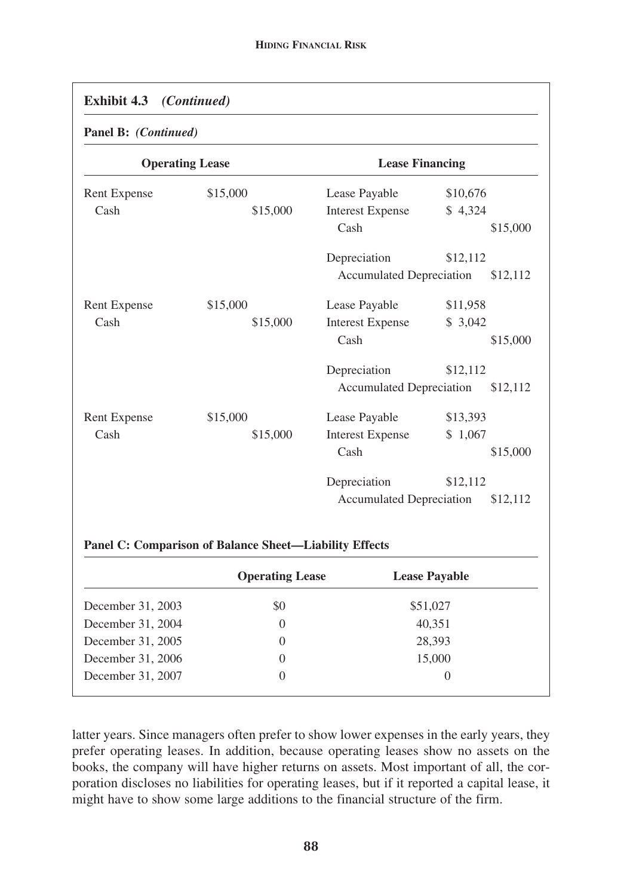**Exhibit 4.3** *(Continued)*

**Panel B:** *(Continued)*

| Operating Lease | | | Lease Financing | | |
|---|---|---|---|---|---|
| Rent Expense | $15,000 | | Lease Payable | $10,676 | |
| Cash | | $15,000 | Interest Expense | $ 4,324 | |
| | | | Cash | | $15,000 |
| | | | Depreciation | $12,112 | |
| | | | Accumulated Depreciation | | $12,112 |
| Rent Expense | $15,000 | | Lease Payable | $11,958 | |
| Cash | | $15,000 | Interest Expense | $ 3,042 | |
| | | | Cash | | $15,000 |
| | | | Depreciation | $12,112 | |
| | | | Accumulated Depreciation | | $12,112 |
| Rent Expense | $15,000 | | Lease Payable | $13,393 | |
| Cash | | $15,000 | Interest Expense | $ 1,067 | |
| | | | Cash | | $15,000 |
| | | | Depreciation | $12,112 | |
| | | | Accumulated Depreciation | | $12,112 |

**Panel C: Comparison of Balance Sheet—Liability Effects**

| | Operating Lease | Lease Payable |
|---|---|---|
| December 31, 2003 | $0 | $51,027 |
| December 31, 2004 | 0 | 40,351 |
| December 31, 2005 | 0 | 28,393 |
| December 31, 2006 | 0 | 15,000 |
| December 31, 2007 | 0 | 0 |

latter years. Since managers often prefer to show lower expenses in the early years, they prefer operating leases. In addition, because operating leases show no assets on the books, the company will have higher returns on assets. Most important of all, the corporation discloses no liabilities for operating leases, but if it reported a capital lease, it might have to show some large additions to the financial structure of the firm.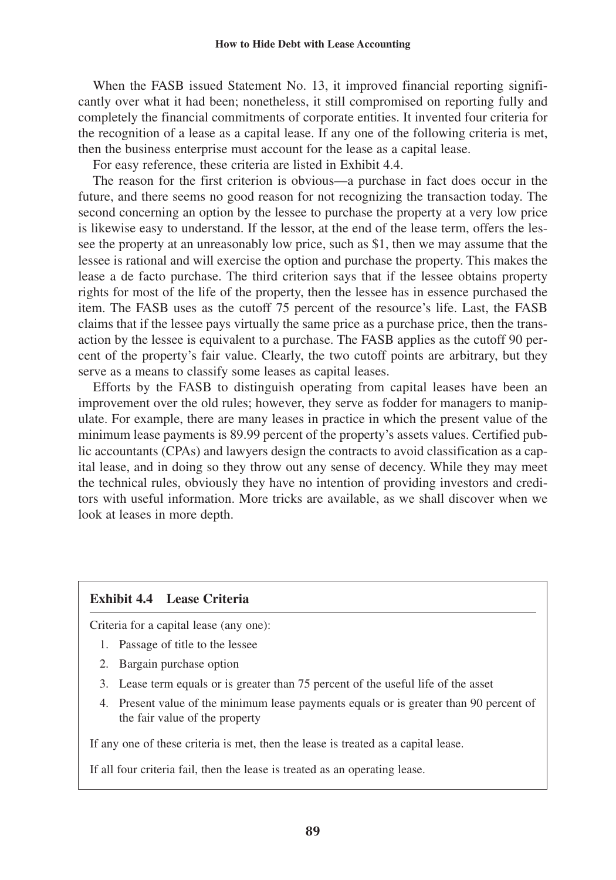When the FASB issued Statement No. 13, it improved financial reporting significantly over what it had been; nonetheless, it still compromised on reporting fully and completely the financial commitments of corporate entities. It invented four criteria for the recognition of a lease as a capital lease. If any one of the following criteria is met, then the business enterprise must account for the lease as a capital lease.

For easy reference, these criteria are listed in Exhibit 4.4.

The reason for the first criterion is obvious—a purchase in fact does occur in the future, and there seems no good reason for not recognizing the transaction today. The second concerning an option by the lessee to purchase the property at a very low price is likewise easy to understand. If the lessor, at the end of the lease term, offers the lessee the property at an unreasonably low price, such as $1, then we may assume that the lessee is rational and will exercise the option and purchase the property. This makes the lease a de facto purchase. The third criterion says that if the lessee obtains property rights for most of the life of the property, then the lessee has in essence purchased the item. The FASB uses as the cutoff 75 percent of the resource's life. Last, the FASB claims that if the lessee pays virtually the same price as a purchase price, then the transaction by the lessee is equivalent to a purchase. The FASB applies as the cutoff 90 percent of the property's fair value. Clearly, the two cutoff points are arbitrary, but they serve as a means to classify some leases as capital leases.

Efforts by the FASB to distinguish operating from capital leases have been an improvement over the old rules; however, they serve as fodder for managers to manipulate. For example, there are many leases in practice in which the present value of the minimum lease payments is 89.99 percent of the property's assets values. Certified public accountants (CPAs) and lawyers design the contracts to avoid classification as a capital lease, and in doing so they throw out any sense of decency. While they may meet the technical rules, obviously they have no intention of providing investors and creditors with useful information. More tricks are available, as we shall discover when we look at leases in more depth.

**Exhibit 4.4 Lease Criteria**

Criteria for a capital lease (any one):

1. Passage of title to the lessee
2. Bargain purchase option
3. Lease term equals or is greater than 75 percent of the useful life of the asset
4. Present value of the minimum lease payments equals or is greater than 90 percent of the fair value of the property

If any one of these criteria is met, then the lease is treated as a capital lease.

If all four criteria fail, then the lease is treated as an operating lease.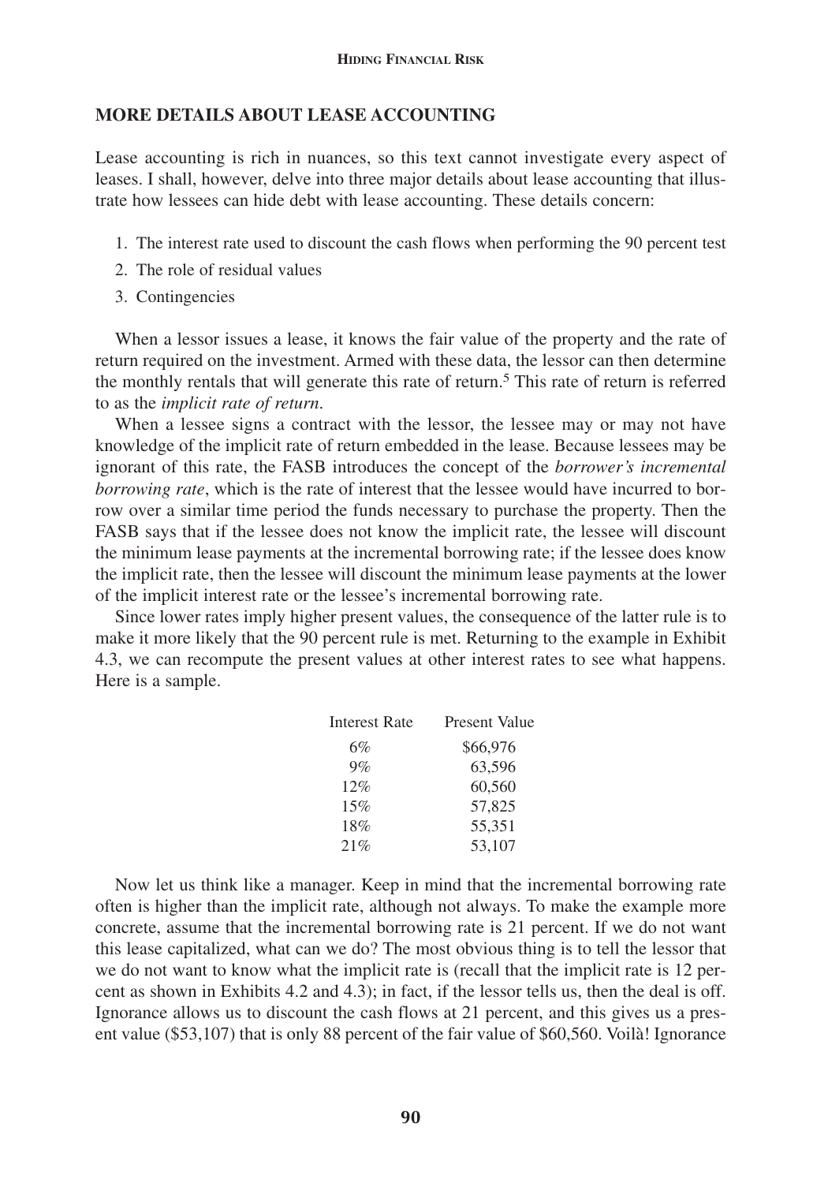## MORE DETAILS ABOUT LEASE ACCOUNTING

Lease accounting is rich in nuances, so this text cannot investigate every aspect of leases. I shall, however, delve into three major details about lease accounting that illustrate how lessees can hide debt with lease accounting. These details concern:

1. The interest rate used to discount the cash flows when performing the 90 percent test
2. The role of residual values
3. Contingencies

When a lessor issues a lease, it knows the fair value of the property and the rate of return required on the investment. Armed with these data, the lessor can then determine the monthly rentals that will generate this rate of return.[5] This rate of return is referred to as the *implicit rate of return*.

When a lessee signs a contract with the lessor, the lessee may or may not have knowledge of the implicit rate of return embedded in the lease. Because lessees may be ignorant of this rate, the FASB introduces the concept of the *borrower's incremental borrowing rate*, which is the rate of interest that the lessee would have incurred to borrow over a similar time period the funds necessary to purchase the property. Then the FASB says that if the lessee does not know the implicit rate, the lessee will discount the minimum lease payments at the incremental borrowing rate; if the lessee does know the implicit rate, then the lessee will discount the minimum lease payments at the lower of the implicit interest rate or the lessee's incremental borrowing rate.

Since lower rates imply higher present values, the consequence of the latter rule is to make it more likely that the 90 percent rule is met. Returning to the example in Exhibit 4.3, we can recompute the present values at other interest rates to see what happens. Here is a sample.

| Interest Rate | Present Value |
|---|---|
| 6% | $66,976 |
| 9% | 63,596 |
| 12% | 60,560 |
| 15% | 57,825 |
| 18% | 55,351 |
| 21% | 53,107 |

Now let us think like a manager. Keep in mind that the incremental borrowing rate often is higher than the implicit rate, although not always. To make the example more concrete, assume that the incremental borrowing rate is 21 percent. If we do not want this lease capitalized, what can we do? The most obvious thing is to tell the lessor that we do not want to know what the implicit rate is (recall that the implicit rate is 12 percent as shown in Exhibits 4.2 and 4.3); in fact, if the lessor tells us, then the deal is off. Ignorance allows us to discount the cash flows at 21 percent, and this gives us a present value ($53,107) that is only 88 percent of the fair value of $60,560. Voilà! Ignorance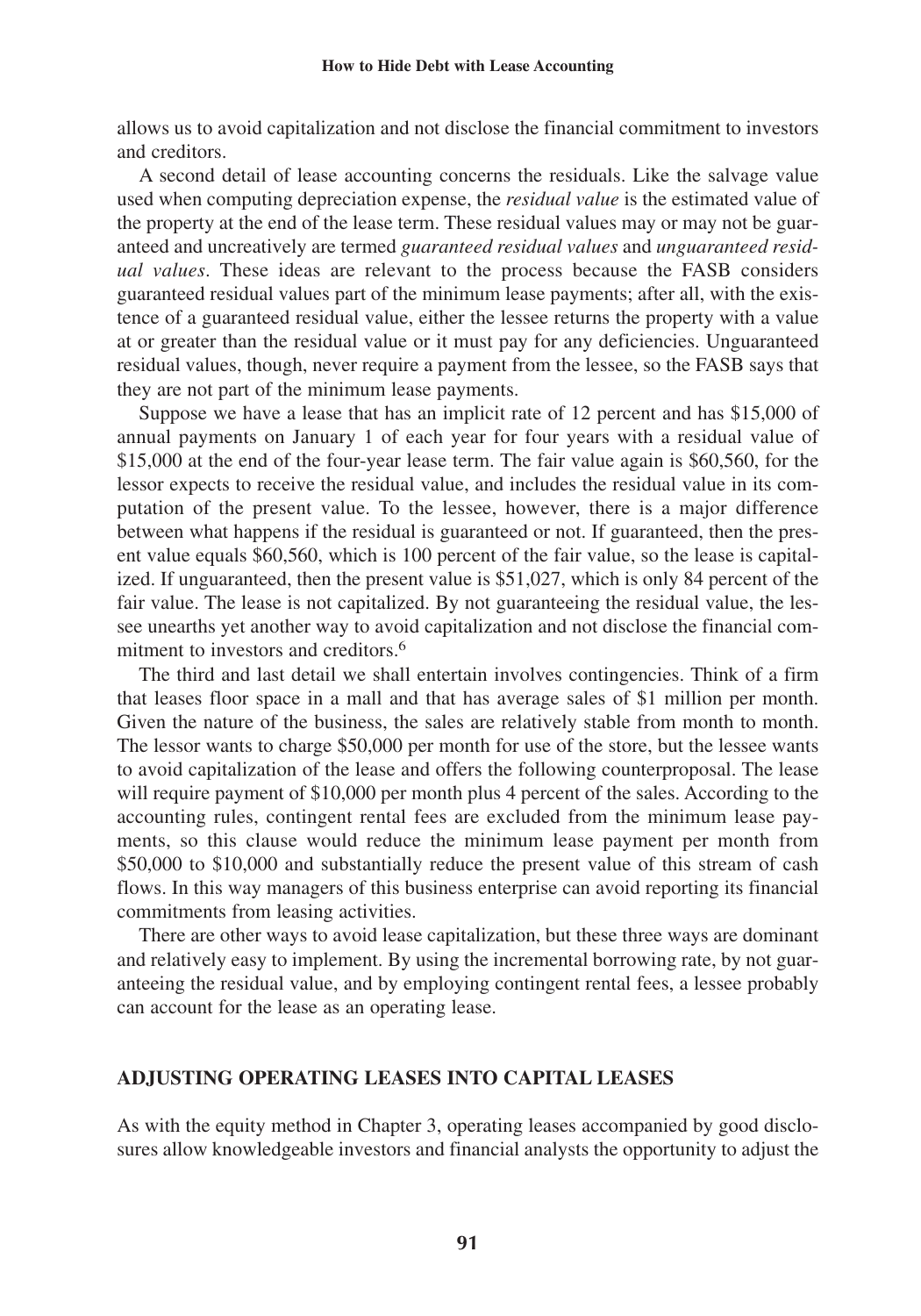allows us to avoid capitalization and not disclose the financial commitment to investors and creditors.

A second detail of lease accounting concerns the residuals. Like the salvage value used when computing depreciation expense, the *residual value* is the estimated value of the property at the end of the lease term. These residual values may or may not be guaranteed and uncreatively are termed *guaranteed residual values* and *unguaranteed residual values*. These ideas are relevant to the process because the FASB considers guaranteed residual values part of the minimum lease payments; after all, with the existence of a guaranteed residual value, either the lessee returns the property with a value at or greater than the residual value or it must pay for any deficiencies. Unguaranteed residual values, though, never require a payment from the lessee, so the FASB says that they are not part of the minimum lease payments.

Suppose we have a lease that has an implicit rate of 12 percent and has $15,000 of annual payments on January 1 of each year for four years with a residual value of $15,000 at the end of the four-year lease term. The fair value again is $60,560, for the lessor expects to receive the residual value, and includes the residual value in its computation of the present value. To the lessee, however, there is a major difference between what happens if the residual is guaranteed or not. If guaranteed, then the present value equals $60,560, which is 100 percent of the fair value, so the lease is capitalized. If unguaranteed, then the present value is $51,027, which is only 84 percent of the fair value. The lease is not capitalized. By not guaranteeing the residual value, the lessee unearths yet another way to avoid capitalization and not disclose the financial commitment to investors and creditors.[6]

The third and last detail we shall entertain involves contingencies. Think of a firm that leases floor space in a mall and that has average sales of $1 million per month. Given the nature of the business, the sales are relatively stable from month to month. The lessor wants to charge $50,000 per month for use of the store, but the lessee wants to avoid capitalization of the lease and offers the following counterproposal. The lease will require payment of $10,000 per month plus 4 percent of the sales. According to the accounting rules, contingent rental fees are excluded from the minimum lease payments, so this clause would reduce the minimum lease payment per month from $50,000 to $10,000 and substantially reduce the present value of this stream of cash flows. In this way managers of this business enterprise can avoid reporting its financial commitments from leasing activities.

There are other ways to avoid lease capitalization, but these three ways are dominant and relatively easy to implement. By using the incremental borrowing rate, by not guaranteeing the residual value, and by employing contingent rental fees, a lessee probably can account for the lease as an operating lease.

## ADJUSTING OPERATING LEASES INTO CAPITAL LEASES

As with the equity method in Chapter 3, operating leases accompanied by good disclosures allow knowledgeable investors and financial analysts the opportunity to adjust the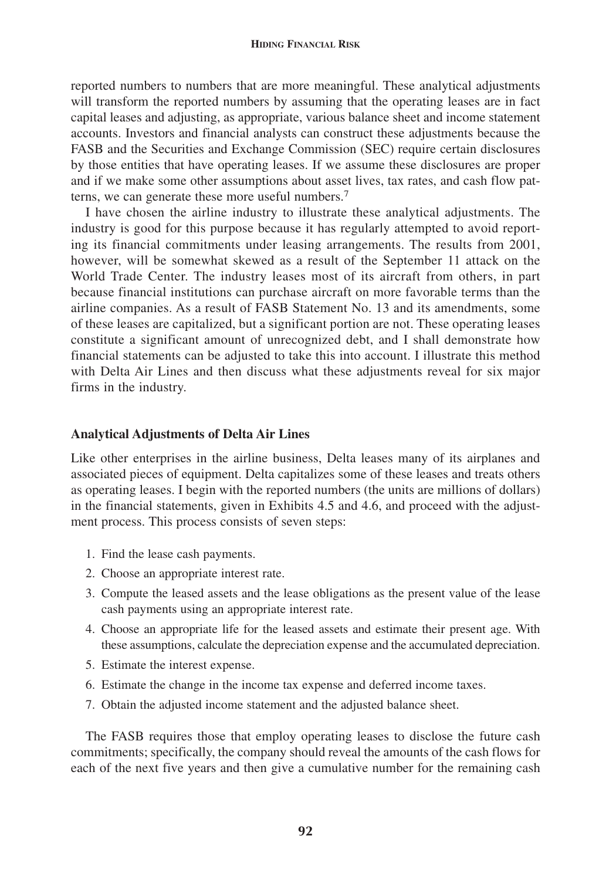reported numbers to numbers that are more meaningful. These analytical adjustments will transform the reported numbers by assuming that the operating leases are in fact capital leases and adjusting, as appropriate, various balance sheet and income statement accounts. Investors and financial analysts can construct these adjustments because the FASB and the Securities and Exchange Commission (SEC) require certain disclosures by those entities that have operating leases. If we assume these disclosures are proper and if we make some other assumptions about asset lives, tax rates, and cash flow patterns, we can generate these more useful numbers.[7]

I have chosen the airline industry to illustrate these analytical adjustments. The industry is good for this purpose because it has regularly attempted to avoid reporting its financial commitments under leasing arrangements. The results from 2001, however, will be somewhat skewed as a result of the September 11 attack on the World Trade Center. The industry leases most of its aircraft from others, in part because financial institutions can purchase aircraft on more favorable terms than the airline companies. As a result of FASB Statement No. 13 and its amendments, some of these leases are capitalized, but a significant portion are not. These operating leases constitute a significant amount of unrecognized debt, and I shall demonstrate how financial statements can be adjusted to take this into account. I illustrate this method with Delta Air Lines and then discuss what these adjustments reveal for six major firms in the industry.

### Analytical Adjustments of Delta Air Lines

Like other enterprises in the airline business, Delta leases many of its airplanes and associated pieces of equipment. Delta capitalizes some of these leases and treats others as operating leases. I begin with the reported numbers (the units are millions of dollars) in the financial statements, given in Exhibits 4.5 and 4.6, and proceed with the adjustment process. This process consists of seven steps:

1. Find the lease cash payments.
2. Choose an appropriate interest rate.
3. Compute the leased assets and the lease obligations as the present value of the lease cash payments using an appropriate interest rate.
4. Choose an appropriate life for the leased assets and estimate their present age. With these assumptions, calculate the depreciation expense and the accumulated depreciation.
5. Estimate the interest expense.
6. Estimate the change in the income tax expense and deferred income taxes.
7. Obtain the adjusted income statement and the adjusted balance sheet.

The FASB requires those that employ operating leases to disclose the future cash commitments; specifically, the company should reveal the amounts of the cash flows for each of the next five years and then give a cumulative number for the remaining cash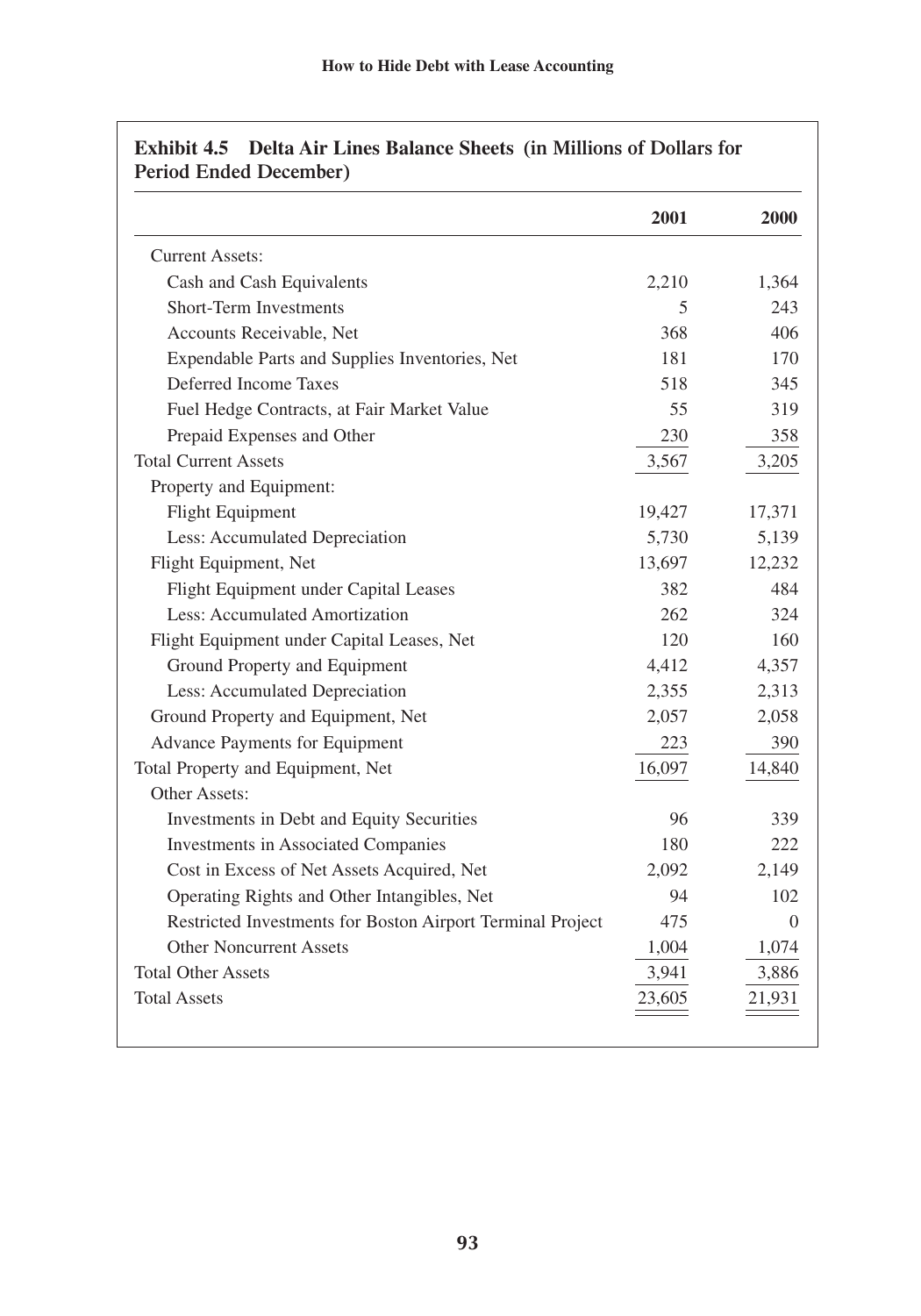**Exhibit 4.5 Delta Air Lines Balance Sheets (in Millions of Dollars for Period Ended December)**

| | 2001 | 2000 |
|---|---|---|
| Current Assets: | | |
| Cash and Cash Equivalents | 2,210 | 1,364 |
| Short-Term Investments | 5 | 243 |
| Accounts Receivable, Net | 368 | 406 |
| Expendable Parts and Supplies Inventories, Net | 181 | 170 |
| Deferred Income Taxes | 518 | 345 |
| Fuel Hedge Contracts, at Fair Market Value | 55 | 319 |
| Prepaid Expenses and Other | 230 | 358 |
| Total Current Assets | 3,567 | 3,205 |
| Property and Equipment: | | |
| Flight Equipment | 19,427 | 17,371 |
| Less: Accumulated Depreciation | 5,730 | 5,139 |
| Flight Equipment, Net | 13,697 | 12,232 |
| Flight Equipment under Capital Leases | 382 | 484 |
| Less: Accumulated Amortization | 262 | 324 |
| Flight Equipment under Capital Leases, Net | 120 | 160 |
| Ground Property and Equipment | 4,412 | 4,357 |
| Less: Accumulated Depreciation | 2,355 | 2,313 |
| Ground Property and Equipment, Net | 2,057 | 2,058 |
| Advance Payments for Equipment | 223 | 390 |
| Total Property and Equipment, Net | 16,097 | 14,840 |
| Other Assets: | | |
| Investments in Debt and Equity Securities | 96 | 339 |
| Investments in Associated Companies | 180 | 222 |
| Cost in Excess of Net Assets Acquired, Net | 2,092 | 2,149 |
| Operating Rights and Other Intangibles, Net | 94 | 102 |
| Restricted Investments for Boston Airport Terminal Project | 475 | 0 |
| Other Noncurrent Assets | 1,004 | 1,074 |
| Total Other Assets | 3,941 | 3,886 |
| Total Assets | 23,605 | 21,931 |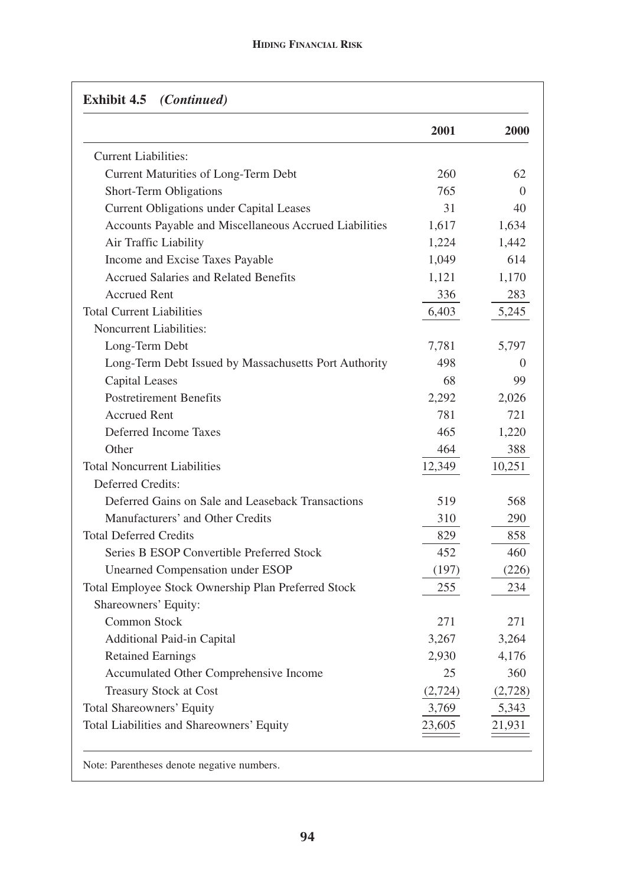**Exhibit 4.5** *(Continued)*

| | 2001 | 2000 |
|---|---|---|
| Current Liabilities: | | |
| Current Maturities of Long-Term Debt | 260 | 62 |
| Short-Term Obligations | 765 | 0 |
| Current Obligations under Capital Leases | 31 | 40 |
| Accounts Payable and Miscellaneous Accrued Liabilities | 1,617 | 1,634 |
| Air Traffic Liability | 1,224 | 1,442 |
| Income and Excise Taxes Payable | 1,049 | 614 |
| Accrued Salaries and Related Benefits | 1,121 | 1,170 |
| Accrued Rent | 336 | 283 |
| Total Current Liabilities | 6,403 | 5,245 |
| Noncurrent Liabilities: | | |
| Long-Term Debt | 7,781 | 5,797 |
| Long-Term Debt Issued by Massachusetts Port Authority | 498 | 0 |
| Capital Leases | 68 | 99 |
| Postretirement Benefits | 2,292 | 2,026 |
| Accrued Rent | 781 | 721 |
| Deferred Income Taxes | 465 | 1,220 |
| Other | 464 | 388 |
| Total Noncurrent Liabilities | 12,349 | 10,251 |
| Deferred Credits: | | |
| Deferred Gains on Sale and Leaseback Transactions | 519 | 568 |
| Manufacturers' and Other Credits | 310 | 290 |
| Total Deferred Credits | 829 | 858 |
| Series B ESOP Convertible Preferred Stock | 452 | 460 |
| Unearned Compensation under ESOP | (197) | (226) |
| Total Employee Stock Ownership Plan Preferred Stock | 255 | 234 |
| Shareowners' Equity: | | |
| Common Stock | 271 | 271 |
| Additional Paid-in Capital | 3,267 | 3,264 |
| Retained Earnings | 2,930 | 4,176 |
| Accumulated Other Comprehensive Income | 25 | 360 |
| Treasury Stock at Cost | (2,724) | (2,728) |
| Total Shareowners' Equity | 3,769 | 5,343 |
| Total Liabilities and Shareowners' Equity | 23,605 | 21,931 |

Note: Parentheses denote negative numbers.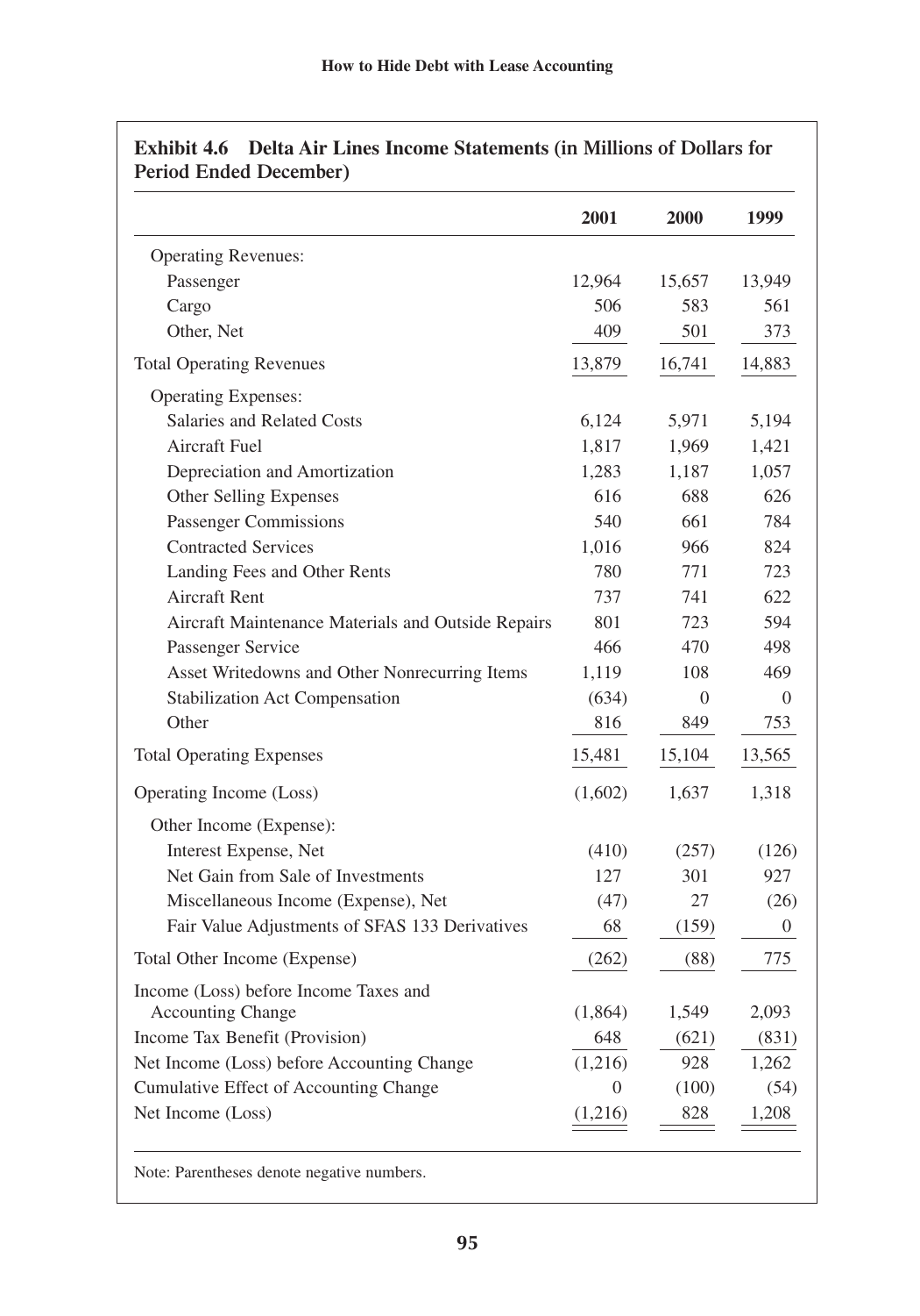**Exhibit 4.6 Delta Air Lines Income Statements (in Millions of Dollars for Period Ended December)**

| | 2001 | 2000 | 1999 |
|---|---|---|---|
| Operating Revenues: | | | |
| Passenger | 12,964 | 15,657 | 13,949 |
| Cargo | 506 | 583 | 561 |
| Other, Net | 409 | 501 | 373 |
| Total Operating Revenues | 13,879 | 16,741 | 14,883 |
| Operating Expenses: | | | |
| Salaries and Related Costs | 6,124 | 5,971 | 5,194 |
| Aircraft Fuel | 1,817 | 1,969 | 1,421 |
| Depreciation and Amortization | 1,283 | 1,187 | 1,057 |
| Other Selling Expenses | 616 | 688 | 626 |
| Passenger Commissions | 540 | 661 | 784 |
| Contracted Services | 1,016 | 966 | 824 |
| Landing Fees and Other Rents | 780 | 771 | 723 |
| Aircraft Rent | 737 | 741 | 622 |
| Aircraft Maintenance Materials and Outside Repairs | 801 | 723 | 594 |
| Passenger Service | 466 | 470 | 498 |
| Asset Writedowns and Other Nonrecurring Items | 1,119 | 108 | 469 |
| Stabilization Act Compensation | (634) | 0 | 0 |
| Other | 816 | 849 | 753 |
| Total Operating Expenses | 15,481 | 15,104 | 13,565 |
| Operating Income (Loss) | (1,602) | 1,637 | 1,318 |
| Other Income (Expense): | | | |
| Interest Expense, Net | (410) | (257) | (126) |
| Net Gain from Sale of Investments | 127 | 301 | 927 |
| Miscellaneous Income (Expense), Net | (47) | 27 | (26) |
| Fair Value Adjustments of SFAS 133 Derivatives | 68 | (159) | 0 |
| Total Other Income (Expense) | (262) | (88) | 775 |
| Income (Loss) before Income Taxes and Accounting Change | (1,864) | 1,549 | 2,093 |
| Income Tax Benefit (Provision) | 648 | (621) | (831) |
| Net Income (Loss) before Accounting Change | (1,216) | 928 | 1,262 |
| Cumulative Effect of Accounting Change | 0 | (100) | (54) |
| Net Income (Loss) | (1,216) | 828 | 1,208 |

Note: Parentheses denote negative numbers.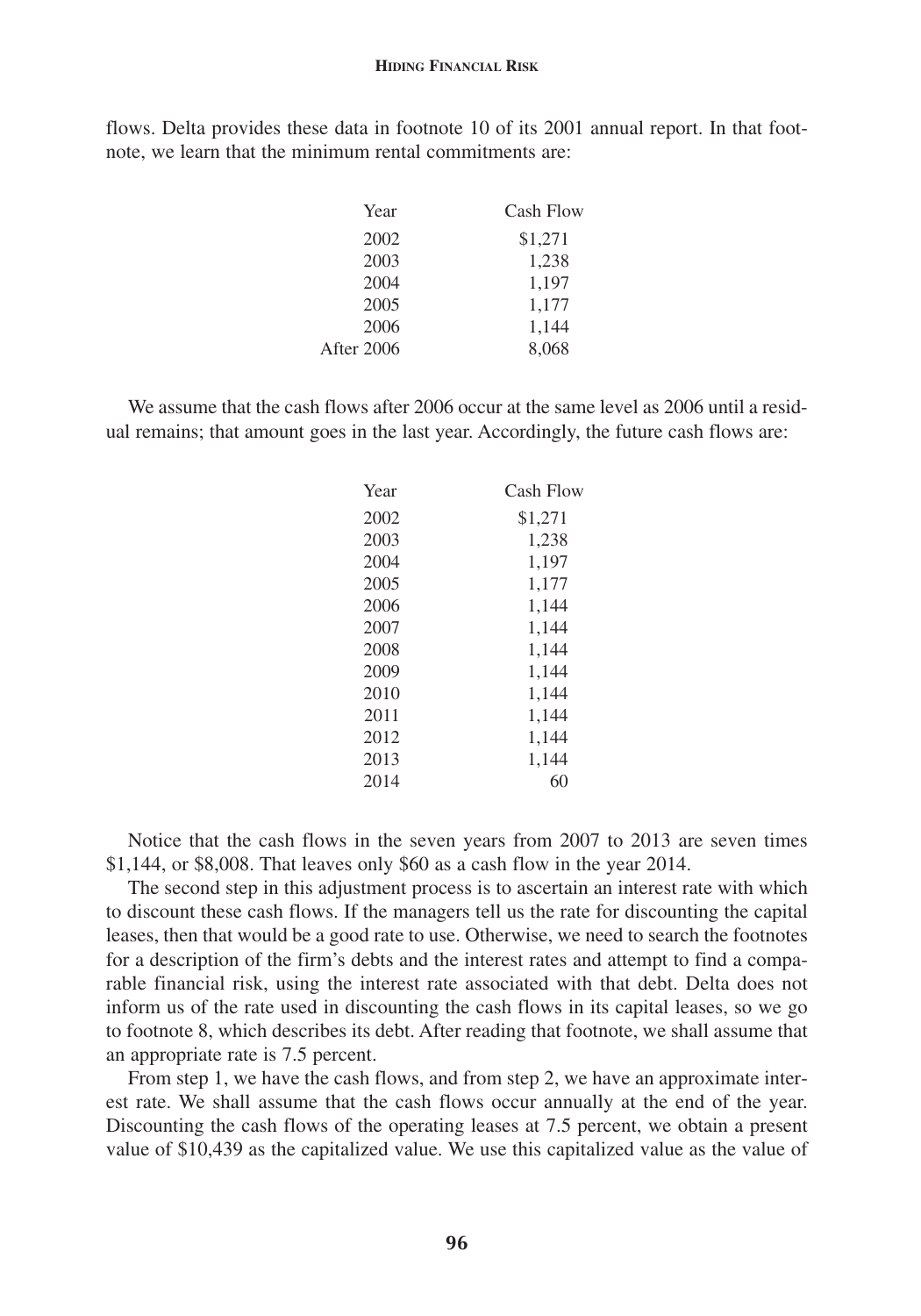flows. Delta provides these data in footnote 10 of its 2001 annual report. In that footnote, we learn that the minimum rental commitments are:

| Year | Cash Flow |
|---|---|
| 2002 | \$1,271 |
| 2003 | 1,238 |
| 2004 | 1,197 |
| 2005 | 1,177 |
| 2006 | 1,144 |
| After 2006 | 8,068 |

We assume that the cash flows after 2006 occur at the same level as 2006 until a residual remains; that amount goes in the last year. Accordingly, the future cash flows are:

| Year | Cash Flow |
|---|---|
| 2002 | \$1,271 |
| 2003 | 1,238 |
| 2004 | 1,197 |
| 2005 | 1,177 |
| 2006 | 1,144 |
| 2007 | 1,144 |
| 2008 | 1,144 |
| 2009 | 1,144 |
| 2010 | 1,144 |
| 2011 | 1,144 |
| 2012 | 1,144 |
| 2013 | 1,144 |
| 2014 | 60 |

Notice that the cash flows in the seven years from 2007 to 2013 are seven times \$1,144, or \$8,008. That leaves only \$60 as a cash flow in the year 2014.

The second step in this adjustment process is to ascertain an interest rate with which to discount these cash flows. If the managers tell us the rate for discounting the capital leases, then that would be a good rate to use. Otherwise, we need to search the footnotes for a description of the firm's debts and the interest rates and attempt to find a comparable financial risk, using the interest rate associated with that debt. Delta does not inform us of the rate used in discounting the cash flows in its capital leases, so we go to footnote 8, which describes its debt. After reading that footnote, we shall assume that an appropriate rate is 7.5 percent.

From step 1, we have the cash flows, and from step 2, we have an approximate interest rate. We shall assume that the cash flows occur annually at the end of the year. Discounting the cash flows of the operating leases at 7.5 percent, we obtain a present value of \$10,439 as the capitalized value. We use this capitalized value as the value of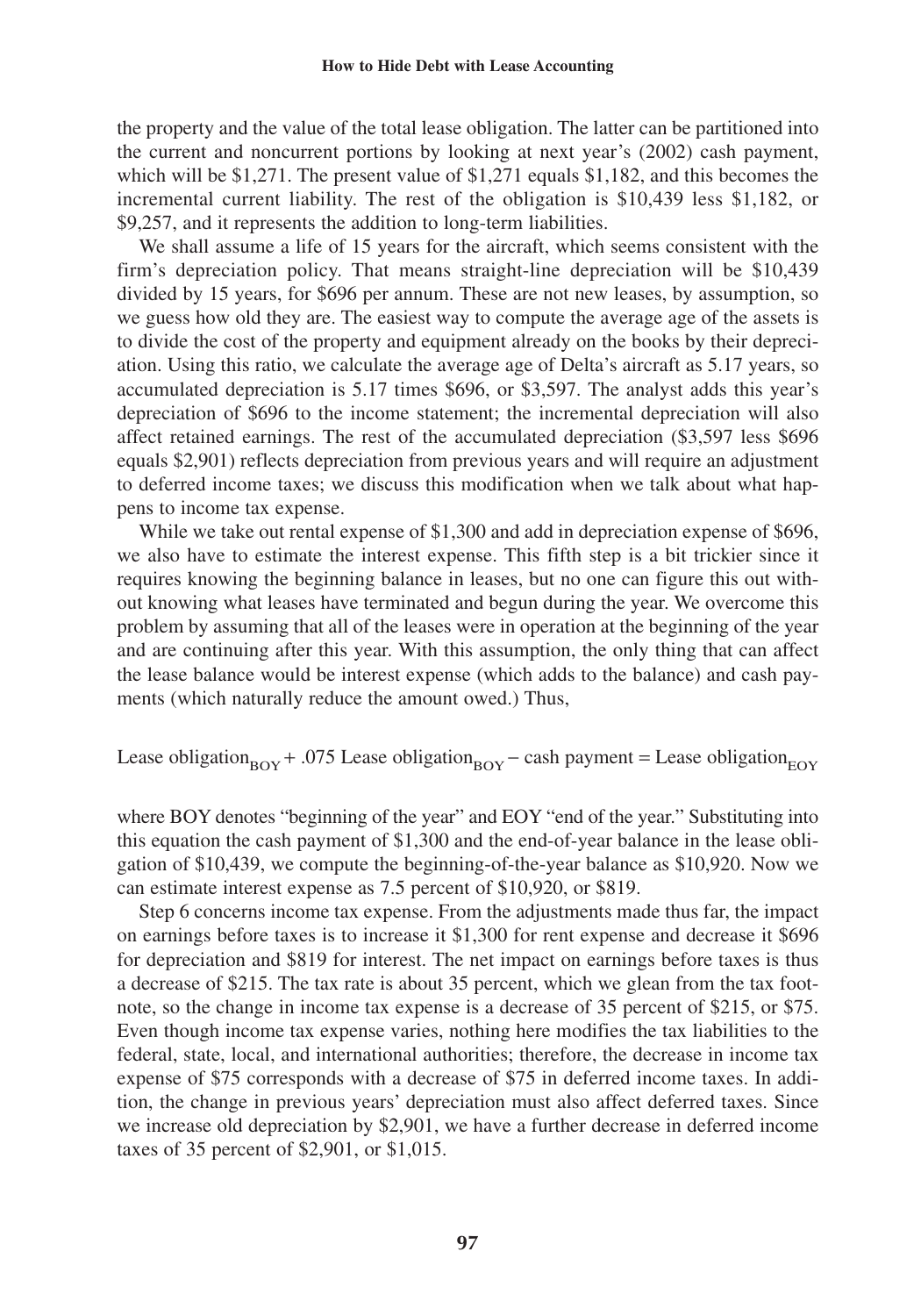the property and the value of the total lease obligation. The latter can be partitioned into the current and noncurrent portions by looking at next year's (2002) cash payment, which will be \$1,271. The present value of \$1,271 equals \$1,182, and this becomes the incremental current liability. The rest of the obligation is \$10,439 less \$1,182, or \$9,257, and it represents the addition to long-term liabilities.

We shall assume a life of 15 years for the aircraft, which seems consistent with the firm's depreciation policy. That means straight-line depreciation will be \$10,439 divided by 15 years, for \$696 per annum. These are not new leases, by assumption, so we guess how old they are. The easiest way to compute the average age of the assets is to divide the cost of the property and equipment already on the books by their depreciation. Using this ratio, we calculate the average age of Delta's aircraft as 5.17 years, so accumulated depreciation is 5.17 times \$696, or \$3,597. The analyst adds this year's depreciation of \$696 to the income statement; the incremental depreciation will also affect retained earnings. The rest of the accumulated depreciation (\$3,597 less \$696 equals \$2,901) reflects depreciation from previous years and will require an adjustment to deferred income taxes; we discuss this modification when we talk about what happens to income tax expense.

While we take out rental expense of \$1,300 and add in depreciation expense of \$696, we also have to estimate the interest expense. This fifth step is a bit trickier since it requires knowing the beginning balance in leases, but no one can figure this out without knowing what leases have terminated and begun during the year. We overcome this problem by assuming that all of the leases were in operation at the beginning of the year and are continuing after this year. With this assumption, the only thing that can affect the lease balance would be interest expense (which adds to the balance) and cash payments (which naturally reduce the amount owed.) Thus,

$$\text{Lease obligation}_{BOY} + .075 \text{ Lease obligation}_{BOY} - \text{cash payment} = \text{Lease obligation}_{EOY}$$

where BOY denotes "beginning of the year" and EOY "end of the year." Substituting into this equation the cash payment of \$1,300 and the end-of-year balance in the lease obligation of \$10,439, we compute the beginning-of-the-year balance as \$10,920. Now we can estimate interest expense as 7.5 percent of \$10,920, or \$819.

Step 6 concerns income tax expense. From the adjustments made thus far, the impact on earnings before taxes is to increase it \$1,300 for rent expense and decrease it \$696 for depreciation and \$819 for interest. The net impact on earnings before taxes is thus a decrease of \$215. The tax rate is about 35 percent, which we glean from the tax footnote, so the change in income tax expense is a decrease of 35 percent of \$215, or \$75. Even though income tax expense varies, nothing here modifies the tax liabilities to the federal, state, local, and international authorities; therefore, the decrease in income tax expense of \$75 corresponds with a decrease of \$75 in deferred income taxes. In addition, the change in previous years' depreciation must also affect deferred taxes. Since we increase old depreciation by \$2,901, we have a further decrease in deferred income taxes of 35 percent of \$2,901, or \$1,015.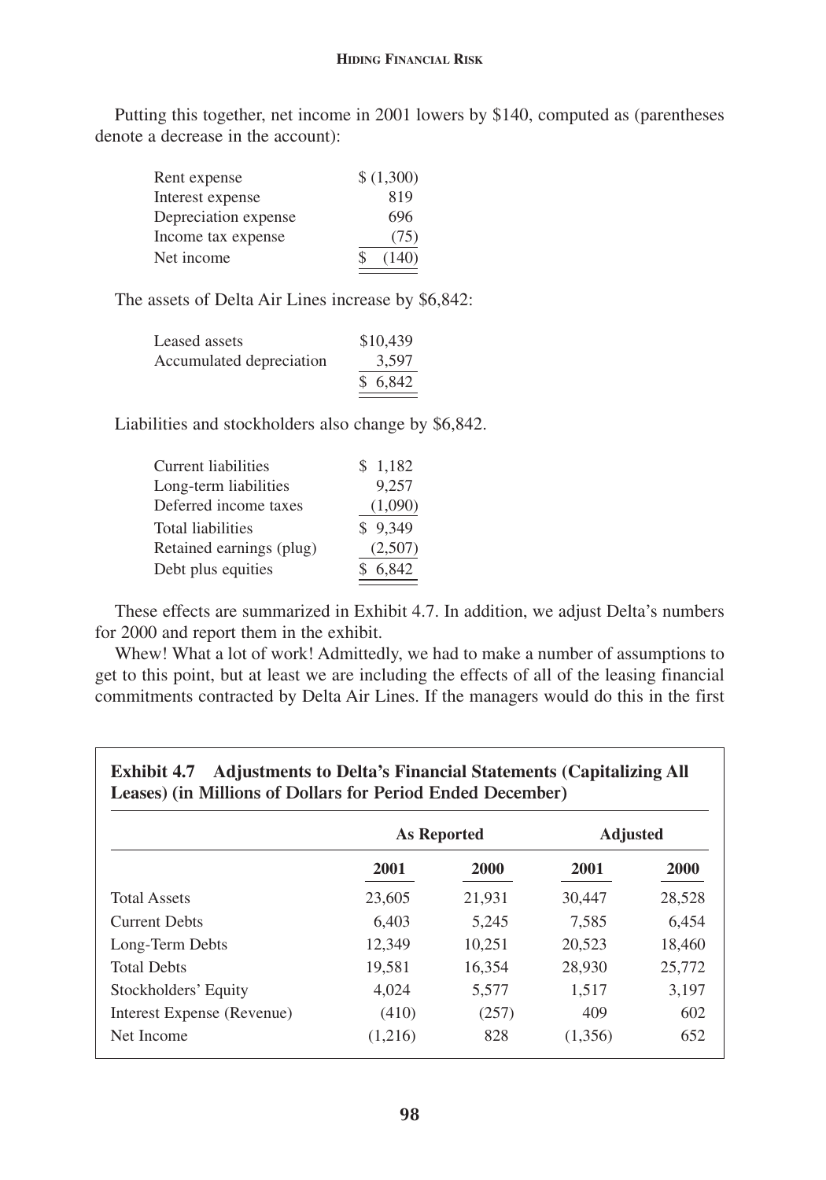Putting this together, net income in 2001 lowers by $140, computed as (parentheses denote a decrease in the account):

| | |
|---|---|
| Rent expense | $ (1,300) |
| Interest expense | 819 |
| Depreciation expense | 696 |
| Income tax expense | (75) |
| Net income | $ (140) |

The assets of Delta Air Lines increase by $6,842:

| | |
|---|---|
| Leased assets | $10,439 |
| Accumulated depreciation | 3,597 |
| | $ 6,842 |

Liabilities and stockholders also change by $6,842.

| | |
|---|---|
| Current liabilities | $ 1,182 |
| Long-term liabilities | 9,257 |
| Deferred income taxes | (1,090) |
| Total liabilities | $ 9,349 |
| Retained earnings (plug) | (2,507) |
| Debt plus equities | $ 6,842 |

These effects are summarized in Exhibit 4.7. In addition, we adjust Delta's numbers for 2000 and report them in the exhibit.

Whew! What a lot of work! Admittedly, we had to make a number of assumptions to get to this point, but at least we are including the effects of all of the leasing financial commitments contracted by Delta Air Lines. If the managers would do this in the first

**Exhibit 4.7 Adjustments to Delta's Financial Statements (Capitalizing All Leases) (in Millions of Dollars for Period Ended December)**

| | As Reported | | Adjusted | |
|---|---|---|---|---|
| | 2001 | 2000 | 2001 | 2000 |
| Total Assets | 23,605 | 21,931 | 30,447 | 28,528 |
| Current Debts | 6,403 | 5,245 | 7,585 | 6,454 |
| Long-Term Debts | 12,349 | 10,251 | 20,523 | 18,460 |
| Total Debts | 19,581 | 16,354 | 28,930 | 25,772 |
| Stockholders' Equity | 4,024 | 5,577 | 1,517 | 3,197 |
| Interest Expense (Revenue) | (410) | (257) | 409 | 602 |
| Net Income | (1,216) | 828 | (1,356) | 652 |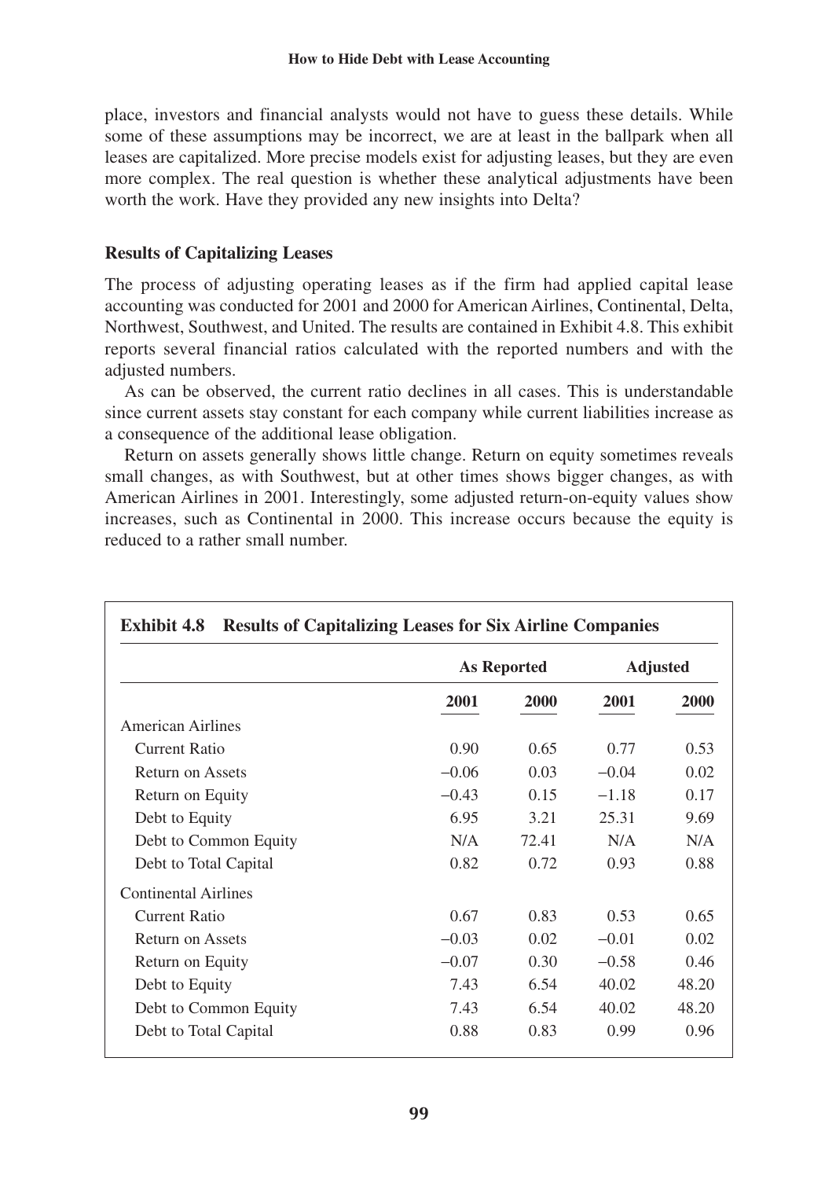place, investors and financial analysts would not have to guess these details. While some of these assumptions may be incorrect, we are at least in the ballpark when all leases are capitalized. More precise models exist for adjusting leases, but they are even more complex. The real question is whether these analytical adjustments have been worth the work. Have they provided any new insights into Delta?

### Results of Capitalizing Leases

The process of adjusting operating leases as if the firm had applied capital lease accounting was conducted for 2001 and 2000 for American Airlines, Continental, Delta, Northwest, Southwest, and United. The results are contained in Exhibit 4.8. This exhibit reports several financial ratios calculated with the reported numbers and with the adjusted numbers.

As can be observed, the current ratio declines in all cases. This is understandable since current assets stay constant for each company while current liabilities increase as a consequence of the additional lease obligation.

Return on assets generally shows little change. Return on equity sometimes reveals small changes, as with Southwest, but at other times shows bigger changes, as with American Airlines in 2001. Interestingly, some adjusted return-on-equity values show increases, such as Continental in 2000. This increase occurs because the equity is reduced to a rather small number.

**Exhibit 4.8 Results of Capitalizing Leases for Six Airline Companies**

| | As Reported | | Adjusted | |
|---|---|---|---|---|
| | **2001** | **2000** | **2001** | **2000** |
| American Airlines | | | | |
| Current Ratio | 0.90 | 0.65 | 0.77 | 0.53 |
| Return on Assets | −0.06 | 0.03 | −0.04 | 0.02 |
| Return on Equity | −0.43 | 0.15 | −1.18 | 0.17 |
| Debt to Equity | 6.95 | 3.21 | 25.31 | 9.69 |
| Debt to Common Equity | N/A | 72.41 | N/A | N/A |
| Debt to Total Capital | 0.82 | 0.72 | 0.93 | 0.88 |
| Continental Airlines | | | | |
| Current Ratio | 0.67 | 0.83 | 0.53 | 0.65 |
| Return on Assets | −0.03 | 0.02 | −0.01 | 0.02 |
| Return on Equity | −0.07 | 0.30 | −0.58 | 0.46 |
| Debt to Equity | 7.43 | 6.54 | 40.02 | 48.20 |
| Debt to Common Equity | 7.43 | 6.54 | 40.02 | 48.20 |
| Debt to Total Capital | 0.88 | 0.83 | 0.99 | 0.96 |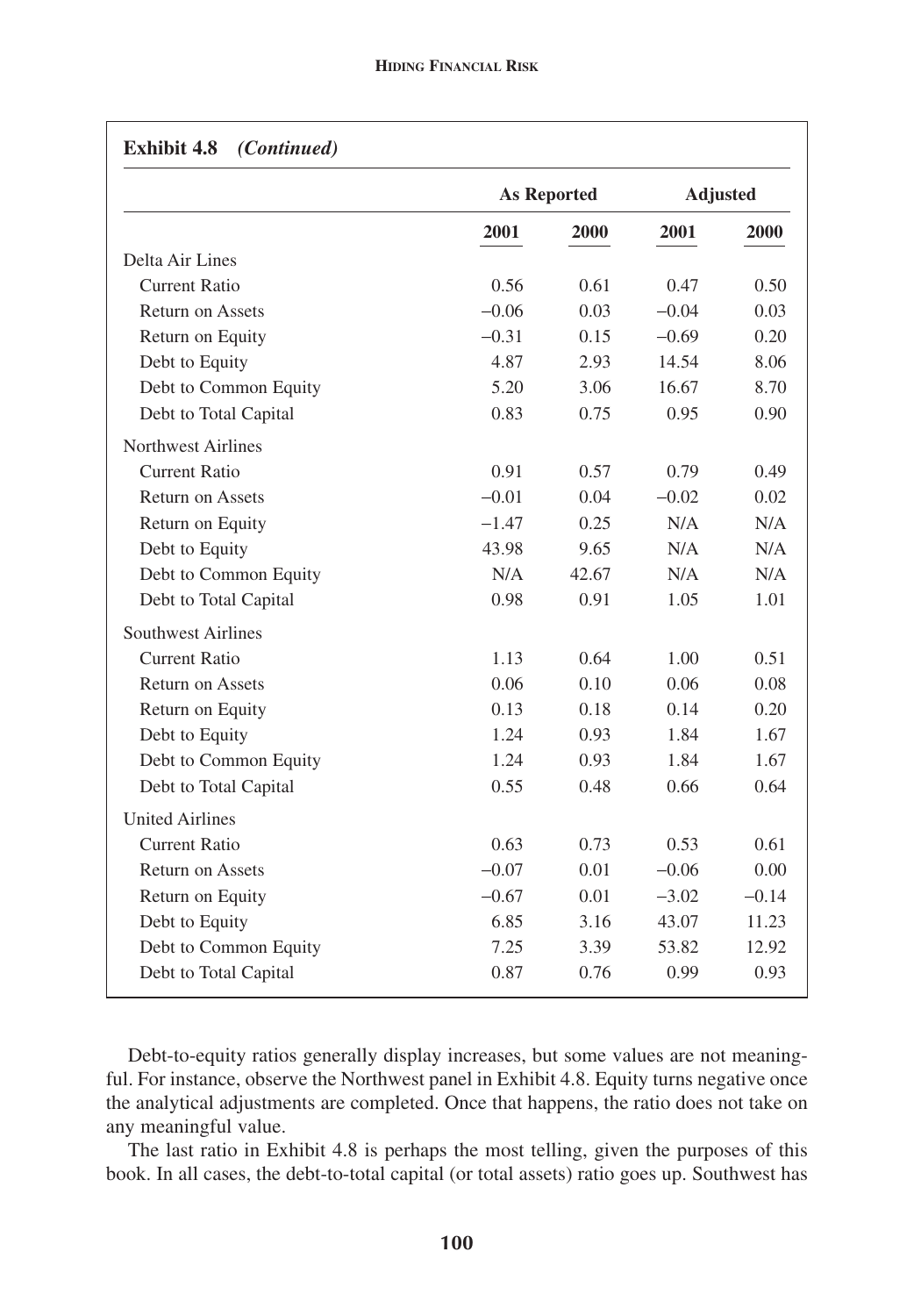**Exhibit 4.8** *(Continued)*

| | As Reported | | Adjusted | |
|---|---|---|---|---|
| | 2001 | 2000 | 2001 | 2000 |
| Delta Air Lines | | | | |
| Current Ratio | 0.56 | 0.61 | 0.47 | 0.50 |
| Return on Assets | –0.06 | 0.03 | –0.04 | 0.03 |
| Return on Equity | –0.31 | 0.15 | –0.69 | 0.20 |
| Debt to Equity | 4.87 | 2.93 | 14.54 | 8.06 |
| Debt to Common Equity | 5.20 | 3.06 | 16.67 | 8.70 |
| Debt to Total Capital | 0.83 | 0.75 | 0.95 | 0.90 |
| Northwest Airlines | | | | |
| Current Ratio | 0.91 | 0.57 | 0.79 | 0.49 |
| Return on Assets | –0.01 | 0.04 | –0.02 | 0.02 |
| Return on Equity | –1.47 | 0.25 | N/A | N/A |
| Debt to Equity | 43.98 | 9.65 | N/A | N/A |
| Debt to Common Equity | N/A | 42.67 | N/A | N/A |
| Debt to Total Capital | 0.98 | 0.91 | 1.05 | 1.01 |
| Southwest Airlines | | | | |
| Current Ratio | 1.13 | 0.64 | 1.00 | 0.51 |
| Return on Assets | 0.06 | 0.10 | 0.06 | 0.08 |
| Return on Equity | 0.13 | 0.18 | 0.14 | 0.20 |
| Debt to Equity | 1.24 | 0.93 | 1.84 | 1.67 |
| Debt to Common Equity | 1.24 | 0.93 | 1.84 | 1.67 |
| Debt to Total Capital | 0.55 | 0.48 | 0.66 | 0.64 |
| United Airlines | | | | |
| Current Ratio | 0.63 | 0.73 | 0.53 | 0.61 |
| Return on Assets | –0.07 | 0.01 | –0.06 | 0.00 |
| Return on Equity | –0.67 | 0.01 | –3.02 | –0.14 |
| Debt to Equity | 6.85 | 3.16 | 43.07 | 11.23 |
| Debt to Common Equity | 7.25 | 3.39 | 53.82 | 12.92 |
| Debt to Total Capital | 0.87 | 0.76 | 0.99 | 0.93 |

Debt-to-equity ratios generally display increases, but some values are not meaningful. For instance, observe the Northwest panel in Exhibit 4.8. Equity turns negative once the analytical adjustments are completed. Once that happens, the ratio does not take on any meaningful value.

The last ratio in Exhibit 4.8 is perhaps the most telling, given the purposes of this book. In all cases, the debt-to-total capital (or total assets) ratio goes up. Southwest has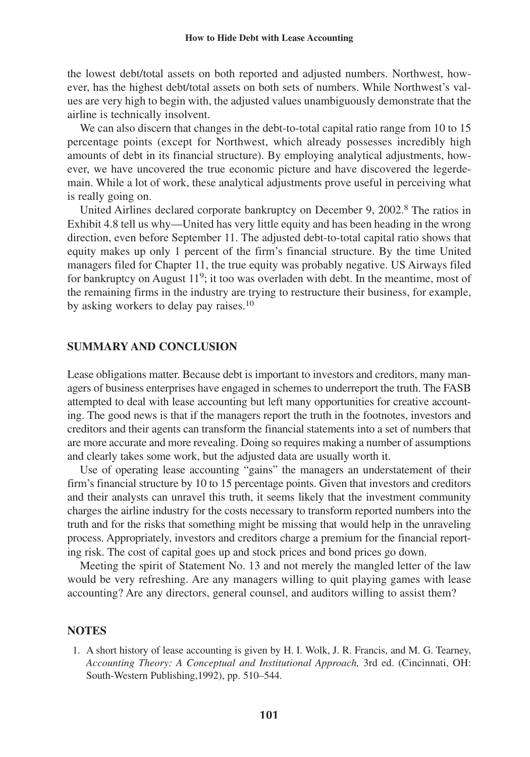the lowest debt/total assets on both reported and adjusted numbers. Northwest, however, has the highest debt/total assets on both sets of numbers. While Northwest's values are very high to begin with, the adjusted values unambiguously demonstrate that the airline is technically insolvent.

We can also discern that changes in the debt-to-total capital ratio range from 10 to 15 percentage points (except for Northwest, which already possesses incredibly high amounts of debt in its financial structure). By employing analytical adjustments, however, we have uncovered the true economic picture and have discovered the legerdemain. While a lot of work, these analytical adjustments prove useful in perceiving what is really going on.

United Airlines declared corporate bankruptcy on December 9, 2002.[8] The ratios in Exhibit 4.8 tell us why—United has very little equity and has been heading in the wrong direction, even before September 11. The adjusted debt-to-total capital ratio shows that equity makes up only 1 percent of the firm's financial structure. By the time United managers filed for Chapter 11, the true equity was probably negative. US Airways filed for bankruptcy on August 11[9]; it too was overladen with debt. In the meantime, most of the remaining firms in the industry are trying to restructure their business, for example, by asking workers to delay pay raises.[10]

## SUMMARY AND CONCLUSION

Lease obligations matter. Because debt is important to investors and creditors, many managers of business enterprises have engaged in schemes to underreport the truth. The FASB attempted to deal with lease accounting but left many opportunities for creative accounting. The good news is that if the managers report the truth in the footnotes, investors and creditors and their agents can transform the financial statements into a set of numbers that are more accurate and more revealing. Doing so requires making a number of assumptions and clearly takes some work, but the adjusted data are usually worth it.

Use of operating lease accounting "gains" the managers an understatement of their firm's financial structure by 10 to 15 percentage points. Given that investors and creditors and their analysts can unravel this truth, it seems likely that the investment community charges the airline industry for the costs necessary to transform reported numbers into the truth and for the risks that something might be missing that would help in the unraveling process. Appropriately, investors and creditors charge a premium for the financial reporting risk. The cost of capital goes up and stock prices and bond prices go down.

Meeting the spirit of Statement No. 13 and not merely the mangled letter of the law would be very refreshing. Are any managers willing to quit playing games with lease accounting? Are any directors, general counsel, and auditors willing to assist them?

## NOTES

1. A short history of lease accounting is given by H. I. Wolk, J. R. Francis, and M. G. Tearney, *Accounting Theory: A Conceptual and Institutional Approach,* 3rd ed. (Cincinnati, OH: South-Western Publishing,1992), pp. 510–544.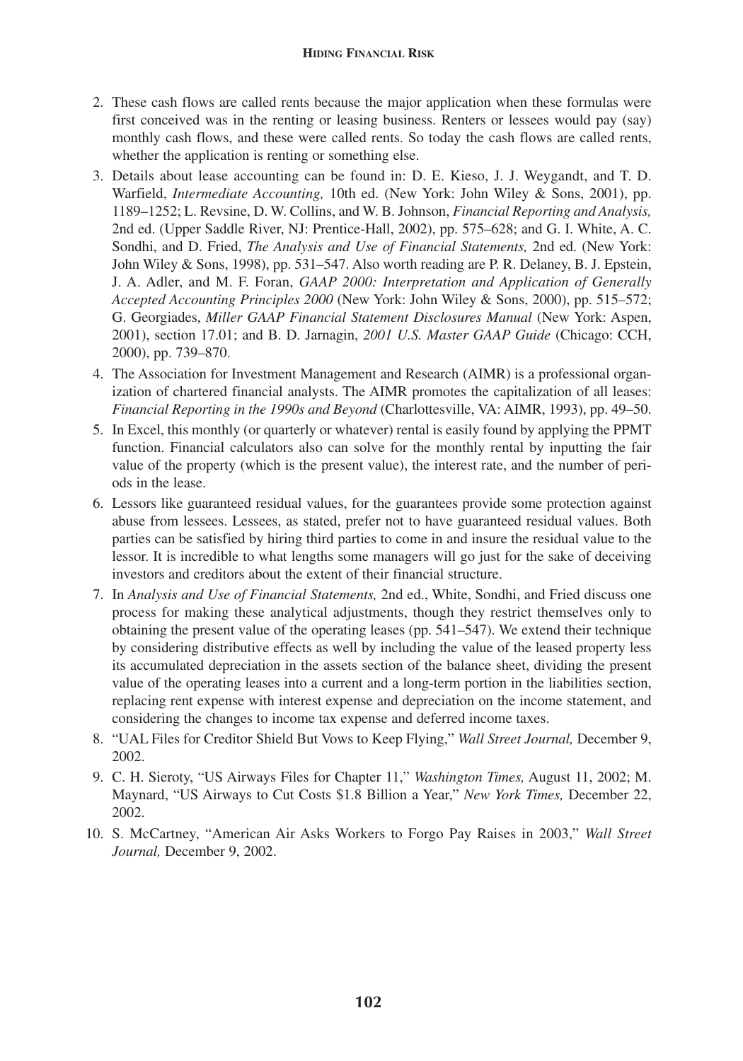2. These cash flows are called rents because the major application when these formulas were first conceived was in the renting or leasing business. Renters or lessees would pay (say) monthly cash flows, and these were called rents. So today the cash flows are called rents, whether the application is renting or something else.
3. Details about lease accounting can be found in: D. E. Kieso, J. J. Weygandt, and T. D. Warfield, *Intermediate Accounting,* 10th ed. (New York: John Wiley & Sons, 2001), pp. 1189–1252; L. Revsine, D. W. Collins, and W. B. Johnson, *Financial Reporting and Analysis,* 2nd ed. (Upper Saddle River, NJ: Prentice-Hall, 2002), pp. 575–628; and G. I. White, A. C. Sondhi, and D. Fried, *The Analysis and Use of Financial Statements,* 2nd ed. (New York: John Wiley & Sons, 1998), pp. 531–547. Also worth reading are P. R. Delaney, B. J. Epstein, J. A. Adler, and M. F. Foran, *GAAP 2000: Interpretation and Application of Generally Accepted Accounting Principles 2000* (New York: John Wiley & Sons, 2000), pp. 515–572; G. Georgiades, *Miller GAAP Financial Statement Disclosures Manual* (New York: Aspen, 2001), section 17.01; and B. D. Jarnagin, *2001 U.S. Master GAAP Guide* (Chicago: CCH, 2000), pp. 739–870.
4. The Association for Investment Management and Research (AIMR) is a professional organization of chartered financial analysts. The AIMR promotes the capitalization of all leases: *Financial Reporting in the 1990s and Beyond* (Charlottesville, VA: AIMR, 1993), pp. 49–50.
5. In Excel, this monthly (or quarterly or whatever) rental is easily found by applying the PPMT function. Financial calculators also can solve for the monthly rental by inputting the fair value of the property (which is the present value), the interest rate, and the number of periods in the lease.
6. Lessors like guaranteed residual values, for the guarantees provide some protection against abuse from lessees. Lessees, as stated, prefer not to have guaranteed residual values. Both parties can be satisfied by hiring third parties to come in and insure the residual value to the lessor. It is incredible to what lengths some managers will go just for the sake of deceiving investors and creditors about the extent of their financial structure.
7. In *Analysis and Use of Financial Statements,* 2nd ed., White, Sondhi, and Fried discuss one process for making these analytical adjustments, though they restrict themselves only to obtaining the present value of the operating leases (pp. 541–547). We extend their technique by considering distributive effects as well by including the value of the leased property less its accumulated depreciation in the assets section of the balance sheet, dividing the present value of the operating leases into a current and a long-term portion in the liabilities section, replacing rent expense with interest expense and depreciation on the income statement, and considering the changes to income tax expense and deferred income taxes.
8. "UAL Files for Creditor Shield But Vows to Keep Flying," *Wall Street Journal,* December 9, 2002.
9. C. H. Sieroty, "US Airways Files for Chapter 11," *Washington Times,* August 11, 2002; M. Maynard, "US Airways to Cut Costs $1.8 Billion a Year," *New York Times,* December 22, 2002.
10. S. McCartney, "American Air Asks Workers to Forgo Pay Raises in 2003," *Wall Street Journal,* December 9, 2002.